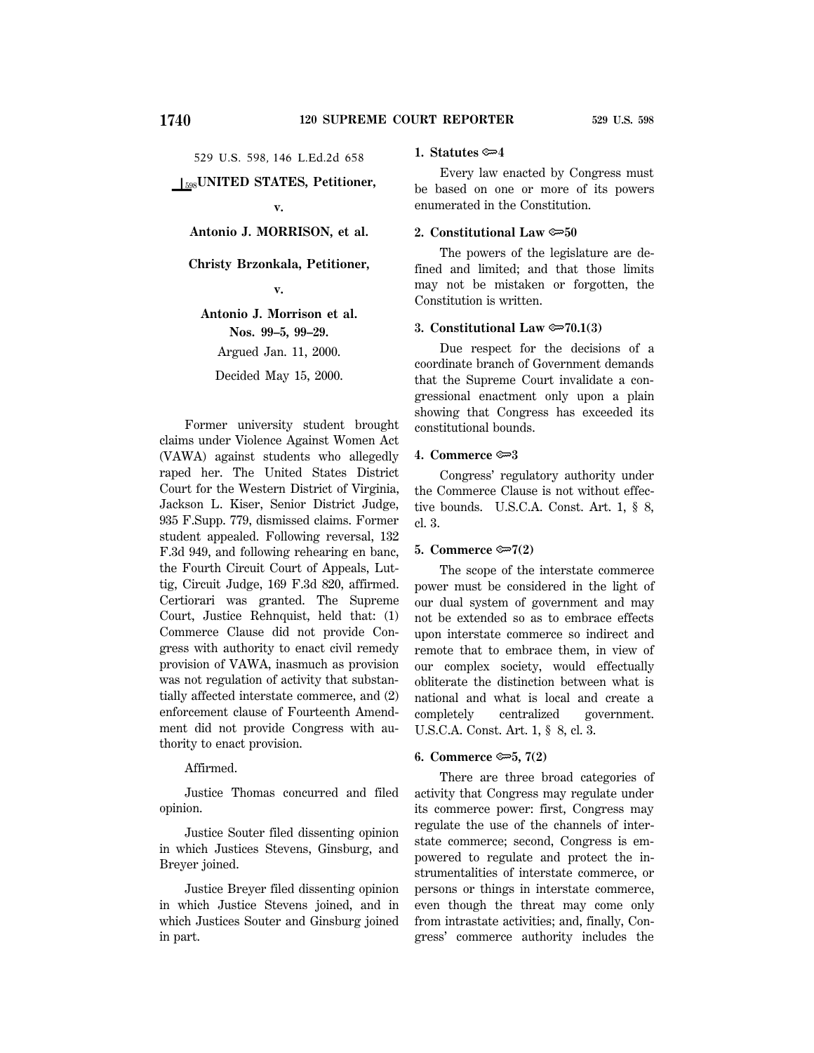529 U.S. 598, 146 L.Ed.2d 658

598 **UNITED STATES, Petitioner,**

**v.**

**Antonio J. MORRISON, et al.**

**Christy Brzonkala, Petitioner,**

**v.**

**Antonio J. Morrison et al.**

**Nos. 99–5, 99–29.**

Argued Jan. 11, 2000.

Decided May 15, 2000.

Former university student brought claims under Violence Against Women Act (VAWA) against students who allegedly raped her. The United States District Court for the Western District of Virginia, Jackson L. Kiser, Senior District Judge, 935 F.Supp. 779, dismissed claims. Former student appealed. Following reversal, 132 F.3d 949, and following rehearing en banc, the Fourth Circuit Court of Appeals, Luttig, Circuit Judge, 169 F.3d 820, affirmed. Certiorari was granted. The Supreme Court, Justice Rehnquist, held that: (1) Commerce Clause did not provide Congress with authority to enact civil remedy provision of VAWA, inasmuch as provision was not regulation of activity that substantially affected interstate commerce, and (2) enforcement clause of Fourteenth Amendment did not provide Congress with authority to enact provision.

Affirmed.

Justice Thomas concurred and filed opinion.

Justice Souter filed dissenting opinion in which Justices Stevens, Ginsburg, and Breyer joined.

Justice Breyer filed dissenting opinion in which Justice Stevens joined, and in which Justices Souter and Ginsburg joined in part.

**1. Statutes ⟹4**

Every law enacted by Congress must be based on one or more of its powers enumerated in the Constitution.

**2. Constitutional Law ⟹50**

The powers of the legislature are defined and limited; and that those limits may not be mistaken or forgotten, the Constitution is written.

**3. Constitutional Law ⟹70.1(3)**

Due respect for the decisions of a coordinate branch of Government demands that the Supreme Court invalidate a congressional enactment only upon a plain showing that Congress has exceeded its constitutional bounds.

**4. Commerce ⟹3**

Congress' regulatory authority under the Commerce Clause is not without effective bounds. U.S.C.A. Const. Art. 1, § 8, cl. 3.

**5. Commerce ⟹7(2)**

The scope of the interstate commerce power must be considered in the light of our dual system of government and may not be extended so as to embrace effects upon interstate commerce so indirect and remote that to embrace them, in view of our complex society, would effectually obliterate the distinction between what is national and what is local and create a completely centralized government. U.S.C.A. Const. Art. 1, § 8, cl. 3.

**6. Commerce ⟹5, 7(2)**

There are three broad categories of activity that Congress may regulate under its commerce power: first, Congress may regulate the use of the channels of interstate commerce; second, Congress is empowered to regulate and protect the instrumentalities of interstate commerce, or persons or things in interstate commerce, even though the threat may come only from intrastate activities; and, finally, Congress' commerce authority includes the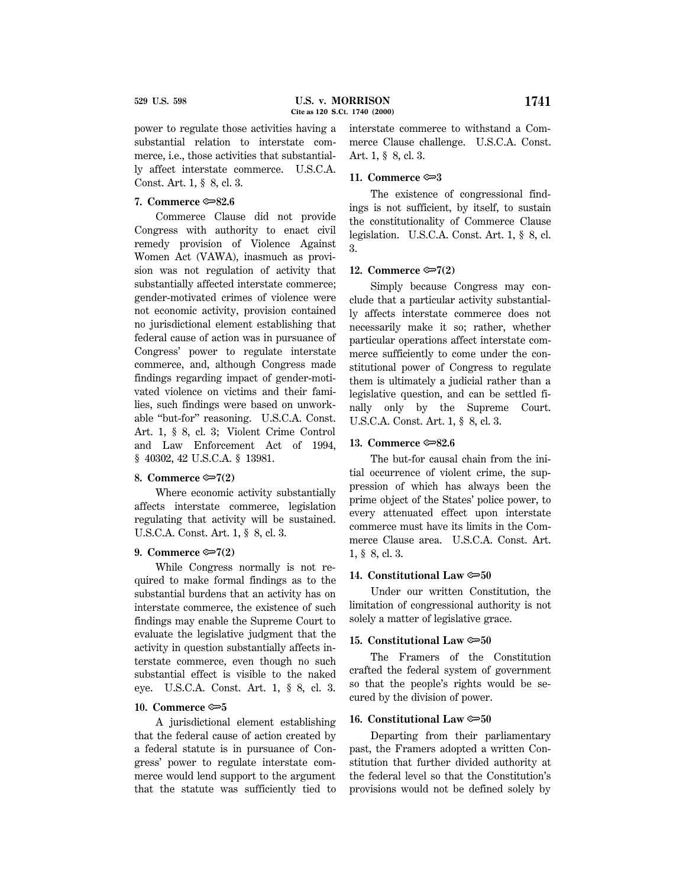power to regulate those activities having a substantial relation to interstate commerce, i.e., those activities that substantially affect interstate commerce. U.S.C.A. Const. Art. 1, § 8, cl. 3.

**7. Commerce ⟹82.6**

Commerce Clause did not provide Congress with authority to enact civil remedy provision of Violence Against Women Act (VAWA), inasmuch as provision was not regulation of activity that substantially affected interstate commerce; gender-motivated crimes of violence were not economic activity, provision contained no jurisdictional element establishing that federal cause of action was in pursuance of Congress' power to regulate interstate commerce, and, although Congress made findings regarding impact of gender-motivated violence on victims and their families, such findings were based on unworkable "but-for" reasoning. U.S.C.A. Const. Art. 1, § 8, cl. 3; Violent Crime Control and Law Enforcement Act of 1994, § 40302, 42 U.S.C.A. § 13981.

**8. Commerce ⟹7(2)**

Where economic activity substantially affects interstate commerce, legislation regulating that activity will be sustained. U.S.C.A. Const. Art. 1, § 8, cl. 3.

**9. Commerce ⟹7(2)**

While Congress normally is not required to make formal findings as to the substantial burdens that an activity has on interstate commerce, the existence of such findings may enable the Supreme Court to evaluate the legislative judgment that the activity in question substantially affects interstate commerce, even though no such substantial effect is visible to the naked eye. U.S.C.A. Const. Art. 1, § 8, cl. 3.

**10. Commerce ⟹5**

A jurisdictional element establishing that the federal cause of action created by a federal statute is in pursuance of Congress' power to regulate interstate commerce would lend support to the argument that the statute was sufficiently tied to interstate commerce to withstand a Commerce Clause challenge. U.S.C.A. Const. Art. 1, § 8, cl. 3.

**11. Commerce ⟹3**

The existence of congressional findings is not sufficient, by itself, to sustain the constitutionality of Commerce Clause legislation. U.S.C.A. Const. Art. 1, § 8, cl. 3.

**12. Commerce ⟹7(2)**

Simply because Congress may conclude that a particular activity substantially affects interstate commerce does not necessarily make it so; rather, whether particular operations affect interstate commerce sufficiently to come under the constitutional power of Congress to regulate them is ultimately a judicial rather than a legislative question, and can be settled finally only by the Supreme Court. U.S.C.A. Const. Art. 1, § 8, cl. 3.

**13. Commerce ⟹82.6**

The but-for causal chain from the initial occurrence of violent crime, the suppression of which has always been the prime object of the States' police power, to every attenuated effect upon interstate commerce must have its limits in the Commerce Clause area. U.S.C.A. Const. Art. 1, § 8, cl. 3.

**14. Constitutional Law ⟹50**

Under our written Constitution, the limitation of congressional authority is not solely a matter of legislative grace.

**15. Constitutional Law ⟹50**

The Framers of the Constitution crafted the federal system of government so that the people's rights would be secured by the division of power.

**16. Constitutional Law ⟹50**

Departing from their parliamentary past, the Framers adopted a written Constitution that further divided authority at the federal level so that the Constitution's provisions would not be defined solely by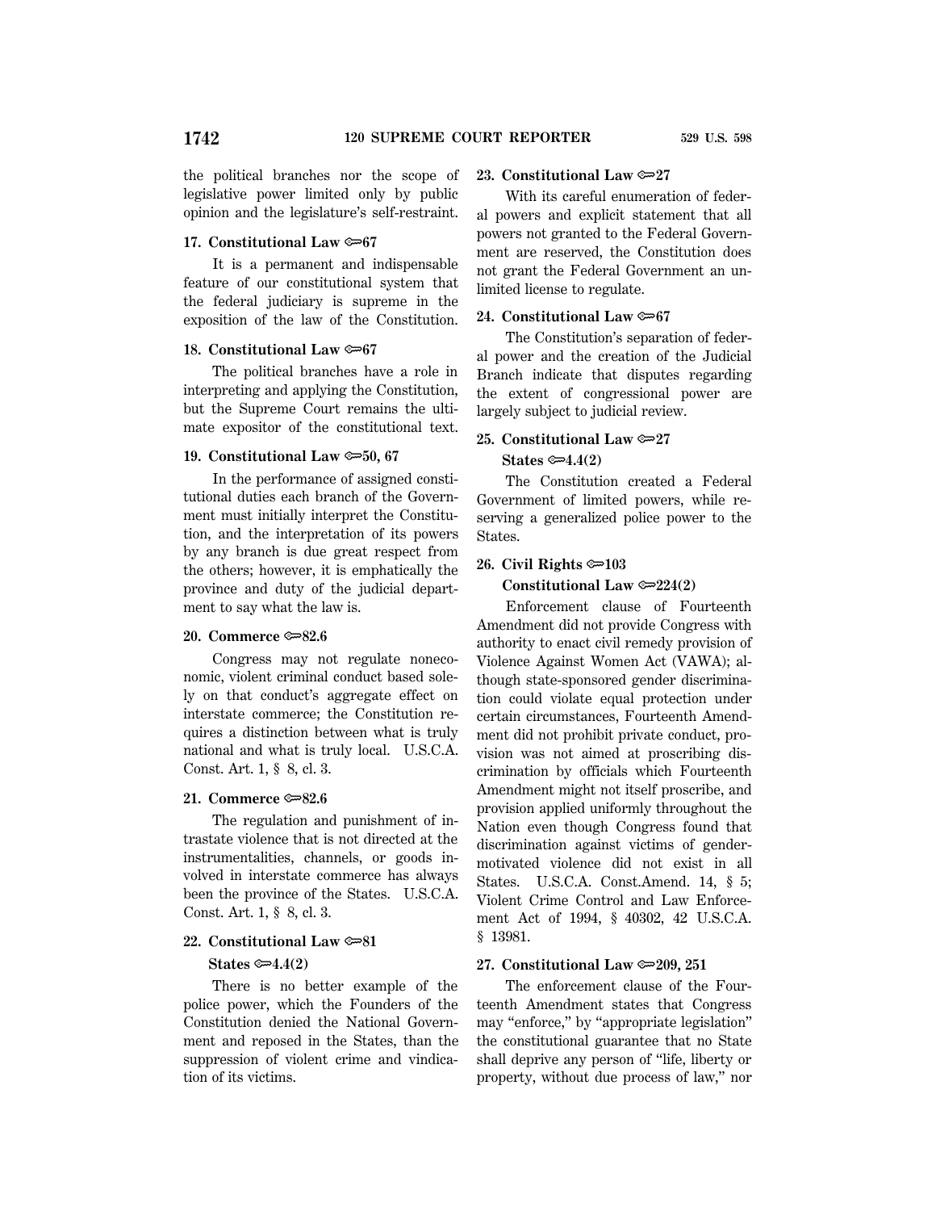the political branches nor the scope of legislative power limited only by public opinion and the legislature's self-restraint.

**17. Constitutional Law ⇨67**

It is a permanent and indispensable feature of our constitutional system that the federal judiciary is supreme in the exposition of the law of the Constitution.

**18. Constitutional Law ⇨67**

The political branches have a role in interpreting and applying the Constitution, but the Supreme Court remains the ultimate expositor of the constitutional text.

**19. Constitutional Law ⇨50, 67**

In the performance of assigned constitutional duties each branch of the Government must initially interpret the Constitution, and the interpretation of its powers by any branch is due great respect from the others; however, it is emphatically the province and duty of the judicial department to say what the law is.

**20. Commerce ⇨82.6**

Congress may not regulate noneconomic, violent criminal conduct based solely on that conduct's aggregate effect on interstate commerce; the Constitution requires a distinction between what is truly national and what is truly local. U.S.C.A. Const. Art. 1, § 8, cl. 3.

**21. Commerce ⇨82.6**

The regulation and punishment of intrastate violence that is not directed at the instrumentalities, channels, or goods involved in interstate commerce has always been the province of the States. U.S.C.A. Const. Art. 1, § 8, cl. 3.

**22. Constitutional Law ⇨81**

**States ⇨4.4(2)**

There is no better example of the police power, which the Founders of the Constitution denied the National Government and reposed in the States, than the suppression of violent crime and vindication of its victims.

**23. Constitutional Law ⇨27**

With its careful enumeration of federal powers and explicit statement that all powers not granted to the Federal Government are reserved, the Constitution does not grant the Federal Government an unlimited license to regulate.

**24. Constitutional Law ⇨67**

The Constitution's separation of federal power and the creation of the Judicial Branch indicate that disputes regarding the extent of congressional power are largely subject to judicial review.

**25. Constitutional Law ⇨27**

**States ⇨4.4(2)**

The Constitution created a Federal Government of limited powers, while reserving a generalized police power to the States.

**26. Civil Rights ⇨103**

**Constitutional Law ⇨224(2)**

Enforcement clause of Fourteenth Amendment did not provide Congress with authority to enact civil remedy provision of Violence Against Women Act (VAWA); although state-sponsored gender discrimination could violate equal protection under certain circumstances, Fourteenth Amendment did not prohibit private conduct, provision was not aimed at proscribing discrimination by officials which Fourteenth Amendment might not itself proscribe, and provision applied uniformly throughout the Nation even though Congress found that discrimination against victims of gender-motivated violence did not exist in all States. U.S.C.A. Const.Amend. 14, § 5; Violent Crime Control and Law Enforcement Act of 1994, § 40302, 42 U.S.C.A. § 13981.

**27. Constitutional Law ⇨209, 251**

The enforcement clause of the Fourteenth Amendment states that Congress may "enforce," by "appropriate legislation" the constitutional guarantee that no State shall deprive any person of "life, liberty or property, without due process of law," nor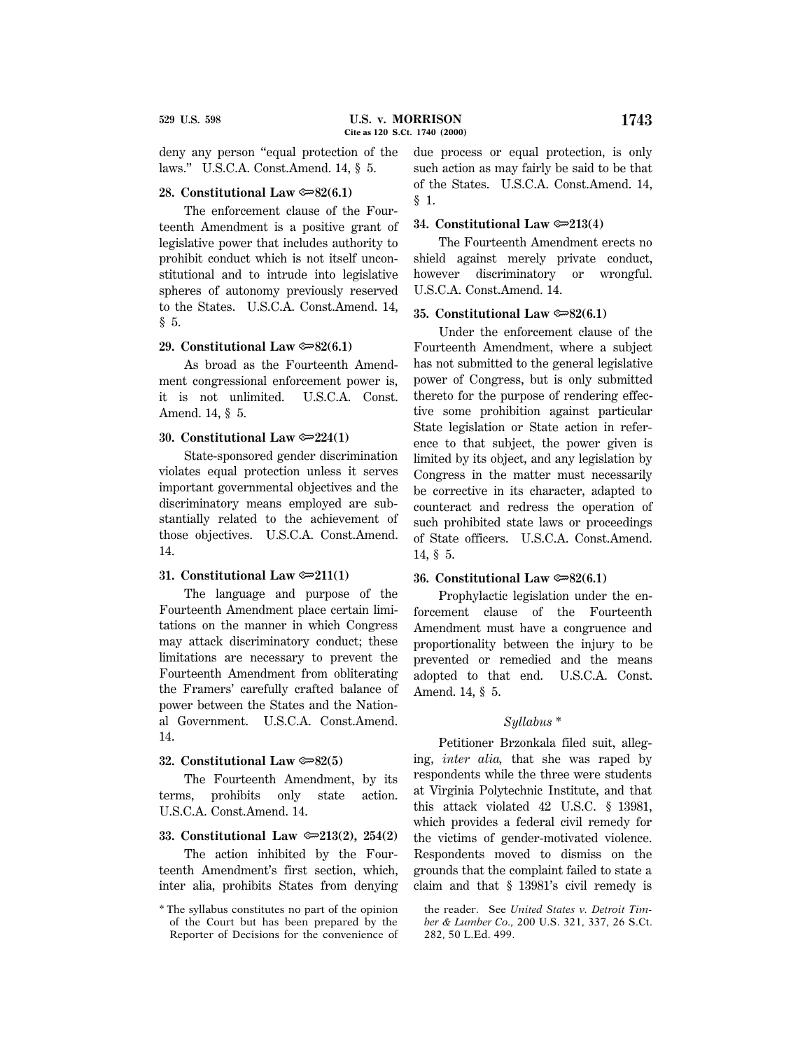deny any person "equal protection of the laws." U.S.C.A. Const.Amend. 14, § 5.

**28. Constitutional Law ⇐82(6.1)**

The enforcement clause of the Fourteenth Amendment is a positive grant of legislative power that includes authority to prohibit conduct which is not itself unconstitutional and to intrude into legislative spheres of autonomy previously reserved to the States. U.S.C.A. Const.Amend. 14, § 5.

**29. Constitutional Law ⇐82(6.1)**

As broad as the Fourteenth Amendment congressional enforcement power is, it is not unlimited. U.S.C.A. Const. Amend. 14, § 5.

**30. Constitutional Law ⇐224(1)**

State-sponsored gender discrimination violates equal protection unless it serves important governmental objectives and the discriminatory means employed are substantially related to the achievement of those objectives. U.S.C.A. Const.Amend. 14.

**31. Constitutional Law ⇐211(1)**

The language and purpose of the Fourteenth Amendment place certain limitations on the manner in which Congress may attack discriminatory conduct; these limitations are necessary to prevent the Fourteenth Amendment from obliterating the Framers' carefully crafted balance of power between the States and the National Government. U.S.C.A. Const.Amend. 14.

**32. Constitutional Law ⇐82(5)**

The Fourteenth Amendment, by its terms, prohibits only state action. U.S.C.A. Const.Amend. 14.

**33. Constitutional Law ⇐213(2), 254(2)**

The action inhibited by the Fourteenth Amendment's first section, which, inter alia, prohibits States from denying due process or equal protection, is only such action as may fairly be said to be that of the States. U.S.C.A. Const.Amend. 14, § 1.

**34. Constitutional Law ⇐213(4)**

The Fourteenth Amendment erects no shield against merely private conduct, however discriminatory or wrongful. U.S.C.A. Const.Amend. 14.

**35. Constitutional Law ⇐82(6.1)**

Under the enforcement clause of the Fourteenth Amendment, where a subject has not submitted to the general legislative power of Congress, but is only submitted thereto for the purpose of rendering effective some prohibition against particular State legislation or State action in reference to that subject, the power given is limited by its object, and any legislation by Congress in the matter must necessarily be corrective in its character, adapted to counteract and redress the operation of such prohibited state laws or proceedings of State officers. U.S.C.A. Const.Amend. 14, § 5.

**36. Constitutional Law ⇐82(6.1)**

Prophylactic legislation under the enforcement clause of the Fourteenth Amendment must have a congruence and proportionality between the injury to be prevented or remedied and the means adopted to that end. U.S.C.A. Const. Amend. 14, § 5.

### *Syllabus* *

Petitioner Brzonkala filed suit, alleging, *inter alia*, that she was raped by respondents while the three were students at Virginia Polytechnic Institute, and that this attack violated 42 U.S.C. § 13981, which provides a federal civil remedy for the victims of gender-motivated violence. Respondents moved to dismiss on the grounds that the complaint failed to state a claim and that § 13981's civil remedy is

\* The syllabus constitutes no part of the opinion of the Court but has been prepared by the Reporter of Decisions for the convenience of the reader. See *United States v. Detroit Timber & Lumber Co.,* 200 U.S. 321, 337, 26 S.Ct. 282, 50 L.Ed. 499.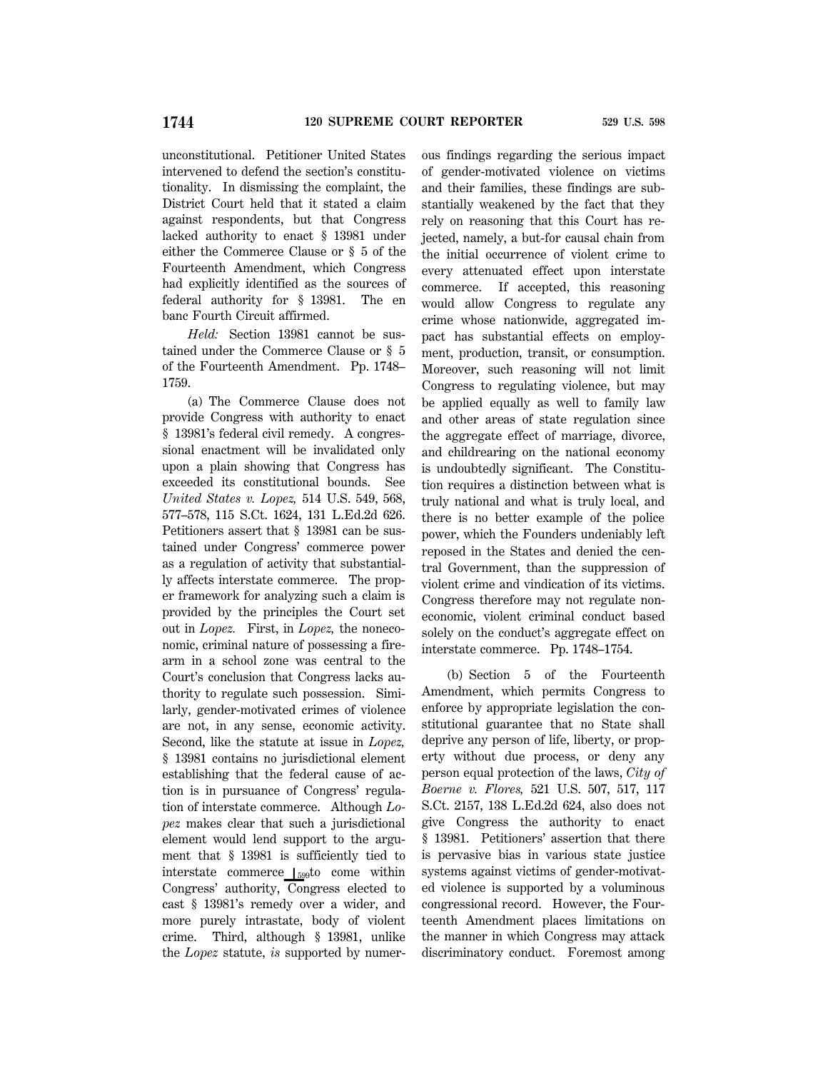unconstitutional. Petitioner United States intervened to defend the section's constitutionality. In dismissing the complaint, the District Court held that it stated a claim against respondents, but that Congress lacked authority to enact § 13981 under either the Commerce Clause or § 5 of the Fourteenth Amendment, which Congress had explicitly identified as the sources of federal authority for § 13981. The en banc Fourth Circuit affirmed.

*Held:* Section 13981 cannot be sustained under the Commerce Clause or § 5 of the Fourteenth Amendment. Pp. 1748–1759.

(a) The Commerce Clause does not provide Congress with authority to enact § 13981's federal civil remedy. A congressional enactment will be invalidated only upon a plain showing that Congress has exceeded its constitutional bounds. See *United States v. Lopez,* 514 U.S. 549, 568, 577–578, 115 S.Ct. 1624, 131 L.Ed.2d 626. Petitioners assert that § 13981 can be sustained under Congress' commerce power as a regulation of activity that substantially affects interstate commerce. The proper framework for analyzing such a claim is provided by the principles the Court set out in *Lopez.* First, in *Lopez,* the noneconomic, criminal nature of possessing a firearm in a school zone was central to the Court's conclusion that Congress lacks authority to regulate such possession. Similarly, gender-motivated crimes of violence are not, in any sense, economic activity. Second, like the statute at issue in *Lopez,* § 13981 contains no jurisdictional element establishing that the federal cause of action is in pursuance of Congress' regulation of interstate commerce. Although *Lopez* makes clear that such a jurisdictional element would lend support to the argument that § 13981 is sufficiently tied to interstate commerce [599] to come within Congress' authority, Congress elected to cast § 13981's remedy over a wider, and more purely intrastate, body of violent crime. Third, although § 13981, unlike the *Lopez* statute, *is* supported by numerous findings regarding the serious impact of gender-motivated violence on victims and their families, these findings are substantially weakened by the fact that they rely on reasoning that this Court has rejected, namely, a but-for causal chain from the initial occurrence of violent crime to every attenuated effect upon interstate commerce. If accepted, this reasoning would allow Congress to regulate any crime whose nationwide, aggregated impact has substantial effects on employment, production, transit, or consumption. Moreover, such reasoning will not limit Congress to regulating violence, but may be applied equally as well to family law and other areas of state regulation since the aggregate effect of marriage, divorce, and childrearing on the national economy is undoubtedly significant. The Constitution requires a distinction between what is truly national and what is truly local, and there is no better example of the police power, which the Founders undeniably left reposed in the States and denied the central Government, than the suppression of violent crime and vindication of its victims. Congress therefore may not regulate noneconomic, violent criminal conduct based solely on the conduct's aggregate effect on interstate commerce. Pp. 1748–1754.

(b) Section 5 of the Fourteenth Amendment, which permits Congress to enforce by appropriate legislation the constitutional guarantee that no State shall deprive any person of life, liberty, or property without due process, or deny any person equal protection of the laws, *City of Boerne v. Flores,* 521 U.S. 507, 517, 117 S.Ct. 2157, 138 L.Ed.2d 624, also does not give Congress the authority to enact § 13981. Petitioners' assertion that there is pervasive bias in various state justice systems against victims of gender-motivated violence is supported by a voluminous congressional record. However, the Fourteenth Amendment places limitations on the manner in which Congress may attack discriminatory conduct. Foremost among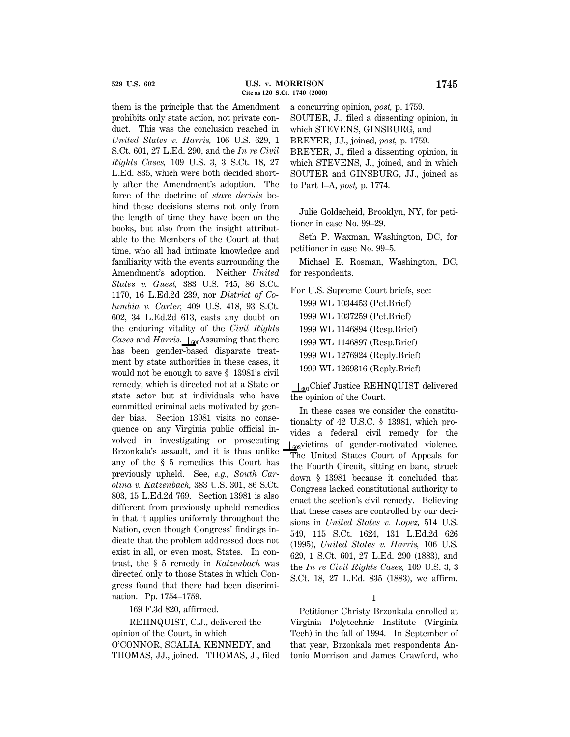them is the principle that the Amendment prohibits only state action, not private conduct. This was the conclusion reached in *United States v. Harris,* 106 U.S. 629, 1 S.Ct. 601, 27 L.Ed. 290, and the *In re Civil Rights Cases,* 109 U.S. 3, 3 S.Ct. 18, 27 L.Ed. 835, which were both decided shortly after the Amendment's adoption. The force of the doctrine of *stare decisis* behind these decisions stems not only from the length of time they have been on the books, but also from the insight attributable to the Members of the Court at that time, who all had intimate knowledge and familiarity with the events surrounding the Amendment's adoption. Neither *United States v. Guest,* 383 U.S. 745, 86 S.Ct. 1170, 16 L.Ed.2d 239, nor *District of Columbia v. Carter,* 409 U.S. 418, 93 S.Ct. 602, 34 L.Ed.2d 613, casts any doubt on the enduring vitality of the *Civil Rights Cases* and *Harris.* ⌊600Assuming that there has been gender-based disparate treatment by state authorities in these cases, it would not be enough to save § 13981's civil remedy, which is directed not at a State or state actor but at individuals who have committed criminal acts motivated by gender bias. Section 13981 visits no consequence on any Virginia public official involved in investigating or prosecuting Brzonkala's assault, and it is thus unlike any of the § 5 remedies this Court has previously upheld. See, *e.g., South Carolina v. Katzenbach,* 383 U.S. 301, 86 S.Ct. 803, 15 L.Ed.2d 769. Section 13981 is also different from previously upheld remedies in that it applies uniformly throughout the Nation, even though Congress' findings indicate that the problem addressed does not exist in all, or even most, States. In contrast, the § 5 remedy in *Katzenbach* was directed only to those States in which Congress found that there had been discrimination. Pp. 1754–1759.

169 F.3d 820, affirmed.

REHNQUIST, C.J., delivered the opinion of the Court, in which O'CONNOR, SCALIA, KENNEDY, and THOMAS, JJ., joined. THOMAS, J., filed a concurring opinion, *post,* p. 1759. SOUTER, J., filed a dissenting opinion, in which STEVENS, GINSBURG, and BREYER, JJ., joined, *post,* p. 1759. BREYER, J., filed a dissenting opinion, in which STEVENS, J., joined, and in which SOUTER and GINSBURG, JJ., joined as to Part I–A, *post,* p. 1774.

---

Julie Goldscheid, Brooklyn, NY, for petitioner in case No. 99–29.

Seth P. Waxman, Washington, DC, for petitioner in case No. 99–5.

Michael E. Rosman, Washington, DC, for respondents.

For U.S. Supreme Court briefs, see:

1999 WL 1034453 (Pet.Brief)
1999 WL 1037259 (Pet.Brief)
1999 WL 1146894 (Resp.Brief)
1999 WL 1146897 (Resp.Brief)
1999 WL 1276924 (Reply.Brief)
1999 WL 1269316 (Reply.Brief)

⌊601Chief Justice REHNQUIST delivered the opinion of the Court.

In these cases we consider the constitutionality of 42 U.S.C. § 13981, which provides a federal civil remedy for the ⌊602victims of gender-motivated violence. The United States Court of Appeals for the Fourth Circuit, sitting en banc, struck down § 13981 because it concluded that Congress lacked constitutional authority to enact the section's civil remedy. Believing that these cases are controlled by our decisions in *United States v. Lopez,* 514 U.S. 549, 115 S.Ct. 1624, 131 L.Ed.2d 626 (1995), *United States v. Harris,* 106 U.S. 629, 1 S.Ct. 601, 27 L.Ed. 290 (1883), and the *In re Civil Rights Cases,* 109 U.S. 3, 3 S.Ct. 18, 27 L.Ed. 835 (1883), we affirm.

# I

Petitioner Christy Brzonkala enrolled at Virginia Polytechnic Institute (Virginia Tech) in the fall of 1994. In September of that year, Brzonkala met respondents Antonio Morrison and James Crawford, who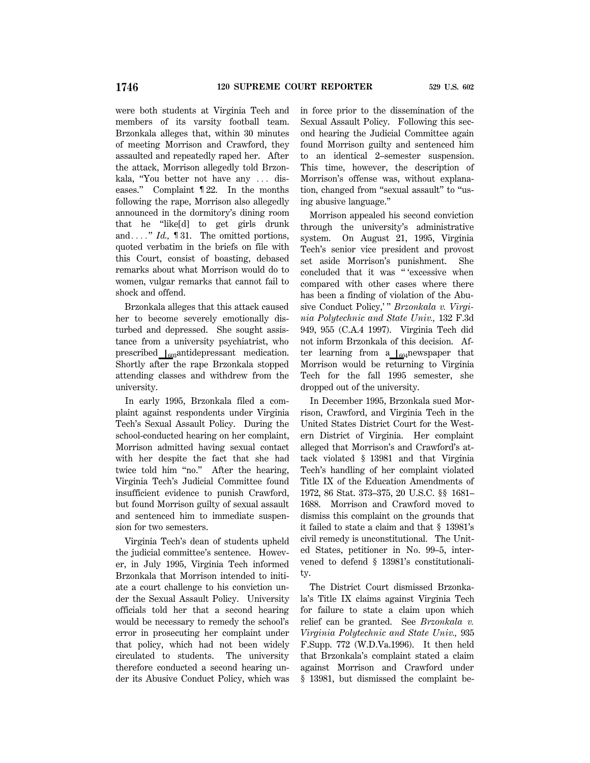were both students at Virginia Tech and members of its varsity football team. Brzonkala alleges that, within 30 minutes of meeting Morrison and Crawford, they assaulted and repeatedly raped her. After the attack, Morrison allegedly told Brzonkala, "You better not have any ... diseases." Complaint ¶ 22. In the months following the rape, Morrison also allegedly announced in the dormitory's dining room that he "like[d] to get girls drunk and...." *Id.,* ¶ 31. The omitted portions, quoted verbatim in the briefs on file with this Court, consist of boasting, debased remarks about what Morrison would do to women, vulgar remarks that cannot fail to shock and offend.

Brzonkala alleges that this attack caused her to become severely emotionally disturbed and depressed. She sought assistance from a university psychiatrist, who prescribed ⌊603antidepressant medication. Shortly after the rape Brzonkala stopped attending classes and withdrew from the university.

In early 1995, Brzonkala filed a complaint against respondents under Virginia Tech's Sexual Assault Policy. During the school-conducted hearing on her complaint, Morrison admitted having sexual contact with her despite the fact that she had twice told him "no." After the hearing, Virginia Tech's Judicial Committee found insufficient evidence to punish Crawford, but found Morrison guilty of sexual assault and sentenced him to immediate suspension for two semesters.

Virginia Tech's dean of students upheld the judicial committee's sentence. However, in July 1995, Virginia Tech informed Brzonkala that Morrison intended to initiate a court challenge to his conviction under the Sexual Assault Policy. University officials told her that a second hearing would be necessary to remedy the school's error in prosecuting her complaint under that policy, which had not been widely circulated to students. The university therefore conducted a second hearing under its Abusive Conduct Policy, which was in force prior to the dissemination of the Sexual Assault Policy. Following this second hearing the Judicial Committee again found Morrison guilty and sentenced him to an identical 2–semester suspension. This time, however, the description of Morrison's offense was, without explanation, changed from "sexual assault" to "using abusive language."

Morrison appealed his second conviction through the university's administrative system. On August 21, 1995, Virginia Tech's senior vice president and provost set aside Morrison's punishment. She concluded that it was " 'excessive when compared with other cases where there has been a finding of violation of the Abusive Conduct Policy,' " *Brzonkala v. Virginia Polytechnic and State Univ.,* 132 F.3d 949, 955 (C.A.4 1997). Virginia Tech did not inform Brzonkala of this decision. After learning from a ⌊604newspaper that Morrison would be returning to Virginia Tech for the fall 1995 semester, she dropped out of the university.

In December 1995, Brzonkala sued Morrison, Crawford, and Virginia Tech in the United States District Court for the Western District of Virginia. Her complaint alleged that Morrison's and Crawford's attack violated § 13981 and that Virginia Tech's handling of her complaint violated Title IX of the Education Amendments of 1972, 86 Stat. 373–375, 20 U.S.C. §§ 1681–1688. Morrison and Crawford moved to dismiss this complaint on the grounds that it failed to state a claim and that § 13981's civil remedy is unconstitutional. The United States, petitioner in No. 99–5, intervened to defend § 13981's constitutionality.

The District Court dismissed Brzonkala's Title IX claims against Virginia Tech for failure to state a claim upon which relief can be granted. See *Brzonkala v. Virginia Polytechnic and State Univ.,* 935 F.Supp. 772 (W.D.Va.1996). It then held that Brzonkala's complaint stated a claim against Morrison and Crawford under § 13981, but dismissed the complaint be-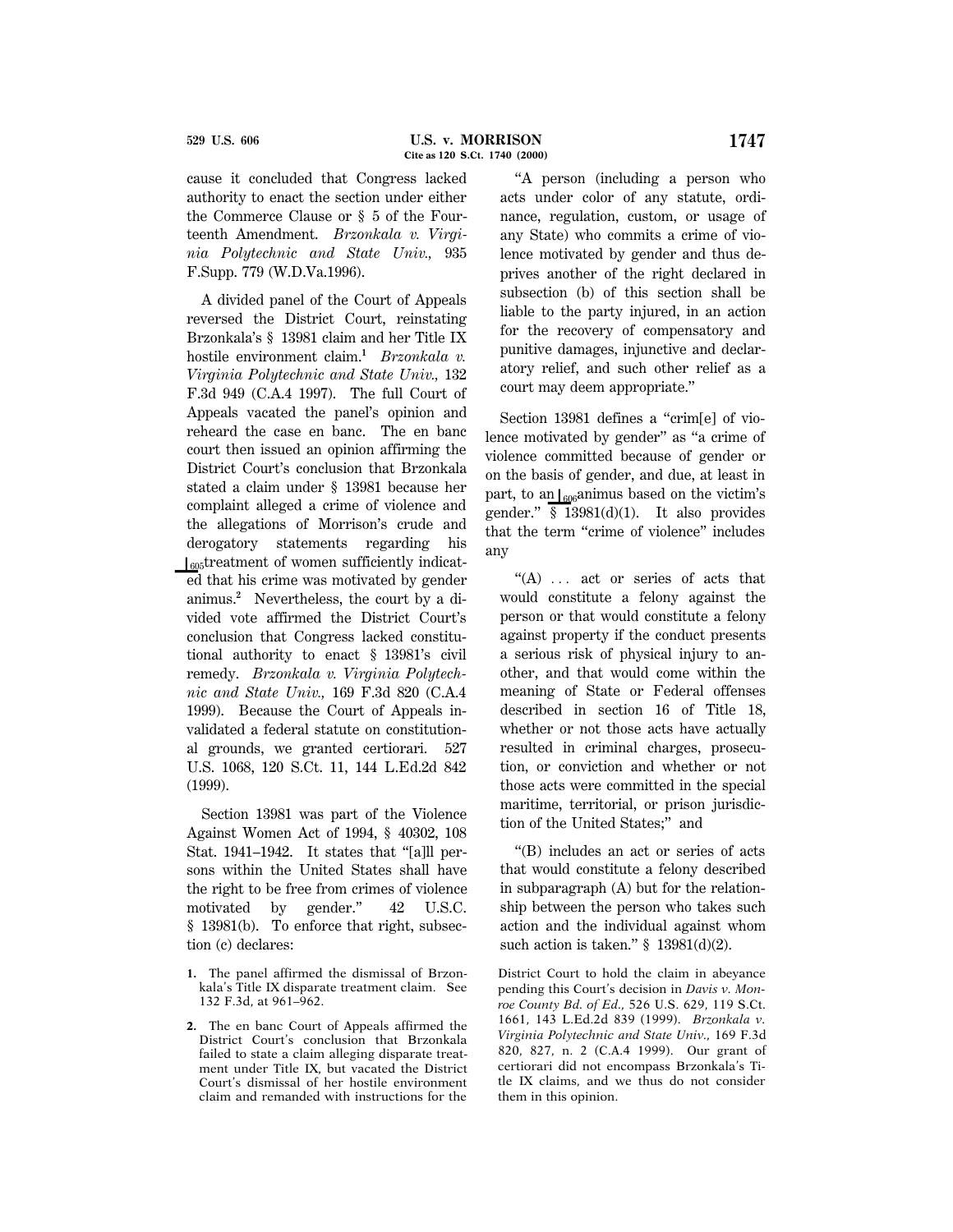cause it concluded that Congress lacked authority to enact the section under either the Commerce Clause or § 5 of the Fourteenth Amendment. *Brzonkala v. Virginia Polytechnic and State Univ.,* 935 F.Supp. 779 (W.D.Va.1996).

A divided panel of the Court of Appeals reversed the District Court, reinstating Brzonkala's § 13981 claim and her Title IX hostile environment claim.[1] *Brzonkala v. Virginia Polytechnic and State Univ.,* 132 F.3d 949 (C.A.4 1997). The full Court of Appeals vacated the panel's opinion and reheard the case en banc. The en banc court then issued an opinion affirming the District Court's conclusion that Brzonkala stated a claim under § 13981 because her complaint alleged a crime of violence and the allegations of Morrison's crude and derogatory statements regarding his [605]treatment of women sufficiently indicated that his crime was motivated by gender animus.[2] Nevertheless, the court by a divided vote affirmed the District Court's conclusion that Congress lacked constitutional authority to enact § 13981's civil remedy. *Brzonkala v. Virginia Polytechnic and State Univ.,* 169 F.3d 820 (C.A.4 1999). Because the Court of Appeals invalidated a federal statute on constitutional grounds, we granted certiorari. 527 U.S. 1068, 120 S.Ct. 11, 144 L.Ed.2d 842 (1999).

Section 13981 was part of the Violence Against Women Act of 1994, § 40302, 108 Stat. 1941–1942. It states that "[a]ll persons within the United States shall have the right to be free from crimes of violence motivated by gender." 42 U.S.C. § 13981(b). To enforce that right, subsection (c) declares:

> "A person (including a person who acts under color of any statute, ordinance, regulation, custom, or usage of any State) who commits a crime of violence motivated by gender and thus deprives another of the right declared in subsection (b) of this section shall be liable to the party injured, in an action for the recovery of compensatory and punitive damages, injunctive and declaratory relief, and such other relief as a court may deem appropriate."

Section 13981 defines a "crim[e] of violence motivated by gender" as "a crime of violence committed because of gender or on the basis of gender, and due, at least in part, to an [606]animus based on the victim's gender." § 13981(d)(1). It also provides that the term "crime of violence" includes any

> "(A) ... act or series of acts that would constitute a felony against the person or that would constitute a felony against property if the conduct presents a serious risk of physical injury to another, and that would come within the meaning of State or Federal offenses described in section 16 of Title 18, whether or not those acts have actually resulted in criminal charges, prosecution, or conviction and whether or not those acts were committed in the special maritime, territorial, or prison jurisdiction of the United States;" and

> "(B) includes an act or series of acts that would constitute a felony described in subparagraph (A) but for the relationship between the person who takes such action and the individual against whom such action is taken." § 13981(d)(2).

---

1. The panel affirmed the dismissal of Brzonkala's Title IX disparate treatment claim. See 132 F.3d, at 961–962.

2. The en banc Court of Appeals affirmed the District Court's conclusion that Brzonkala failed to state a claim alleging disparate treatment under Title IX, but vacated the District Court's dismissal of her hostile environment claim and remanded with instructions for the District Court to hold the claim in abeyance pending this Court's decision in *Davis v. Monroe County Bd. of Ed.,* 526 U.S. 629, 119 S.Ct. 1661, 143 L.Ed.2d 839 (1999). *Brzonkala v. Virginia Polytechnic and State Univ.,* 169 F.3d 820, 827, n. 2 (C.A.4 1999). Our grant of certiorari did not encompass Brzonkala's Title IX claims, and we thus do not consider them in this opinion.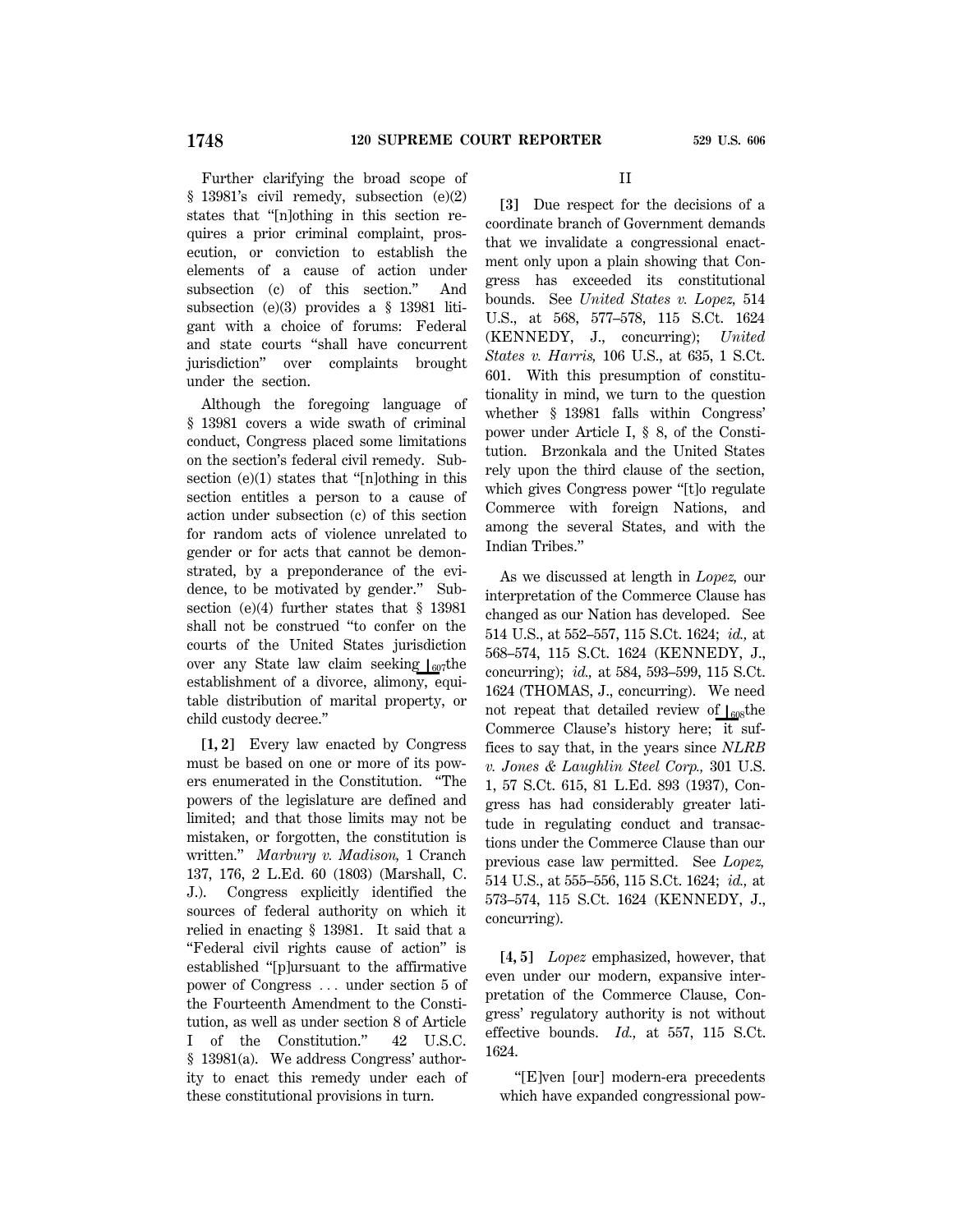Further clarifying the broad scope of § 13981's civil remedy, subsection (e)(2) states that "[n]othing in this section requires a prior criminal complaint, prosecution, or conviction to establish the elements of a cause of action under subsection (c) of this section." And subsection (e)(3) provides a § 13981 litigant with a choice of forums: Federal and state courts "shall have concurrent jurisdiction" over complaints brought under the section.

Although the foregoing language of § 13981 covers a wide swath of criminal conduct, Congress placed some limitations on the section's federal civil remedy. Subsection (e)(1) states that "[n]othing in this section entitles a person to a cause of action under subsection (c) of this section for random acts of violence unrelated to gender or for acts that cannot be demonstrated, by a preponderance of the evidence, to be motivated by gender." Subsection (e)(4) further states that § 13981 shall not be construed "to confer on the courts of the United States jurisdiction over any State law claim seeking ⌊607the establishment of a divorce, alimony, equitable distribution of marital property, or child custody decree."

**[1, 2]** Every law enacted by Congress must be based on one or more of its powers enumerated in the Constitution. "The powers of the legislature are defined and limited; and that those limits may not be mistaken, or forgotten, the constitution is written." *Marbury v. Madison,* 1 Cranch 137, 176, 2 L.Ed. 60 (1803) (Marshall, C. J.). Congress explicitly identified the sources of federal authority on which it relied in enacting § 13981. It said that a "Federal civil rights cause of action" is established "[p]ursuant to the affirmative power of Congress ... under section 5 of the Fourteenth Amendment to the Constitution, as well as under section 8 of Article I of the Constitution." 42 U.S.C. § 13981(a). We address Congress' authority to enact this remedy under each of these constitutional provisions in turn.

## II

**[3]** Due respect for the decisions of a coordinate branch of Government demands that we invalidate a congressional enactment only upon a plain showing that Congress has exceeded its constitutional bounds. See *United States v. Lopez,* 514 U.S., at 568, 577–578, 115 S.Ct. 1624 (KENNEDY, J., concurring); *United States v. Harris,* 106 U.S., at 635, 1 S.Ct. 601. With this presumption of constitutionality in mind, we turn to the question whether § 13981 falls within Congress' power under Article I, § 8, of the Constitution. Brzonkala and the United States rely upon the third clause of the section, which gives Congress power "[t]o regulate Commerce with foreign Nations, and among the several States, and with the Indian Tribes."

As we discussed at length in *Lopez,* our interpretation of the Commerce Clause has changed as our Nation has developed. See 514 U.S., at 552–557, 115 S.Ct. 1624; *id.,* at 568–574, 115 S.Ct. 1624 (KENNEDY, J., concurring); *id.,* at 584, 593–599, 115 S.Ct. 1624 (THOMAS, J., concurring). We need not repeat that detailed review of ⌊608the Commerce Clause's history here; it suffices to say that, in the years since *NLRB v. Jones & Laughlin Steel Corp.,* 301 U.S. 1, 57 S.Ct. 615, 81 L.Ed. 893 (1937), Congress has had considerably greater latitude in regulating conduct and transactions under the Commerce Clause than our previous case law permitted. See *Lopez,* 514 U.S., at 555–556, 115 S.Ct. 1624; *id.,* at 573–574, 115 S.Ct. 1624 (KENNEDY, J., concurring).

**[4, 5]** *Lopez* emphasized, however, that even under our modern, expansive interpretation of the Commerce Clause, Congress' regulatory authority is not without effective bounds. *Id.,* at 557, 115 S.Ct. 1624.

> "[E]ven [our] modern-era precedents which have expanded congressional pow-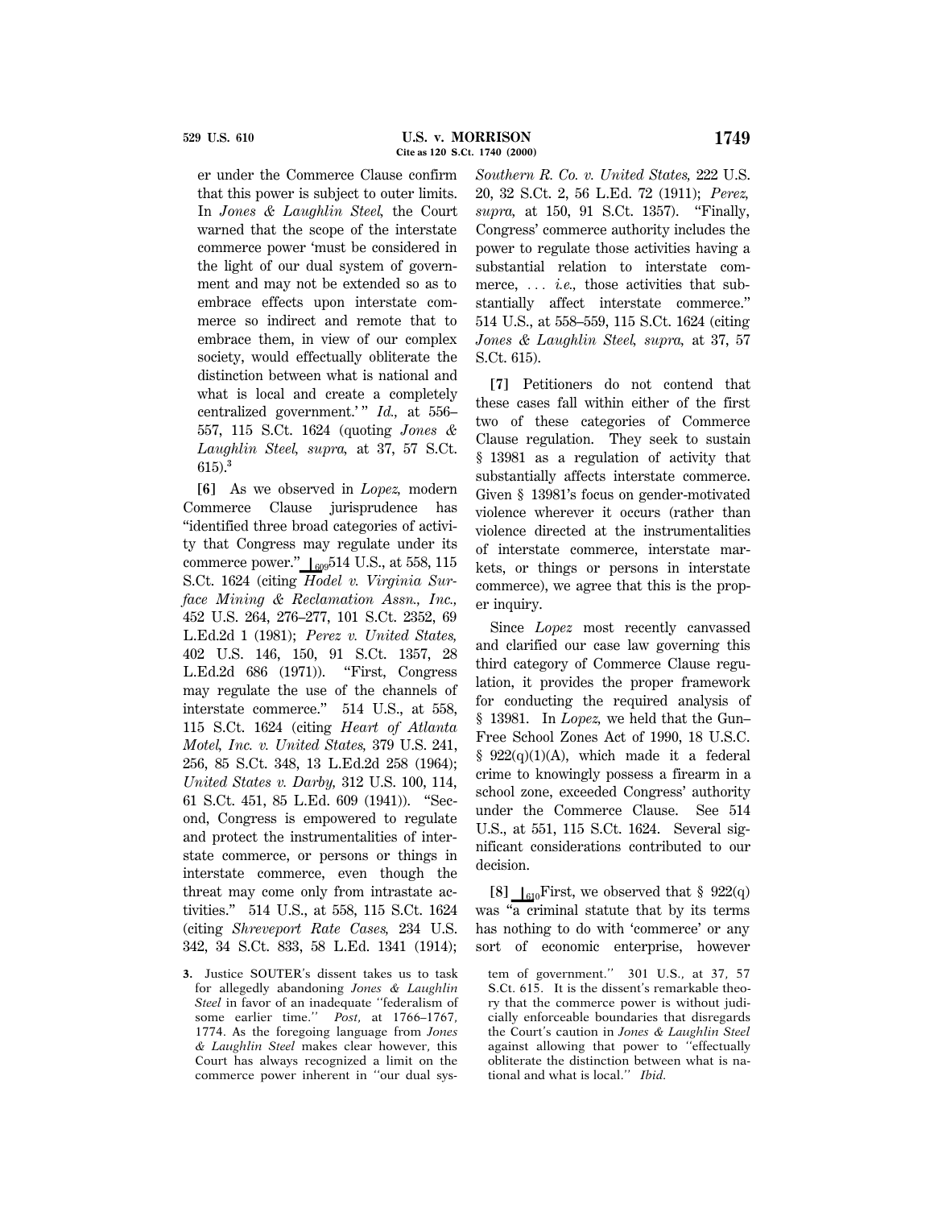er under the Commerce Clause confirm that this power is subject to outer limits. In *Jones & Laughlin Steel,* the Court warned that the scope of the interstate commerce power 'must be considered in the light of our dual system of government and may not be extended so as to embrace effects upon interstate commerce so indirect and remote that to embrace them, in view of our complex society, would effectually obliterate the distinction between what is national and what is local and create a completely centralized government.'" *Id.,* at 556–557, 115 S.Ct. 1624 (quoting *Jones & Laughlin Steel, supra,* at 37, 57 S.Ct. 615).[3]

**[6]** As we observed in *Lopez,* modern Commerce Clause jurisprudence has "identified three broad categories of activity that Congress may regulate under its commerce power." ⌊609 514 U.S., at 558, 115 S.Ct. 1624 (citing *Hodel v. Virginia Surface Mining & Reclamation Assn., Inc.,* 452 U.S. 264, 276–277, 101 S.Ct. 2352, 69 L.Ed.2d 1 (1981); *Perez v. United States,* 402 U.S. 146, 150, 91 S.Ct. 1357, 28 L.Ed.2d 686 (1971)). "First, Congress may regulate the use of the channels of interstate commerce." 514 U.S., at 558, 115 S.Ct. 1624 (citing *Heart of Atlanta Motel, Inc. v. United States,* 379 U.S. 241, 256, 85 S.Ct. 348, 13 L.Ed.2d 258 (1964); *United States v. Darby,* 312 U.S. 100, 114, 61 S.Ct. 451, 85 L.Ed. 609 (1941)). "Second, Congress is empowered to regulate and protect the instrumentalities of interstate commerce, or persons or things in interstate commerce, even though the threat may come only from intrastate activities." 514 U.S., at 558, 115 S.Ct. 1624 (citing *Shreveport Rate Cases,* 234 U.S. 342, 34 S.Ct. 833, 58 L.Ed. 1341 (1914); *Southern R. Co. v. United States,* 222 U.S. 20, 32 S.Ct. 2, 56 L.Ed. 72 (1911); *Perez, supra,* at 150, 91 S.Ct. 1357). "Finally, Congress' commerce authority includes the power to regulate those activities having a substantial relation to interstate commerce, ... *i.e.,* those activities that substantially affect interstate commerce." 514 U.S., at 558–559, 115 S.Ct. 1624 (citing *Jones & Laughlin Steel, supra,* at 37, 57 S.Ct. 615).

**[7]** Petitioners do not contend that these cases fall within either of the first two of these categories of Commerce Clause regulation. They seek to sustain § 13981 as a regulation of activity that substantially affects interstate commerce. Given § 13981's focus on gender-motivated violence wherever it occurs (rather than violence directed at the instrumentalities of interstate commerce, interstate markets, or things or persons in interstate commerce), we agree that this is the proper inquiry.

Since *Lopez* most recently canvassed and clarified our case law governing this third category of Commerce Clause regulation, it provides the proper framework for conducting the required analysis of § 13981. In *Lopez,* we held that the Gun–Free School Zones Act of 1990, 18 U.S.C. § 922(q)(1)(A), which made it a federal crime to knowingly possess a firearm in a school zone, exceeded Congress' authority under the Commerce Clause. See 514 U.S., at 551, 115 S.Ct. 1624. Several significant considerations contributed to our decision.

**[8]** ⌊610 First, we observed that § 922(q) was "a criminal statute that by its terms has nothing to do with 'commerce' or any sort of economic enterprise, however

3. Justice SOUTER's dissent takes us to task for allegedly abandoning *Jones & Laughlin Steel* in favor of an inadequate "federalism of some earlier time." *Post,* at 1766–1767, 1774. As the foregoing language from *Jones & Laughlin Steel* makes clear however, this Court has always recognized a limit on the commerce power inherent in "our dual system of government." 301 U.S., at 37, 57 S.Ct. 615. It is the dissent's remarkable theory that the commerce power is without judicially enforceable boundaries that disregards the Court's caution in *Jones & Laughlin Steel* against allowing that power to "effectually obliterate the distinction between what is national and what is local." *Ibid.*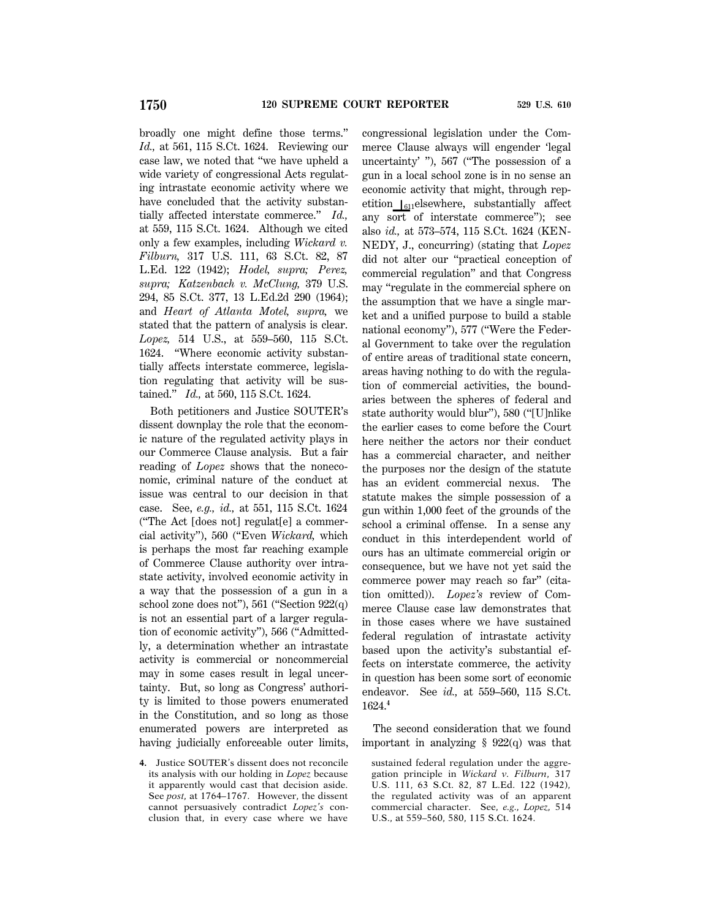broadly one might define those terms." *Id.,* at 561, 115 S.Ct. 1624. Reviewing our case law, we noted that "we have upheld a wide variety of congressional Acts regulating intrastate economic activity where we have concluded that the activity substantially affected interstate commerce." *Id.,* at 559, 115 S.Ct. 1624. Although we cited only a few examples, including *Wickard v. Filburn,* 317 U.S. 111, 63 S.Ct. 82, 87 L.Ed. 122 (1942); *Hodel, supra; Perez, supra; Katzenbach v. McClung,* 379 U.S. 294, 85 S.Ct. 377, 13 L.Ed.2d 290 (1964); and *Heart of Atlanta Motel, supra,* we stated that the pattern of analysis is clear. *Lopez,* 514 U.S., at 559–560, 115 S.Ct. 1624. "Where economic activity substantially affects interstate commerce, legislation regulating that activity will be sustained." *Id.,* at 560, 115 S.Ct. 1624.

Both petitioners and Justice SOUTER's dissent downplay the role that the economic nature of the regulated activity plays in our Commerce Clause analysis. But a fair reading of *Lopez* shows that the noneconomic, criminal nature of the conduct at issue was central to our decision in that case. See, *e.g., id.,* at 551, 115 S.Ct. 1624 ("The Act [does not] regulat[e] a commercial activity"), 560 ("Even *Wickard,* which is perhaps the most far reaching example of Commerce Clause authority over intrastate activity, involved economic activity in a way that the possession of a gun in a school zone does not"), 561 ("Section 922(q) is not an essential part of a larger regulation of economic activity"), 566 ("Admittedly, a determination whether an intrastate activity is commercial or noncommercial may in some cases result in legal uncertainty. But, so long as Congress' authority is limited to those powers enumerated in the Constitution, and so long as those enumerated powers are interpreted as having judicially enforceable outer limits, congressional legislation under the Commerce Clause always will engender 'legal uncertainty' "), 567 ("The possession of a gun in a local school zone is in no sense an economic activity that might, through repetition ⊥611 elsewhere, substantially affect any sort of interstate commerce"); see also *id.,* at 573–574, 115 S.Ct. 1624 (KENNEDY, J., concurring) (stating that *Lopez* did not alter our "practical conception of commercial regulation" and that Congress may "regulate in the commercial sphere on the assumption that we have a single market and a unified purpose to build a stable national economy"), 577 ("Were the Federal Government to take over the regulation of entire areas of traditional state concern, areas having nothing to do with the regulation of commercial activities, the boundaries between the spheres of federal and state authority would blur"), 580 ("[U]nlike the earlier cases to come before the Court here neither the actors nor their conduct has a commercial character, and neither the purposes nor the design of the statute has an evident commercial nexus. The statute makes the simple possession of a gun within 1,000 feet of the grounds of the school a criminal offense. In a sense any conduct in this interdependent world of ours has an ultimate commercial origin or consequence, but we have not yet said the commerce power may reach so far" (citation omitted)). *Lopez's* review of Commerce Clause case law demonstrates that in those cases where we have sustained federal regulation of intrastate activity based upon the activity's substantial effects on interstate commerce, the activity in question has been some sort of economic endeavor. See *id.,* at 559–560, 115 S.Ct. 1624.[4]

The second consideration that we found important in analyzing § 922(q) was that

4. Justice SOUTER's dissent does not reconcile its analysis with our holding in *Lopez* because it apparently would cast that decision aside. See *post,* at 1764–1767. However, the dissent cannot persuasively contradict *Lopez's* conclusion that, in every case where we have sustained federal regulation under the aggregation principle in *Wickard v. Filburn,* 317 U.S. 111, 63 S.Ct. 82, 87 L.Ed. 122 (1942), the regulated activity was of an apparent commercial character. See, *e.g., Lopez,* 514 U.S., at 559–560, 580, 115 S.Ct. 1624.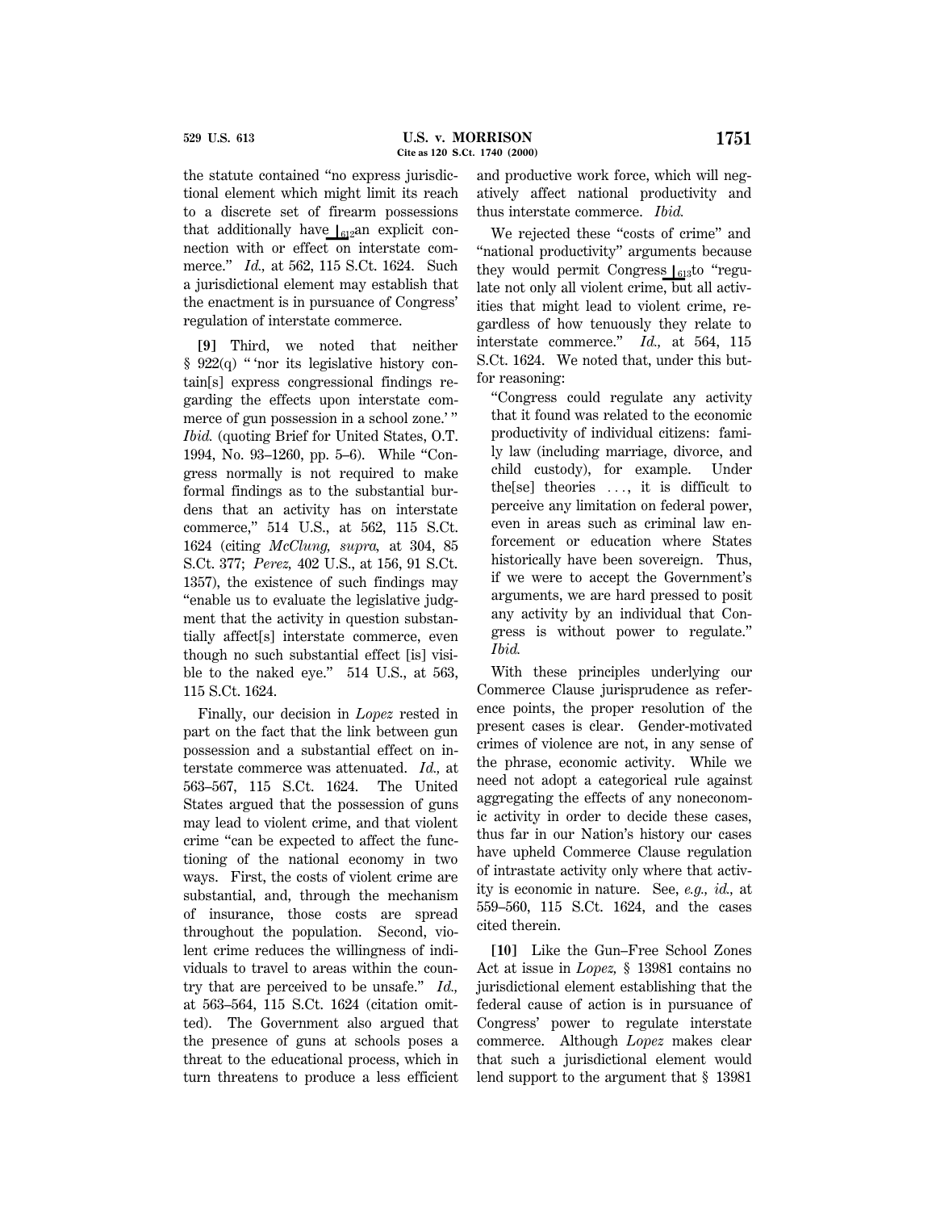the statute contained "no express jurisdictional element which might limit its reach to a discrete set of firearm possessions that additionally have ⌊612an explicit connection with or effect on interstate commerce." *Id.,* at 562, 115 S.Ct. 1624. Such a jurisdictional element may establish that the enactment is in pursuance of Congress' regulation of interstate commerce.

**[9]** Third, we noted that neither § 922(q) " 'nor its legislative history contain[s] express congressional findings regarding the effects upon interstate commerce of gun possession in a school zone.' " *Ibid.* (quoting Brief for United States, O.T. 1994, No. 93–1260, pp. 5–6). While "Congress normally is not required to make formal findings as to the substantial burdens that an activity has on interstate commerce," 514 U.S., at 562, 115 S.Ct. 1624 (citing *McClung, supra,* at 304, 85 S.Ct. 377; *Perez,* 402 U.S., at 156, 91 S.Ct. 1357), the existence of such findings may "enable us to evaluate the legislative judgment that the activity in question substantially affect[s] interstate commerce, even though no such substantial effect [is] visible to the naked eye." 514 U.S., at 563, 115 S.Ct. 1624.

Finally, our decision in *Lopez* rested in part on the fact that the link between gun possession and a substantial effect on interstate commerce was attenuated. *Id.,* at 563–567, 115 S.Ct. 1624. The United States argued that the possession of guns may lead to violent crime, and that violent crime "can be expected to affect the functioning of the national economy in two ways. First, the costs of violent crime are substantial, and, through the mechanism of insurance, those costs are spread throughout the population. Second, violent crime reduces the willingness of individuals to travel to areas within the country that are perceived to be unsafe." *Id.,* at 563–564, 115 S.Ct. 1624 (citation omitted). The Government also argued that the presence of guns at schools poses a threat to the educational process, which in turn threatens to produce a less efficient and productive work force, which will negatively affect national productivity and thus interstate commerce. *Ibid.*

We rejected these "costs of crime" and "national productivity" arguments because they would permit Congress ⌊613to "regulate not only all violent crime, but all activities that might lead to violent crime, regardless of how tenuously they relate to interstate commerce." *Id.,* at 564, 115 S.Ct. 1624. We noted that, under this but-for reasoning:

> "Congress could regulate any activity that it found was related to the economic productivity of individual citizens: family law (including marriage, divorce, and child custody), for example. Under the[se] theories ..., it is difficult to perceive any limitation on federal power, even in areas such as criminal law enforcement or education where States historically have been sovereign. Thus, if we were to accept the Government's arguments, we are hard pressed to posit any activity by an individual that Congress is without power to regulate." *Ibid.*

With these principles underlying our Commerce Clause jurisprudence as reference points, the proper resolution of the present cases is clear. Gender-motivated crimes of violence are not, in any sense of the phrase, economic activity. While we need not adopt a categorical rule against aggregating the effects of any noneconomic activity in order to decide these cases, thus far in our Nation's history our cases have upheld Commerce Clause regulation of intrastate activity only where that activity is economic in nature. See, *e.g., id.,* at 559–560, 115 S.Ct. 1624, and the cases cited therein.

**[10]** Like the Gun–Free School Zones Act at issue in *Lopez,* § 13981 contains no jurisdictional element establishing that the federal cause of action is in pursuance of Congress' power to regulate interstate commerce. Although *Lopez* makes clear that such a jurisdictional element would lend support to the argument that § 13981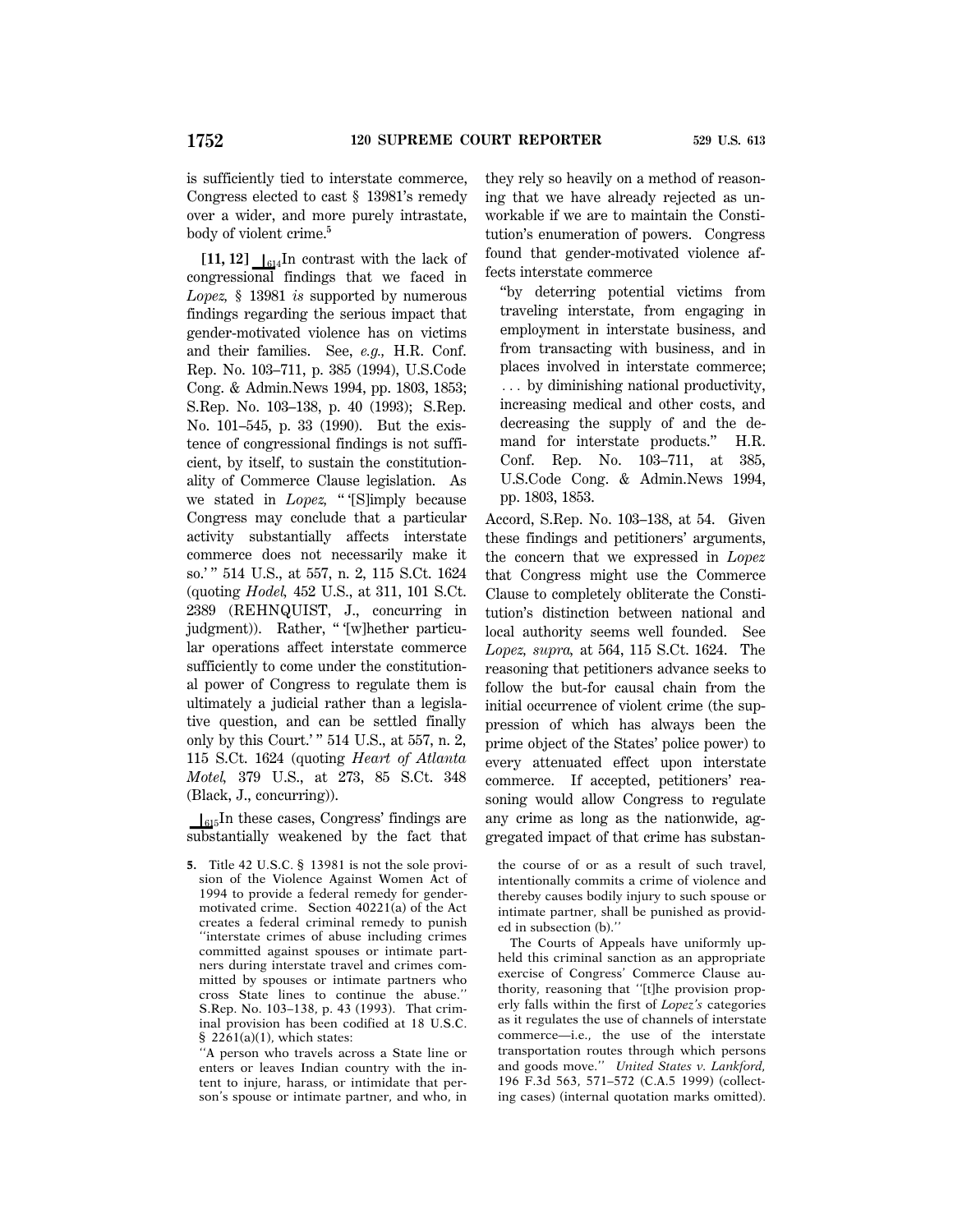is sufficiently tied to interstate commerce, Congress elected to cast § 13981's remedy over a wider, and more purely intrastate, body of violent crime.[5]

**[11, 12]** ⌊614In contrast with the lack of congressional findings that we faced in *Lopez,* § 13981 *is* supported by numerous findings regarding the serious impact that gender-motivated violence has on victims and their families. See, *e.g.,* H.R. Conf. Rep. No. 103–711, p. 385 (1994), U.S.Code Cong. & Admin.News 1994, pp. 1803, 1853; S.Rep. No. 103–138, p. 40 (1993); S.Rep. No. 101–545, p. 33 (1990). But the existence of congressional findings is not sufficient, by itself, to sustain the constitutionality of Commerce Clause legislation. As we stated in *Lopez,* " '[S]imply because Congress may conclude that a particular activity substantially affects interstate commerce does not necessarily make it so.' " 514 U.S., at 557, n. 2, 115 S.Ct. 1624 (quoting *Hodel,* 452 U.S., at 311, 101 S.Ct. 2389 (REHNQUIST, J., concurring in judgment)). Rather, " '[w]hether particular operations affect interstate commerce sufficiently to come under the constitutional power of Congress to regulate them is ultimately a judicial rather than a legislative question, and can be settled finally only by this Court.' " 514 U.S., at 557, n. 2, 115 S.Ct. 1624 (quoting *Heart of Atlanta Motel,* 379 U.S., at 273, 85 S.Ct. 348 (Black, J., concurring)).

⌊615In these cases, Congress' findings are substantially weakened by the fact that they rely so heavily on a method of reasoning that we have already rejected as unworkable if we are to maintain the Constitution's enumeration of powers. Congress found that gender-motivated violence affects interstate commerce

> "by deterring potential victims from traveling interstate, from engaging in employment in interstate business, and from transacting with business, and in places involved in interstate commerce; . . . by diminishing national productivity, increasing medical and other costs, and decreasing the supply of and the demand for interstate products." H.R. Conf. Rep. No. 103–711, at 385, U.S.Code Cong. & Admin.News 1994, pp. 1803, 1853.

Accord, S.Rep. No. 103–138, at 54. Given these findings and petitioners' arguments, the concern that we expressed in *Lopez* that Congress might use the Commerce Clause to completely obliterate the Constitution's distinction between national and local authority seems well founded. See *Lopez, supra,* at 564, 115 S.Ct. 1624. The reasoning that petitioners advance seeks to follow the but-for causal chain from the initial occurrence of violent crime (the suppression of which has always been the prime object of the States' police power) to every attenuated effect upon interstate commerce. If accepted, petitioners' reasoning would allow Congress to regulate any crime as long as the nationwide, aggregated impact of that crime has substan-

---

**5.** Title 42 U.S.C. § 13981 is not the sole provision of the Violence Against Women Act of 1994 to provide a federal remedy for gender-motivated crime. Section 40221(a) of the Act creates a federal criminal remedy to punish "interstate crimes of abuse including crimes committed against spouses or intimate partners during interstate travel and crimes committed by spouses or intimate partners who cross State lines to continue the abuse." S.Rep. No. 103–138, p. 43 (1993). That criminal provision has been codified at 18 U.S.C. § 2261(a)(1), which states:

"A person who travels across a State line or enters or leaves Indian country with the intent to injure, harass, or intimidate that person's spouse or intimate partner, and who, in the course of or as a result of such travel, intentionally commits a crime of violence and thereby causes bodily injury to such spouse or intimate partner, shall be punished as provided in subsection (b)."

The Courts of Appeals have uniformly upheld this criminal sanction as an appropriate exercise of Congress' Commerce Clause authority, reasoning that "[t]he provision properly falls within the first of *Lopez's* categories as it regulates the use of channels of interstate commerce—i.e., the use of the interstate transportation routes through which persons and goods move." *United States v. Lankford,* 196 F.3d 563, 571–572 (C.A.5 1999) (collecting cases) (internal quotation marks omitted).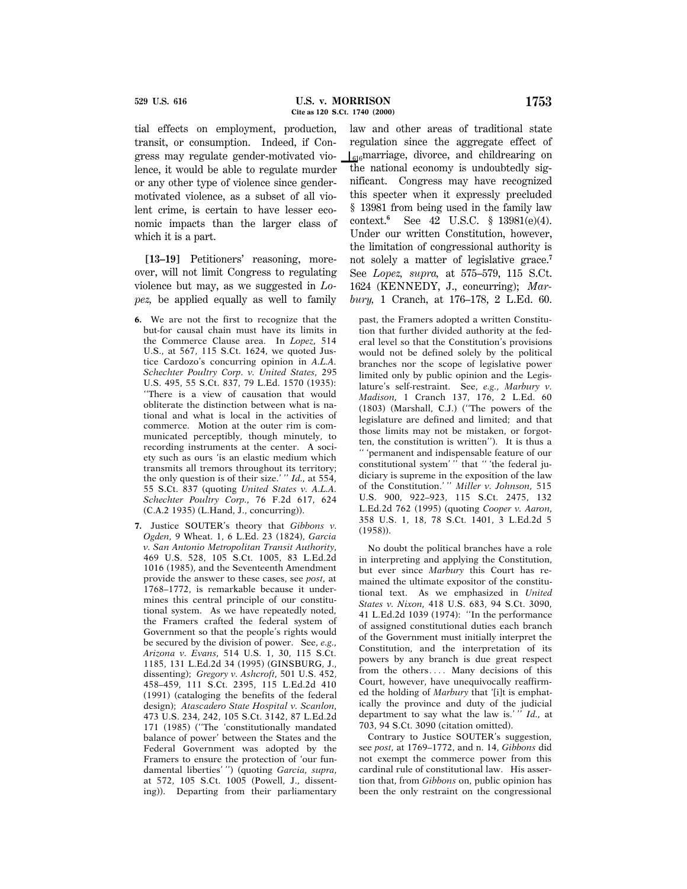tial effects on employment, production, transit, or consumption. Indeed, if Congress may regulate gender-motivated violence, it would be able to regulate murder or any other type of violence since gender-motivated violence, as a subset of all violent crime, is certain to have lesser economic impacts than the larger class of which it is a part.

**[13–19]** Petitioners' reasoning, moreover, will not limit Congress to regulating violence but may, as we suggested in *Lopez,* be applied equally as well to family law and other areas of traditional state regulation since the aggregate effect of ⌊616marriage, divorce, and childrearing on the national economy is undoubtedly significant. Congress may have recognized this specter when it expressly precluded § 13981 from being used in the family law context.[6] See 42 U.S.C. § 13981(e)(4). Under our written Constitution, however, the limitation of congressional authority is not solely a matter of legislative grace.[7] See *Lopez, supra,* at 575–579, 115 S.Ct. 1624 (KENNEDY, J., concurring); *Marbury,* 1 Cranch, at 176–178, 2 L.Ed. 60.

---

**6.** We are not the first to recognize that the but-for causal chain must have its limits in the Commerce Clause area. In *Lopez,* 514 U.S., at 567, 115 S.Ct. 1624, we quoted Justice Cardozo's concurring opinion in *A.L.A. Schechter Poultry Corp. v. United States,* 295 U.S. 495, 55 S.Ct. 837, 79 L.Ed. 1570 (1935): "There is a view of causation that would obliterate the distinction between what is national and what is local in the activities of commerce. Motion at the outer rim is communicated perceptibly, though minutely, to recording instruments at the center. A society such as ours 'is an elastic medium which transmits all tremors throughout its territory; the only question is of their size.' " *Id.,* at 554, 55 S.Ct. 837 (quoting *United States v. A.L.A. Schechter Poultry Corp.,* 76 F.2d 617, 624 (C.A.2 1935) (L.Hand, J., concurring)).

**7.** Justice SOUTER's theory that *Gibbons v. Ogden,* 9 Wheat. 1, 6 L.Ed. 23 (1824), *Garcia v. San Antonio Metropolitan Transit Authority,* 469 U.S. 528, 105 S.Ct. 1005, 83 L.Ed.2d 1016 (1985), and the Seventeenth Amendment provide the answer to these cases, see *post,* at 1768–1772, is remarkable because it undermines this central principle of our constitutional system. As we have repeatedly noted, the Framers crafted the federal system of Government so that the people's rights would be secured by the division of power. See, *e.g., Arizona v. Evans,* 514 U.S. 1, 30, 115 S.Ct. 1185, 131 L.Ed.2d 34 (1995) (GINSBURG, J., dissenting); *Gregory v. Ashcroft,* 501 U.S. 452, 458–459, 111 S.Ct. 2395, 115 L.Ed.2d 410 (1991) (cataloging the benefits of the federal design); *Atascadero State Hospital v. Scanlon,* 473 U.S. 234, 242, 105 S.Ct. 3142, 87 L.Ed.2d 171 (1985) ("The 'constitutionally mandated balance of power' between the States and the Federal Government was adopted by the Framers to ensure the protection of 'our fundamental liberties' ") (quoting *Garcia, supra,* at 572, 105 S.Ct. 1005 (Powell, J., dissenting)). Departing from their parliamentary past, the Framers adopted a written Constitution that further divided authority at the federal level so that the Constitution's provisions would not be defined solely by the political branches nor the scope of legislative power limited only by public opinion and the Legislature's self-restraint. See, *e.g., Marbury v. Madison,* 1 Cranch 137, 176, 2 L.Ed. 60 (1803) (Marshall, C.J.) ("The powers of the legislature are defined and limited; and that those limits may not be mistaken, or forgotten, the constitution is written"). It is thus a " 'permanent and indispensable feature of our constitutional system' " that " 'the federal judiciary is supreme in the exposition of the law of the Constitution.' " *Miller v. Johnson,* 515 U.S. 900, 922–923, 115 S.Ct. 2475, 132 L.Ed.2d 762 (1995) (quoting *Cooper v. Aaron,* 358 U.S. 1, 18, 78 S.Ct. 1401, 3 L.Ed.2d 5 (1958)).

No doubt the political branches have a role in interpreting and applying the Constitution, but ever since *Marbury* this Court has remained the ultimate expositor of the constitutional text. As we emphasized in *United States v. Nixon,* 418 U.S. 683, 94 S.Ct. 3090, 41 L.Ed.2d 1039 (1974): "In the performance of assigned constitutional duties each branch of the Government must initially interpret the Constitution, and the interpretation of its powers by any branch is due great respect from the others.... Many decisions of this Court, however, have unequivocally reaffirmed the holding of *Marbury* that '[i]t is emphatically the province and duty of the judicial department to say what the law is.' " *Id.,* at 703, 94 S.Ct. 3090 (citation omitted).

Contrary to Justice SOUTER's suggestion, see *post,* at 1769–1772, and n. 14, *Gibbons* did not exempt the commerce power from this cardinal rule of constitutional law. His assertion that, from *Gibbons* on, public opinion has been the only restraint on the congressional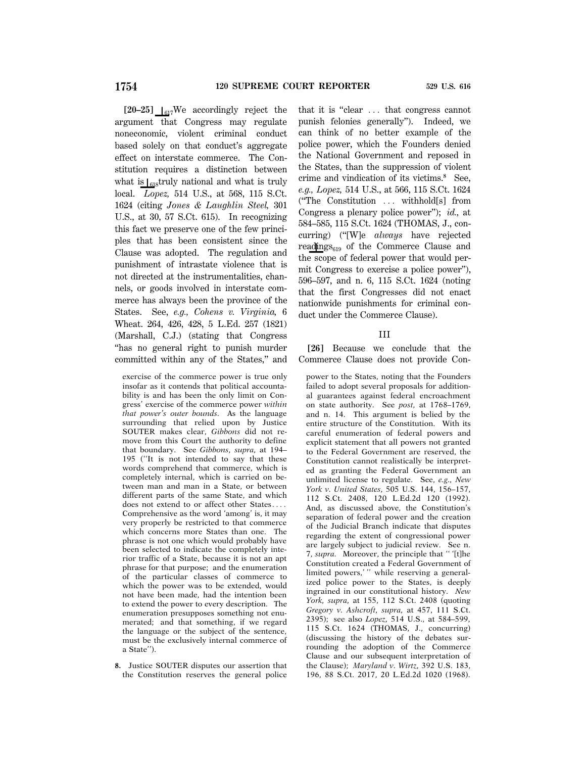**[20–25]** ⌊617We accordingly reject the argument that Congress may regulate noneconomic, violent criminal conduct based solely on that conduct's aggregate effect on interstate commerce. The Constitution requires a distinction between what is ⌊618truly national and what is truly local. *Lopez,* 514 U.S., at 568, 115 S.Ct. 1624 (citing *Jones & Laughlin Steel,* 301 U.S., at 30, 57 S.Ct. 615). In recognizing this fact we preserve one of the few principles that has been consistent since the Clause was adopted. The regulation and punishment of intrastate violence that is not directed at the instrumentalities, channels, or goods involved in interstate commerce has always been the province of the States. See, *e.g., Cohens v. Virginia,* 6 Wheat. 264, 426, 428, 5 L.Ed. 257 (1821) (Marshall, C.J.) (stating that Congress "has no general right to punish murder committed within any of the States," and that it is "clear ... that congress cannot punish felonies generally"). Indeed, we can think of no better example of the police power, which the Founders denied the National Government and reposed in the States, than the suppression of violent crime and vindication of its victims.[8] See, *e.g., Lopez,* 514 U.S., at 566, 115 S.Ct. 1624 ("The Constitution ... withhold[s] from Congress a plenary police power"); *id.,* at 584–585, 115 S.Ct. 1624 (THOMAS, J., concurring) ("[W]e *always* have rejected readings⌊619 of the Commerce Clause and the scope of federal power that would permit Congress to exercise a police power"), 596–597, and n. 6, 115 S.Ct. 1624 (noting that the first Congresses did not enact nationwide punishments for criminal conduct under the Commerce Clause).

## III

**[26]** Because we conclude that the Commerce Clause does not provide Con-

---

exercise of the commerce power is true only insofar as it contends that political accountability is and has been the only limit on Congress' exercise of the commerce power *within that power's outer bounds.* As the language surrounding that relied upon by Justice SOUTER makes clear, *Gibbons* did not remove from this Court the authority to define that boundary. See *Gibbons, supra,* at 194–195 ("It is not intended to say that these words comprehend that commerce, which is completely internal, which is carried on between man and man in a State, or between different parts of the same State, and which does not extend to or affect other States.... Comprehensive as the word 'among' is, it may very properly be restricted to that commerce which concerns more States than one. The phrase is not one which would probably have been selected to indicate the completely interior traffic of a State, because it is not an apt phrase for that purpose; and the enumeration of the particular classes of commerce to which the power was to be extended, would not have been made, had the intention been to extend the power to every description. The enumeration presupposes something not enumerated; and that something, if we regard the language or the subject of the sentence, must be the exclusively internal commerce of a State").

**8.** Justice SOUTER disputes our assertion that the Constitution reserves the general police power to the States, noting that the Founders failed to adopt several proposals for additional guarantees against federal encroachment on state authority. See *post,* at 1768–1769, and n. 14. This argument is belied by the entire structure of the Constitution. With its careful enumeration of federal powers and explicit statement that all powers not granted to the Federal Government are reserved, the Constitution cannot realistically be interpreted as granting the Federal Government an unlimited license to regulate. See, *e.g., New York v. United States,* 505 U.S. 144, 156–157, 112 S.Ct. 2408, 120 L.Ed.2d 120 (1992). And, as discussed above, the Constitution's separation of federal power and the creation of the Judicial Branch indicate that disputes regarding the extent of congressional power are largely subject to judicial review. See n. 7, *supra.* Moreover, the principle that " '[t]he Constitution created a Federal Government of limited powers,' " while reserving a generalized police power to the States, is deeply ingrained in our constitutional history. *New York, supra,* at 155, 112 S.Ct. 2408 (quoting *Gregory v. Ashcroft, supra,* at 457, 111 S.Ct. 2395); see also *Lopez,* 514 U.S., at 584–599, 115 S.Ct. 1624 (THOMAS, J., concurring) (discussing the history of the debates surrounding the adoption of the Commerce Clause and our subsequent interpretation of the Clause); *Maryland v. Wirtz,* 392 U.S. 183, 196, 88 S.Ct. 2017, 20 L.Ed.2d 1020 (1968).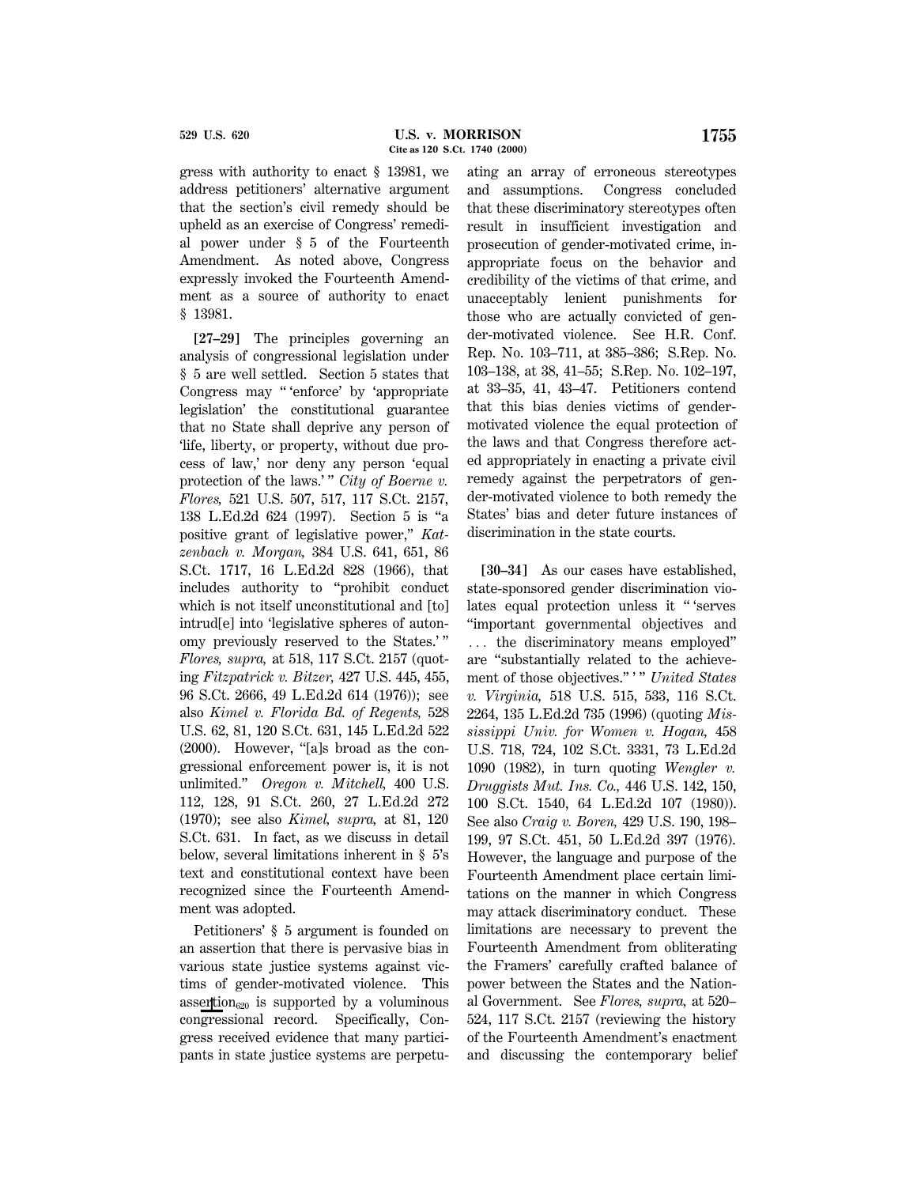gress with authority to enact § 13981, we address petitioners' alternative argument that the section's civil remedy should be upheld as an exercise of Congress' remedial power under § 5 of the Fourteenth Amendment. As noted above, Congress expressly invoked the Fourteenth Amendment as a source of authority to enact § 13981.

**[27–29]** The principles governing an analysis of congressional legislation under § 5 are well settled. Section 5 states that Congress may " 'enforce' by 'appropriate legislation' the constitutional guarantee that no State shall deprive any person of 'life, liberty, or property, without due process of law,' nor deny any person 'equal protection of the laws.' " *City of Boerne v. Flores,* 521 U.S. 507, 517, 117 S.Ct. 2157, 138 L.Ed.2d 624 (1997). Section 5 is "a positive grant of legislative power," *Katzenbach v. Morgan,* 384 U.S. 641, 651, 86 S.Ct. 1717, 16 L.Ed.2d 828 (1966), that includes authority to "prohibit conduct which is not itself unconstitutional and [to] intrud[e] into 'legislative spheres of autonomy previously reserved to the States.' " *Flores, supra,* at 518, 117 S.Ct. 2157 (quoting *Fitzpatrick v. Bitzer,* 427 U.S. 445, 455, 96 S.Ct. 2666, 49 L.Ed.2d 614 (1976)); see also *Kimel v. Florida Bd. of Regents,* 528 U.S. 62, 81, 120 S.Ct. 631, 145 L.Ed.2d 522 (2000). However, "[a]s broad as the congressional enforcement power is, it is not unlimited." *Oregon v. Mitchell,* 400 U.S. 112, 128, 91 S.Ct. 260, 27 L.Ed.2d 272 (1970); see also *Kimel, supra,* at 81, 120 S.Ct. 631. In fact, as we discuss in detail below, several limitations inherent in § 5's text and constitutional context have been recognized since the Fourteenth Amendment was adopted.

Petitioners' § 5 argument is founded on an assertion that there is pervasive bias in various state justice systems against victims of gender-motivated violence. This assertion[620] is supported by a voluminous congressional record. Specifically, Congress received evidence that many participants in state justice systems are perpetuating an array of erroneous stereotypes and assumptions. Congress concluded that these discriminatory stereotypes often result in insufficient investigation and prosecution of gender-motivated crime, inappropriate focus on the behavior and credibility of the victims of that crime, and unacceptably lenient punishments for those who are actually convicted of gender-motivated violence. See H.R. Conf. Rep. No. 103–711, at 385–386; S.Rep. No. 103–138, at 38, 41–55; S.Rep. No. 102–197, at 33–35, 41, 43–47. Petitioners contend that this bias denies victims of gender-motivated violence the equal protection of the laws and that Congress therefore acted appropriately in enacting a private civil remedy against the perpetrators of gender-motivated violence to both remedy the States' bias and deter future instances of discrimination in the state courts.

**[30–34]** As our cases have established, state-sponsored gender discrimination violates equal protection unless it " 'serves "important governmental objectives and ... the discriminatory means employed" are "substantially related to the achievement of those objectives." ' " *United States v. Virginia,* 518 U.S. 515, 533, 116 S.Ct. 2264, 135 L.Ed.2d 735 (1996) (quoting *Mississippi Univ. for Women v. Hogan,* 458 U.S. 718, 724, 102 S.Ct. 3331, 73 L.Ed.2d 1090 (1982), in turn quoting *Wengler v. Druggists Mut. Ins. Co.,* 446 U.S. 142, 150, 100 S.Ct. 1540, 64 L.Ed.2d 107 (1980)). See also *Craig v. Boren,* 429 U.S. 190, 198–199, 97 S.Ct. 451, 50 L.Ed.2d 397 (1976). However, the language and purpose of the Fourteenth Amendment place certain limitations on the manner in which Congress may attack discriminatory conduct. These limitations are necessary to prevent the Fourteenth Amendment from obliterating the Framers' carefully crafted balance of power between the States and the National Government. See *Flores, supra,* at 520–524, 117 S.Ct. 2157 (reviewing the history of the Fourteenth Amendment's enactment and discussing the contemporary belief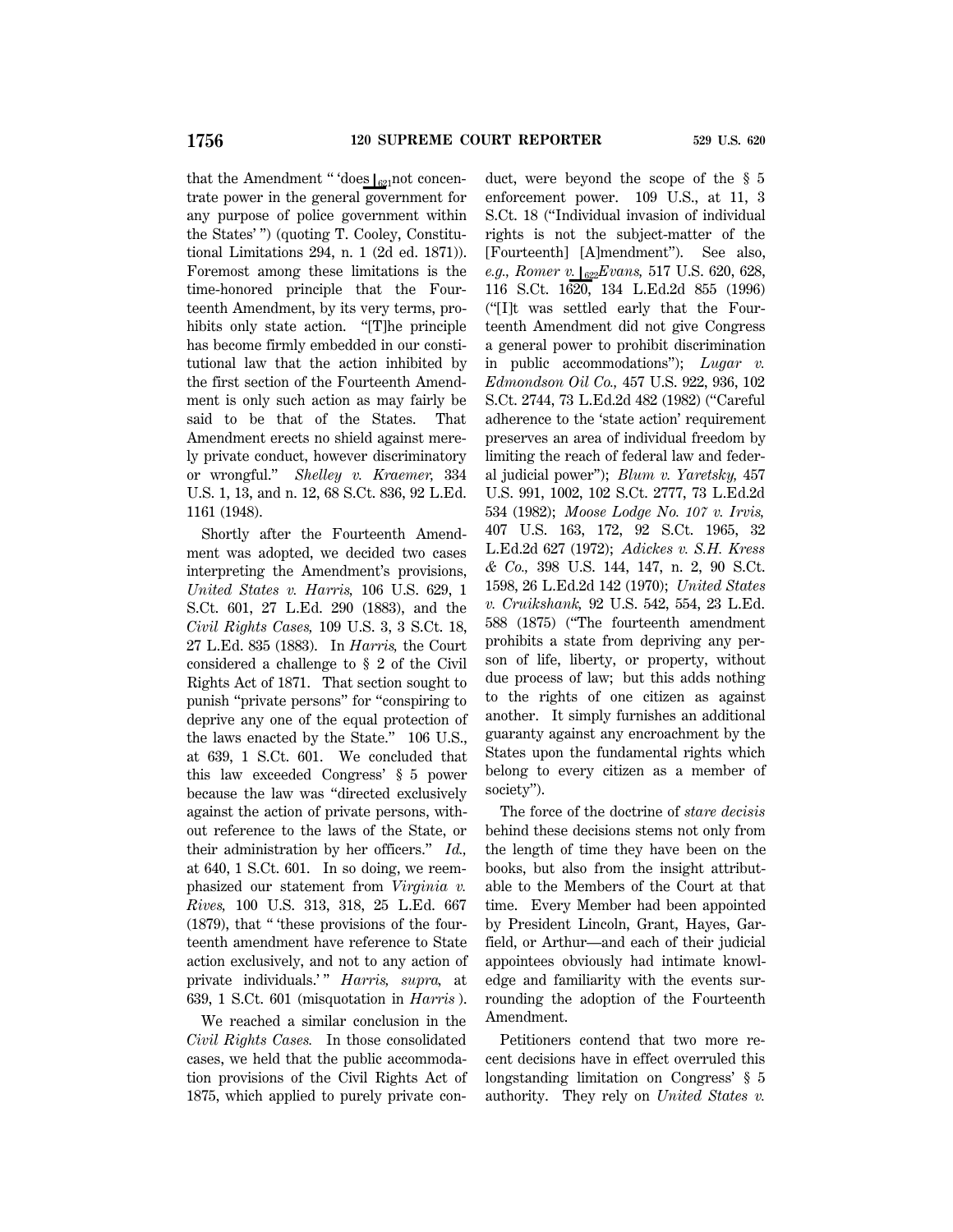that the Amendment " 'does ⌊621 not concentrate power in the general government for any purpose of police government within the States' ") (quoting T. Cooley, Constitutional Limitations 294, n. 1 (2d ed. 1871)). Foremost among these limitations is the time-honored principle that the Fourteenth Amendment, by its very terms, prohibits only state action. "[T]he principle has become firmly embedded in our constitutional law that the action inhibited by the first section of the Fourteenth Amendment is only such action as may fairly be said to be that of the States. That Amendment erects no shield against merely private conduct, however discriminatory or wrongful." *Shelley v. Kraemer,* 334 U.S. 1, 13, and n. 12, 68 S.Ct. 836, 92 L.Ed. 1161 (1948).

Shortly after the Fourteenth Amendment was adopted, we decided two cases interpreting the Amendment's provisions, *United States v. Harris,* 106 U.S. 629, 1 S.Ct. 601, 27 L.Ed. 290 (1883), and the *Civil Rights Cases,* 109 U.S. 3, 3 S.Ct. 18, 27 L.Ed. 835 (1883). In *Harris,* the Court considered a challenge to § 2 of the Civil Rights Act of 1871. That section sought to punish "private persons" for "conspiring to deprive any one of the equal protection of the laws enacted by the State." 106 U.S., at 639, 1 S.Ct. 601. We concluded that this law exceeded Congress' § 5 power because the law was "directed exclusively against the action of private persons, without reference to the laws of the State, or their administration by her officers." *Id.,* at 640, 1 S.Ct. 601. In so doing, we reemphasized our statement from *Virginia v. Rives,* 100 U.S. 313, 318, 25 L.Ed. 667 (1879), that " 'these provisions of the fourteenth amendment have reference to State action exclusively, and not to any action of private individuals.' " *Harris, supra,* at 639, 1 S.Ct. 601 (misquotation in *Harris* ).

We reached a similar conclusion in the *Civil Rights Cases.* In those consolidated cases, we held that the public accommodation provisions of the Civil Rights Act of 1875, which applied to purely private conduct, were beyond the scope of the § 5 enforcement power. 109 U.S., at 11, 3 S.Ct. 18 ("Individual invasion of individual rights is not the subject-matter of the [Fourteenth] [A]mendment"). See also, *e.g., Romer v.* ⌊622 *Evans,* 517 U.S. 620, 628, 116 S.Ct. 1620, 134 L.Ed.2d 855 (1996) ("[I]t was settled early that the Fourteenth Amendment did not give Congress a general power to prohibit discrimination in public accommodations"); *Lugar v. Edmondson Oil Co.,* 457 U.S. 922, 936, 102 S.Ct. 2744, 73 L.Ed.2d 482 (1982) ("Careful adherence to the 'state action' requirement preserves an area of individual freedom by limiting the reach of federal law and federal judicial power"); *Blum v. Yaretsky,* 457 U.S. 991, 1002, 102 S.Ct. 2777, 73 L.Ed.2d 534 (1982); *Moose Lodge No. 107 v. Irvis,* 407 U.S. 163, 172, 92 S.Ct. 1965, 32 L.Ed.2d 627 (1972); *Adickes v. S.H. Kress & Co.,* 398 U.S. 144, 147, n. 2, 90 S.Ct. 1598, 26 L.Ed.2d 142 (1970); *United States v. Cruikshank,* 92 U.S. 542, 554, 23 L.Ed. 588 (1875) ("The fourteenth amendment prohibits a state from depriving any person of life, liberty, or property, without due process of law; but this adds nothing to the rights of one citizen as against another. It simply furnishes an additional guaranty against any encroachment by the States upon the fundamental rights which belong to every citizen as a member of society").

The force of the doctrine of *stare decisis* behind these decisions stems not only from the length of time they have been on the books, but also from the insight attributable to the Members of the Court at that time. Every Member had been appointed by President Lincoln, Grant, Hayes, Garfield, or Arthur—and each of their judicial appointees obviously had intimate knowledge and familiarity with the events surrounding the adoption of the Fourteenth Amendment.

Petitioners contend that two more recent decisions have in effect overruled this longstanding limitation on Congress' § 5 authority. They rely on *United States v.*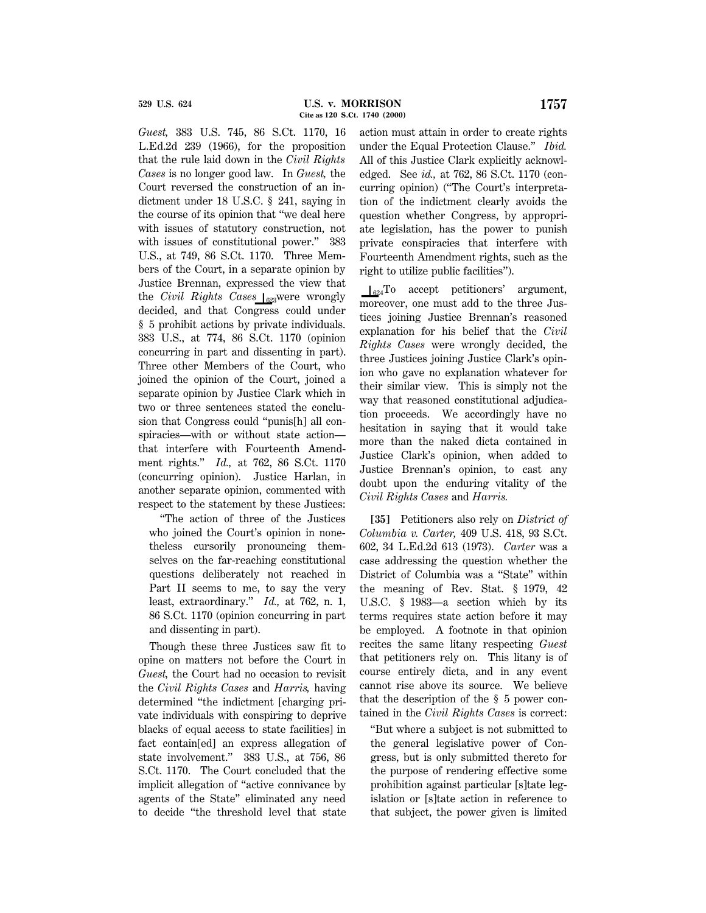*Guest,* 383 U.S. 745, 86 S.Ct. 1170, 16 L.Ed.2d 239 (1966), for the proposition that the rule laid down in the *Civil Rights Cases* is no longer good law. In *Guest,* the Court reversed the construction of an indictment under 18 U.S.C. § 241, saying in the course of its opinion that "we deal here with issues of statutory construction, not with issues of constitutional power." 383 U.S., at 749, 86 S.Ct. 1170. Three Members of the Court, in a separate opinion by Justice Brennan, expressed the view that the *Civil Rights Cases* ⊥623 were wrongly decided, and that Congress could under § 5 prohibit actions by private individuals. 383 U.S., at 774, 86 S.Ct. 1170 (opinion concurring in part and dissenting in part). Three other Members of the Court, who joined the opinion of the Court, joined a separate opinion by Justice Clark which in two or three sentences stated the conclusion that Congress could "punis[h] all conspiracies—with or without state action—that interfere with Fourteenth Amendment rights." *Id.,* at 762, 86 S.Ct. 1170 (concurring opinion). Justice Harlan, in another separate opinion, commented with respect to the statement by these Justices:

> "The action of three of the Justices who joined the Court's opinion in nonetheless cursorily pronouncing themselves on the far-reaching constitutional questions deliberately not reached in Part II seems to me, to say the very least, extraordinary." *Id.,* at 762, n. 1, 86 S.Ct. 1170 (opinion concurring in part and dissenting in part).

Though these three Justices saw fit to opine on matters not before the Court in *Guest,* the Court had no occasion to revisit the *Civil Rights Cases* and *Harris,* having determined "the indictment [charging private individuals with conspiring to deprive blacks of equal access to state facilities] in fact contain[ed] an express allegation of state involvement." 383 U.S., at 756, 86 S.Ct. 1170. The Court concluded that the implicit allegation of "active connivance by agents of the State" eliminated any need to decide "the threshold level that state action must attain in order to create rights under the Equal Protection Clause." *Ibid.* All of this Justice Clark explicitly acknowledged. See *id.,* at 762, 86 S.Ct. 1170 (concurring opinion) ("The Court's interpretation of the indictment clearly avoids the question whether Congress, by appropriate legislation, has the power to punish private conspiracies that interfere with Fourteenth Amendment rights, such as the right to utilize public facilities").

⊥624 To accept petitioners' argument, moreover, one must add to the three Justices joining Justice Brennan's reasoned explanation for his belief that the *Civil Rights Cases* were wrongly decided, the three Justices joining Justice Clark's opinion who gave no explanation whatever for their similar view. This is simply not the way that reasoned constitutional adjudication proceeds. We accordingly have no hesitation in saying that it would take more than the naked dicta contained in Justice Clark's opinion, when added to Justice Brennan's opinion, to cast any doubt upon the enduring vitality of the *Civil Rights Cases* and *Harris.*

**[35]** Petitioners also rely on *District of Columbia v. Carter,* 409 U.S. 418, 93 S.Ct. 602, 34 L.Ed.2d 613 (1973). *Carter* was a case addressing the question whether the District of Columbia was a "State" within the meaning of Rev. Stat. § 1979, 42 U.S.C. § 1983—a section which by its terms requires state action before it may be employed. A footnote in that opinion recites the same litany respecting *Guest* that petitioners rely on. This litany is of course entirely dicta, and in any event cannot rise above its source. We believe that the description of the § 5 power contained in the *Civil Rights Cases* is correct:

> "But where a subject is not submitted to the general legislative power of Congress, but is only submitted thereto for the purpose of rendering effective some prohibition against particular [s]tate legislation or [s]tate action in reference to that subject, the power given is limited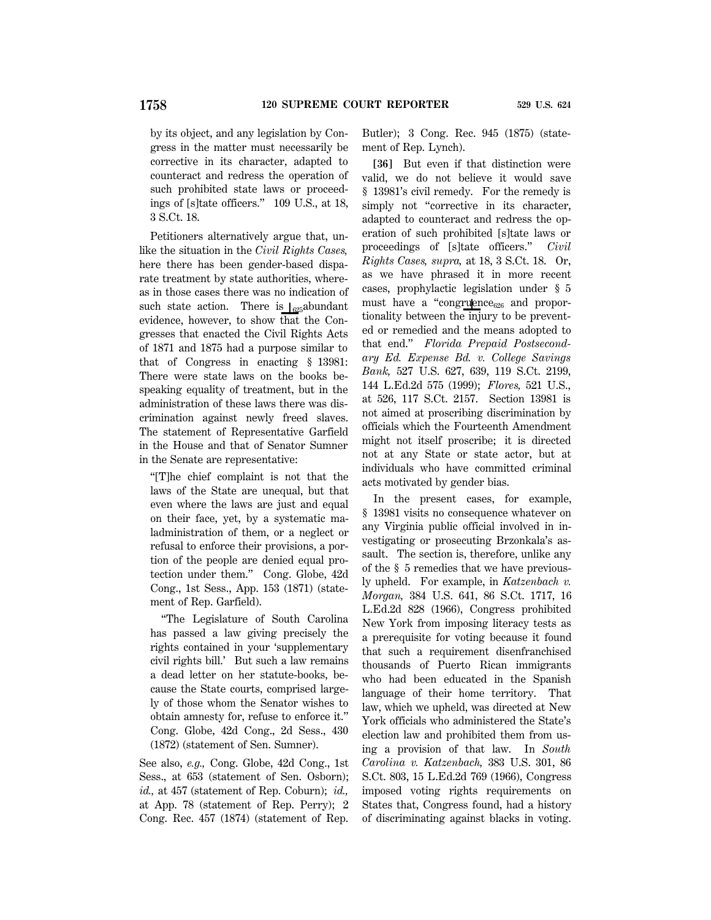by its object, and any legislation by Congress in the matter must necessarily be corrective in its character, adapted to counteract and redress the operation of such prohibited state laws or proceedings of [s]tate officers." 109 U.S., at 18, 3 S.Ct. 18.

Petitioners alternatively argue that, unlike the situation in the *Civil Rights Cases,* here there has been gender-based disparate treatment by state authorities, whereas in those cases there was no indication of such state action. There is ⌊625 abundant evidence, however, to show that the Congresses that enacted the Civil Rights Acts of 1871 and 1875 had a purpose similar to that of Congress in enacting § 13981: There were state laws on the books bespeaking equality of treatment, but in the administration of these laws there was discrimination against newly freed slaves. The statement of Representative Garfield in the House and that of Senator Sumner in the Senate are representative:

> "[T]he chief complaint is not that the laws of the State are unequal, but that even where the laws are just and equal on their face, yet, by a systematic maladministration of them, or a neglect or refusal to enforce their provisions, a portion of the people are denied equal protection under them." Cong. Globe, 42d Cong., 1st Sess., App. 153 (1871) (statement of Rep. Garfield).

> "The Legislature of South Carolina has passed a law giving precisely the rights contained in your 'supplementary civil rights bill.' But such a law remains a dead letter on her statute-books, because the State courts, comprised largely of those whom the Senator wishes to obtain amnesty for, refuse to enforce it." Cong. Globe, 42d Cong., 2d Sess., 430 (1872) (statement of Sen. Sumner).

See also, *e.g.,* Cong. Globe, 42d Cong., 1st Sess., at 653 (statement of Sen. Osborn); *id.,* at 457 (statement of Rep. Coburn); *id.,* at App. 78 (statement of Rep. Perry); 2 Cong. Rec. 457 (1874) (statement of Rep. Butler); 3 Cong. Rec. 945 (1875) (statement of Rep. Lynch).

**[36]** But even if that distinction were valid, we do not believe it would save § 13981's civil remedy. For the remedy is simply not "corrective in its character, adapted to counteract and redress the operation of such prohibited [s]tate laws or proceedings of [s]tate officers." *Civil Rights Cases, supra,* at 18, 3 S.Ct. 18. Or, as we have phrased it in more recent cases, prophylactic legislation under § 5 must have a "congru⌊626 ence and proportionality between the injury to be prevented or remedied and the means adopted to that end." *Florida Prepaid Postsecondary Ed. Expense Bd. v. College Savings Bank,* 527 U.S. 627, 639, 119 S.Ct. 2199, 144 L.Ed.2d 575 (1999); *Flores,* 521 U.S., at 526, 117 S.Ct. 2157. Section 13981 is not aimed at proscribing discrimination by officials which the Fourteenth Amendment might not itself proscribe; it is directed not at any State or state actor, but at individuals who have committed criminal acts motivated by gender bias.

In the present cases, for example, § 13981 visits no consequence whatever on any Virginia public official involved in investigating or prosecuting Brzonkala's assault. The section is, therefore, unlike any of the § 5 remedies that we have previously upheld. For example, in *Katzenbach v. Morgan,* 384 U.S. 641, 86 S.Ct. 1717, 16 L.Ed.2d 828 (1966), Congress prohibited New York from imposing literacy tests as a prerequisite for voting because it found that such a requirement disenfranchised thousands of Puerto Rican immigrants who had been educated in the Spanish language of their home territory. That law, which we upheld, was directed at New York officials who administered the State's election law and prohibited them from using a provision of that law. In *South Carolina v. Katzenbach,* 383 U.S. 301, 86 S.Ct. 803, 15 L.Ed.2d 769 (1966), Congress imposed voting rights requirements on States that, Congress found, had a history of discriminating against blacks in voting.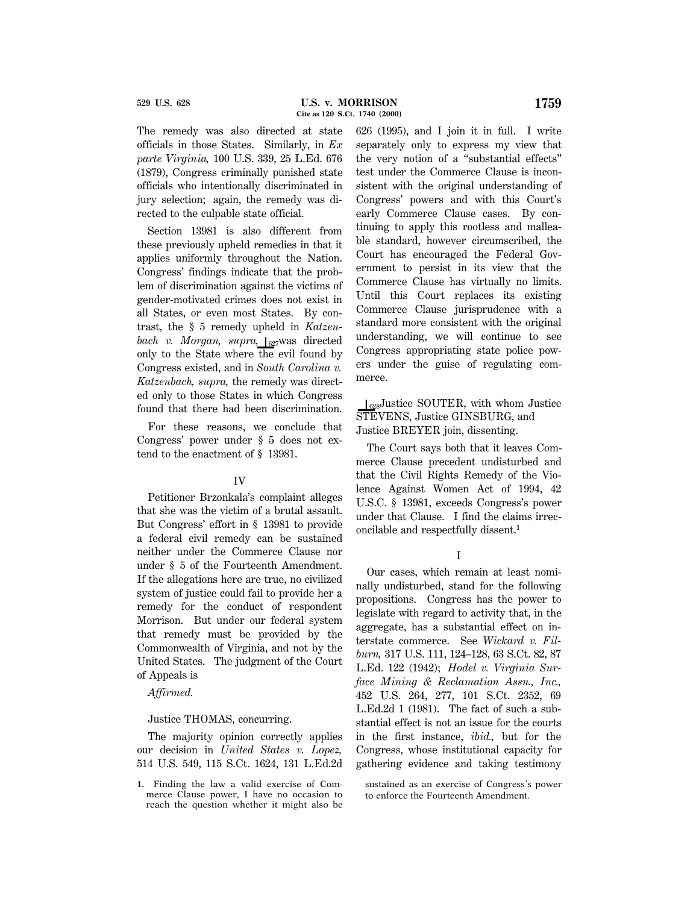The remedy was also directed at state officials in those States. Similarly, in *Ex parte Virginia,* 100 U.S. 339, 25 L.Ed. 676 (1879), Congress criminally punished state officials who intentionally discriminated in jury selection; again, the remedy was directed to the culpable state official.

Section 13981 is also different from these previously upheld remedies in that it applies uniformly throughout the Nation. Congress' findings indicate that the problem of discrimination against the victims of gender-motivated crimes does not exist in all States, or even most States. By contrast, the § 5 remedy upheld in *Katzenbach v. Morgan, supra,* 627 was directed only to the State where the evil found by Congress existed, and in *South Carolina v. Katzenbach, supra,* the remedy was directed only to those States in which Congress found that there had been discrimination.

For these reasons, we conclude that Congress' power under § 5 does not extend to the enactment of § 13981.

## IV

Petitioner Brzonkala's complaint alleges that she was the victim of a brutal assault. But Congress' effort in § 13981 to provide a federal civil remedy can be sustained neither under the Commerce Clause nor under § 5 of the Fourteenth Amendment. If the allegations here are true, no civilized system of justice could fail to provide her a remedy for the conduct of respondent Morrison. But under our federal system that remedy must be provided by the Commonwealth of Virginia, and not by the United States. The judgment of the Court of Appeals is

*Affirmed.*

Justice THOMAS, concurring.

The majority opinion correctly applies our decision in *United States v. Lopez,* 514 U.S. 549, 115 S.Ct. 1624, 131 L.Ed.2d 626 (1995), and I join it in full. I write separately only to express my view that the very notion of a "substantial effects" test under the Commerce Clause is inconsistent with the original understanding of Congress' powers and with this Court's early Commerce Clause cases. By continuing to apply this rootless and malleable standard, however circumscribed, the Court has encouraged the Federal Government to persist in its view that the Commerce Clause has virtually no limits. Until this Court replaces its existing Commerce Clause jurisprudence with a standard more consistent with the original understanding, we will continue to see Congress appropriating state police powers under the guise of regulating commerce.

628 Justice SOUTER, with whom Justice STEVENS, Justice GINSBURG, and Justice BREYER join, dissenting.

The Court says both that it leaves Commerce Clause precedent undisturbed and that the Civil Rights Remedy of the Violence Against Women Act of 1994, 42 U.S.C. § 13981, exceeds Congress's power under that Clause. I find the claims irreconcilable and respectfully dissent.[1]

## I

Our cases, which remain at least nominally undisturbed, stand for the following propositions. Congress has the power to legislate with regard to activity that, in the aggregate, has a substantial effect on interstate commerce. See *Wickard v. Filburn,* 317 U.S. 111, 124–128, 63 S.Ct. 82, 87 L.Ed. 122 (1942); *Hodel v. Virginia Surface Mining & Reclamation Assn., Inc.,* 452 U.S. 264, 277, 101 S.Ct. 2352, 69 L.Ed.2d 1 (1981). The fact of such a substantial effect is not an issue for the courts in the first instance, *ibid.,* but for the Congress, whose institutional capacity for gathering evidence and taking testimony

---

1. Finding the law a valid exercise of Commerce Clause power, I have no occasion to reach the question whether it might also be sustained as an exercise of Congress's power to enforce the Fourteenth Amendment.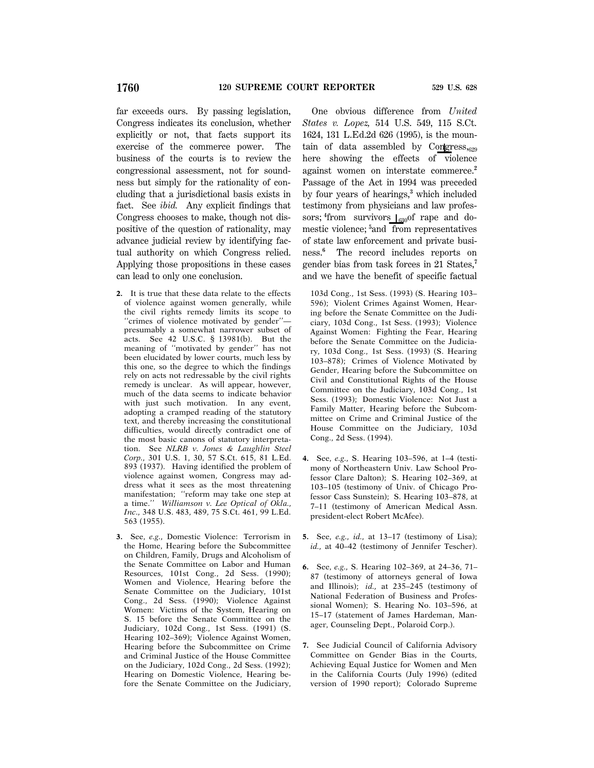far exceeds ours. By passing legislation, Congress indicates its conclusion, whether explicitly or not, that facts support its exercise of the commerce power. The business of the courts is to review the congressional assessment, not for soundness but simply for the rationality of concluding that a jurisdictional basis exists in fact. See *ibid.* Any explicit findings that Congress chooses to make, though not dispositive of the question of rationality, may advance judicial review by identifying factual authority on which Congress relied. Applying those propositions in these cases can lead to only one conclusion.

One obvious difference from *United States v. Lopez,* 514 U.S. 549, 115 S.Ct. 1624, 131 L.Ed.2d 626 (1995), is the mountain of data assembled by Congress,629 here showing the effects of violence against women on interstate commerce.[2] Passage of the Act in 1994 was preceded by four years of hearings,[3] which included testimony from physicians and law professors;[4] from survivors 630of rape and domestic violence;[5] and from representatives of state law enforcement and private business.[6] The record includes reports on gender bias from task forces in 21 States,[7] and we have the benefit of specific factual

**2.** It is true that these data relate to the effects of violence against women generally, while the civil rights remedy limits its scope to "crimes of violence motivated by gender"—presumably a somewhat narrower subset of acts. See 42 U.S.C. § 13981(b). But the meaning of "motivated by gender" has not been elucidated by lower courts, much less by this one, so the degree to which the findings rely on acts not redressable by the civil rights remedy is unclear. As will appear, however, much of the data seems to indicate behavior with just such motivation. In any event, adopting a cramped reading of the statutory text, and thereby increasing the constitutional difficulties, would directly contradict one of the most basic canons of statutory interpretation. See *NLRB v. Jones & Laughlin Steel Corp.,* 301 U.S. 1, 30, 57 S.Ct. 615, 81 L.Ed. 893 (1937). Having identified the problem of violence against women, Congress may address what it sees as the most threatening manifestation; "reform may take one step at a time." *Williamson v. Lee Optical of Okla., Inc.,* 348 U.S. 483, 489, 75 S.Ct. 461, 99 L.Ed. 563 (1955).

**3.** See, *e.g.,* Domestic Violence: Terrorism in the Home, Hearing before the Subcommittee on Children, Family, Drugs and Alcoholism of the Senate Committee on Labor and Human Resources, 101st Cong., 2d Sess. (1990); Women and Violence, Hearing before the Senate Committee on the Judiciary, 101st Cong., 2d Sess. (1990); Violence Against Women: Victims of the System, Hearing on S. 15 before the Senate Committee on the Judiciary, 102d Cong., 1st Sess. (1991) (S. Hearing 102–369); Violence Against Women, Hearing before the Subcommittee on Crime and Criminal Justice of the House Committee on the Judiciary, 102d Cong., 2d Sess. (1992); Hearing on Domestic Violence, Hearing before the Senate Committee on the Judiciary, 103d Cong., 1st Sess. (1993) (S. Hearing 103–596); Violent Crimes Against Women, Hearing before the Senate Committee on the Judiciary, 103d Cong., 1st Sess. (1993); Violence Against Women: Fighting the Fear, Hearing before the Senate Committee on the Judiciary, 103d Cong., 1st Sess. (1993) (S. Hearing 103–878); Crimes of Violence Motivated by Gender, Hearing before the Subcommittee on Civil and Constitutional Rights of the House Committee on the Judiciary, 103d Cong., 1st Sess. (1993); Domestic Violence: Not Just a Family Matter, Hearing before the Subcommittee on Crime and Criminal Justice of the House Committee on the Judiciary, 103d Cong., 2d Sess. (1994).

**4.** See, *e.g.,* S. Hearing 103–596, at 1–4 (testimony of Northeastern Univ. Law School Professor Clare Dalton); S. Hearing 102–369, at 103–105 (testimony of Univ. of Chicago Professor Cass Sunstein); S. Hearing 103–878, at 7–11 (testimony of American Medical Assn. president-elect Robert McAfee).

**5.** See, *e.g., id.,* at 13–17 (testimony of Lisa); *id.,* at 40–42 (testimony of Jennifer Tescher).

**6.** See, *e.g.,* S. Hearing 102–369, at 24–36, 71–87 (testimony of attorneys general of Iowa and Illinois); *id.,* at 235–245 (testimony of National Federation of Business and Professional Women); S. Hearing No. 103–596, at 15–17 (statement of James Hardeman, Manager, Counseling Dept., Polaroid Corp.).

**7.** See Judicial Council of California Advisory Committee on Gender Bias in the Courts, Achieving Equal Justice for Women and Men in the California Courts (July 1996) (edited version of 1990 report); Colorado Supreme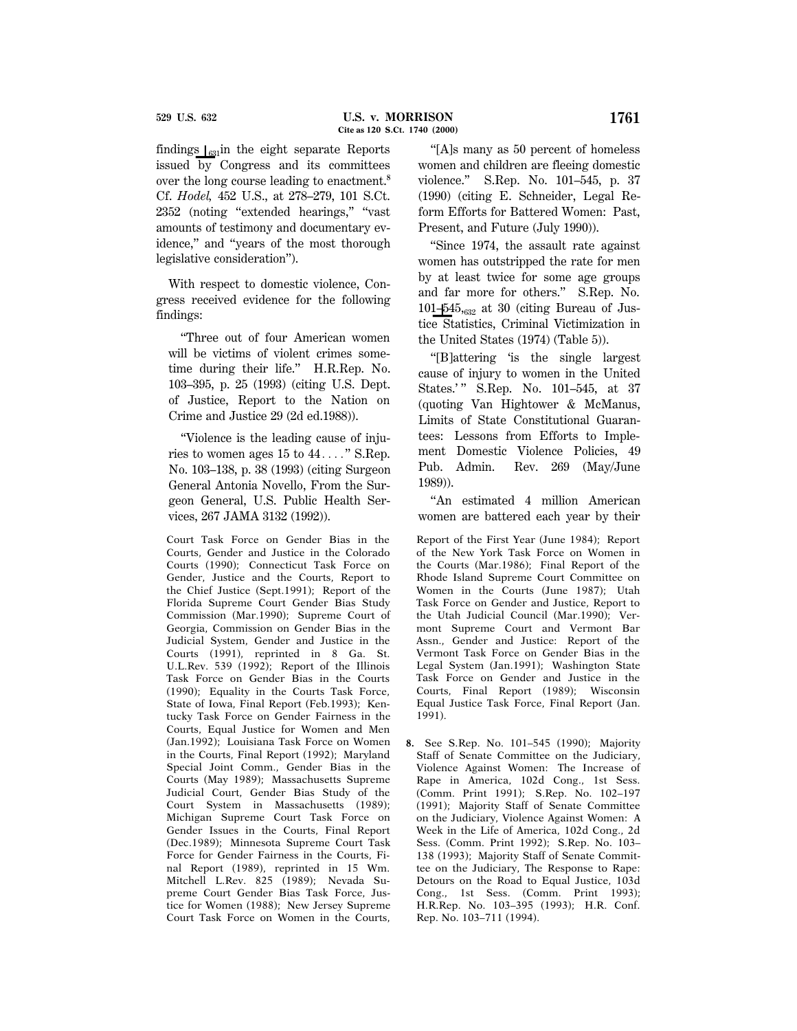findings ⌊631 in the eight separate Reports issued by Congress and its committees over the long course leading to enactment.[8] Cf. *Hodel*, 452 U.S., at 278–279, 101 S.Ct. 2352 (noting "extended hearings," "vast amounts of testimony and documentary evidence," and "years of the most thorough legislative consideration").

With respect to domestic violence, Congress received evidence for the following findings:

"Three out of four American women will be victims of violent crimes sometime during their life." H.R.Rep. No. 103–395, p. 25 (1993) (citing U.S. Dept. of Justice, Report to the Nation on Crime and Justice 29 (2d ed.1988)).

"Violence is the leading cause of injuries to women ages 15 to 44. . . ." S.Rep. No. 103–138, p. 38 (1993) (citing Surgeon General Antonia Novello, From the Surgeon General, U.S. Public Health Services, 267 JAMA 3132 (1992)).

"[A]s many as 50 percent of homeless women and children are fleeing domestic violence." S.Rep. No. 101–545, p. 37 (1990) (citing E. Schneider, Legal Reform Efforts for Battered Women: Past, Present, and Future (July 1990)).

"Since 1974, the assault rate against women has outstripped the rate for men by at least twice for some age groups and far more for others." S.Rep. No. 101–⌊632 545, at 30 (citing Bureau of Justice Statistics, Criminal Victimization in the United States (1974) (Table 5)).

"[B]attering 'is the single largest cause of injury to women in the United States.'" S.Rep. No. 101–545, at 37 (quoting Van Hightower & McManus, Limits of State Constitutional Guarantees: Lessons from Efforts to Implement Domestic Violence Policies, 49 Pub. Admin. Rev. 269 (May/June 1989)).

"An estimated 4 million American women are battered each year by their

---

Court Task Force on Gender Bias in the Courts, Gender and Justice in the Colorado Courts (1990); Connecticut Task Force on Gender, Justice and the Courts, Report to the Chief Justice (Sept.1991); Report of the Florida Supreme Court Gender Bias Study Commission (Mar.1990); Supreme Court of Georgia, Commission on Gender Bias in the Judicial System, Gender and Justice in the Courts (1991), reprinted in 8 Ga. St. U.L.Rev. 539 (1992); Report of the Illinois Task Force on Gender Bias in the Courts (1990); Equality in the Courts Task Force, State of Iowa, Final Report (Feb.1993); Kentucky Task Force on Gender Fairness in the Courts, Equal Justice for Women and Men (Jan.1992); Louisiana Task Force on Women in the Courts, Final Report (1992); Maryland Special Joint Comm., Gender Bias in the Courts (May 1989); Massachusetts Supreme Judicial Court, Gender Bias Study of the Court System in Massachusetts (1989); Michigan Supreme Court Task Force on Gender Issues in the Courts, Final Report (Dec.1989); Minnesota Supreme Court Task Force for Gender Fairness in the Courts, Final Report (1989), reprinted in 15 Wm. Mitchell L.Rev. 825 (1989); Nevada Supreme Court Gender Bias Task Force, Justice for Women (1988); New Jersey Supreme Court Task Force on Women in the Courts, Report of the First Year (June 1984); Report of the New York Task Force on Women in the Courts (Mar.1986); Final Report of the Rhode Island Supreme Court Committee on Women in the Courts (June 1987); Utah Task Force on Gender and Justice, Report to the Utah Judicial Council (Mar.1990); Vermont Supreme Court and Vermont Bar Assn., Gender and Justice: Report of the Vermont Task Force on Gender Bias in the Legal System (Jan.1991); Washington State Task Force on Gender and Justice in the Courts, Final Report (1989); Wisconsin Equal Justice Task Force, Final Report (Jan. 1991).

**8.** See S.Rep. No. 101–545 (1990); Majority Staff of Senate Committee on the Judiciary, Violence Against Women: The Increase of Rape in America, 102d Cong., 1st Sess. (Comm. Print 1991); S.Rep. No. 102–197 (1991); Majority Staff of Senate Committee on the Judiciary, Violence Against Women: A Week in the Life of America, 102d Cong., 2d Sess. (Comm. Print 1992); S.Rep. No. 103–138 (1993); Majority Staff of Senate Committee on the Judiciary, The Response to Rape: Detours on the Road to Equal Justice, 103d Cong., 1st Sess. (Comm. Print 1993); H.R.Rep. No. 103–395 (1993); H.R. Conf. Rep. No. 103–711 (1994).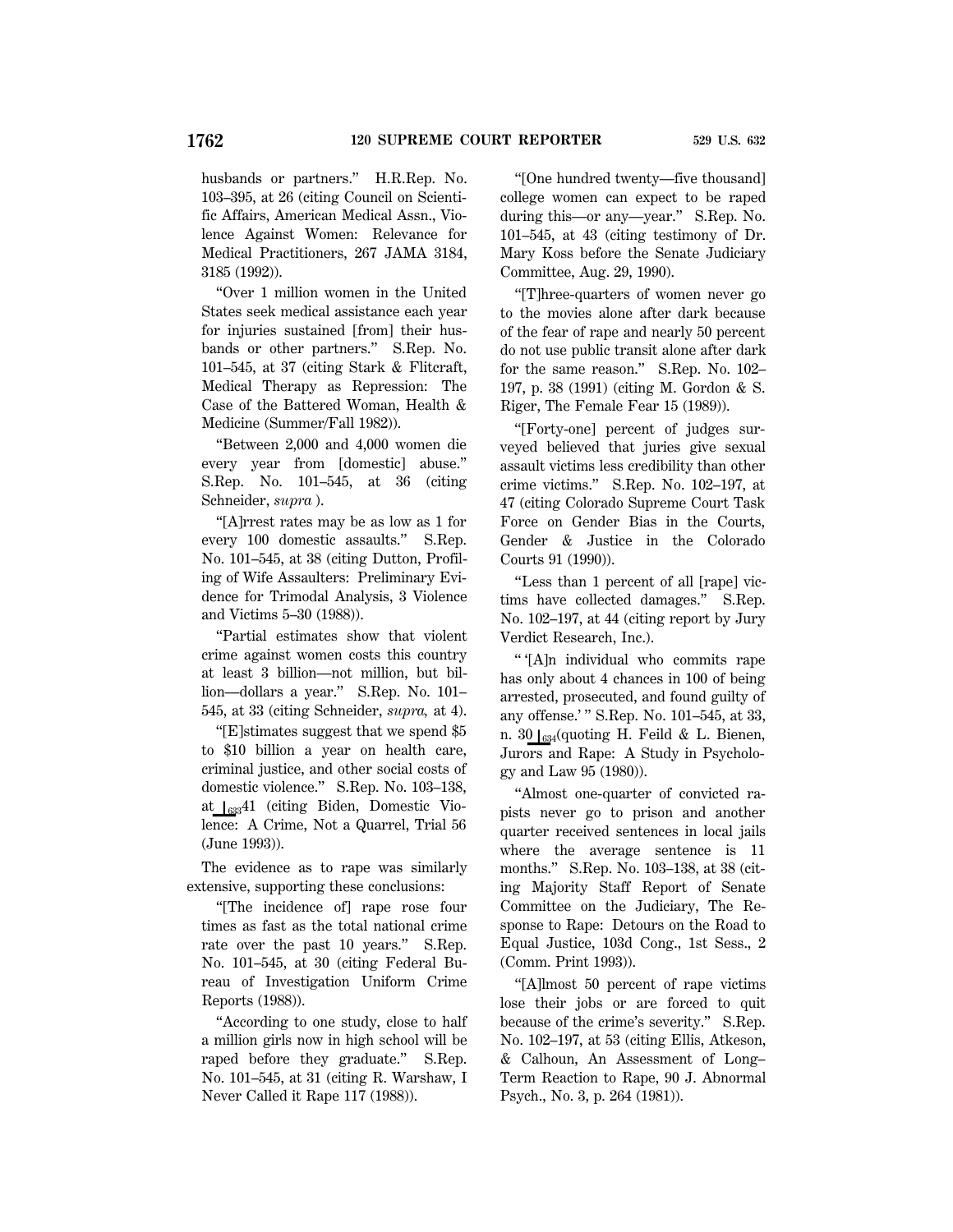husbands or partners." H.R.Rep. No. 103–395, at 26 (citing Council on Scientific Affairs, American Medical Assn., Violence Against Women: Relevance for Medical Practitioners, 267 JAMA 3184, 3185 (1992)).

"Over 1 million women in the United States seek medical assistance each year for injuries sustained [from] their husbands or other partners." S.Rep. No. 101–545, at 37 (citing Stark & Flitcraft, Medical Therapy as Repression: The Case of the Battered Woman, Health & Medicine (Summer/Fall 1982)).

"Between 2,000 and 4,000 women die every year from [domestic] abuse." S.Rep. No. 101–545, at 36 (citing Schneider, *supra* ).

"[A]rrest rates may be as low as 1 for every 100 domestic assaults." S.Rep. No. 101–545, at 38 (citing Dutton, Profiling of Wife Assaulters: Preliminary Evidence for Trimodal Analysis, 3 Violence and Victims 5–30 (1988)).

"Partial estimates show that violent crime against women costs this country at least 3 billion—not million, but billion—dollars a year." S.Rep. No. 101–545, at 33 (citing Schneider, *supra,* at 4).

"[E]stimates suggest that we spend $5 to $10 billion a year on health care, criminal justice, and other social costs of domestic violence." S.Rep. No. 103–138, at 633 41 (citing Biden, Domestic Violence: A Crime, Not a Quarrel, Trial 56 (June 1993)).

The evidence as to rape was similarly extensive, supporting these conclusions:

"[The incidence of] rape rose four times as fast as the total national crime rate over the past 10 years." S.Rep. No. 101–545, at 30 (citing Federal Bureau of Investigation Uniform Crime Reports (1988)).

"According to one study, close to half a million girls now in high school will be raped before they graduate." S.Rep. No. 101–545, at 31 (citing R. Warshaw, I Never Called it Rape 117 (1988)).

"[One hundred twenty—five thousand] college women can expect to be raped during this—or any—year." S.Rep. No. 101–545, at 43 (citing testimony of Dr. Mary Koss before the Senate Judiciary Committee, Aug. 29, 1990).

"[T]hree-quarters of women never go to the movies alone after dark because of the fear of rape and nearly 50 percent do not use public transit alone after dark for the same reason." S.Rep. No. 102–197, p. 38 (1991) (citing M. Gordon & S. Riger, The Female Fear 15 (1989)).

"[Forty-one] percent of judges surveyed believed that juries give sexual assault victims less credibility than other crime victims." S.Rep. No. 102–197, at 47 (citing Colorado Supreme Court Task Force on Gender Bias in the Courts, Gender & Justice in the Colorado Courts 91 (1990)).

"Less than 1 percent of all [rape] victims have collected damages." S.Rep. No. 102–197, at 44 (citing report by Jury Verdict Research, Inc.).

" '[A]n individual who commits rape has only about 4 chances in 100 of being arrested, prosecuted, and found guilty of any offense.' " S.Rep. No. 101–545, at 33, n. 30 634(quoting H. Feild & L. Bienen, Jurors and Rape: A Study in Psychology and Law 95 (1980)).

"Almost one-quarter of convicted rapists never go to prison and another quarter received sentences in local jails where the average sentence is 11 months." S.Rep. No. 103–138, at 38 (citing Majority Staff Report of Senate Committee on the Judiciary, The Response to Rape: Detours on the Road to Equal Justice, 103d Cong., 1st Sess., 2 (Comm. Print 1993)).

"[A]lmost 50 percent of rape victims lose their jobs or are forced to quit because of the crime's severity." S.Rep. No. 102–197, at 53 (citing Ellis, Atkeson, & Calhoun, An Assessment of Long–Term Reaction to Rape, 90 J. Abnormal Psych., No. 3, p. 264 (1981)).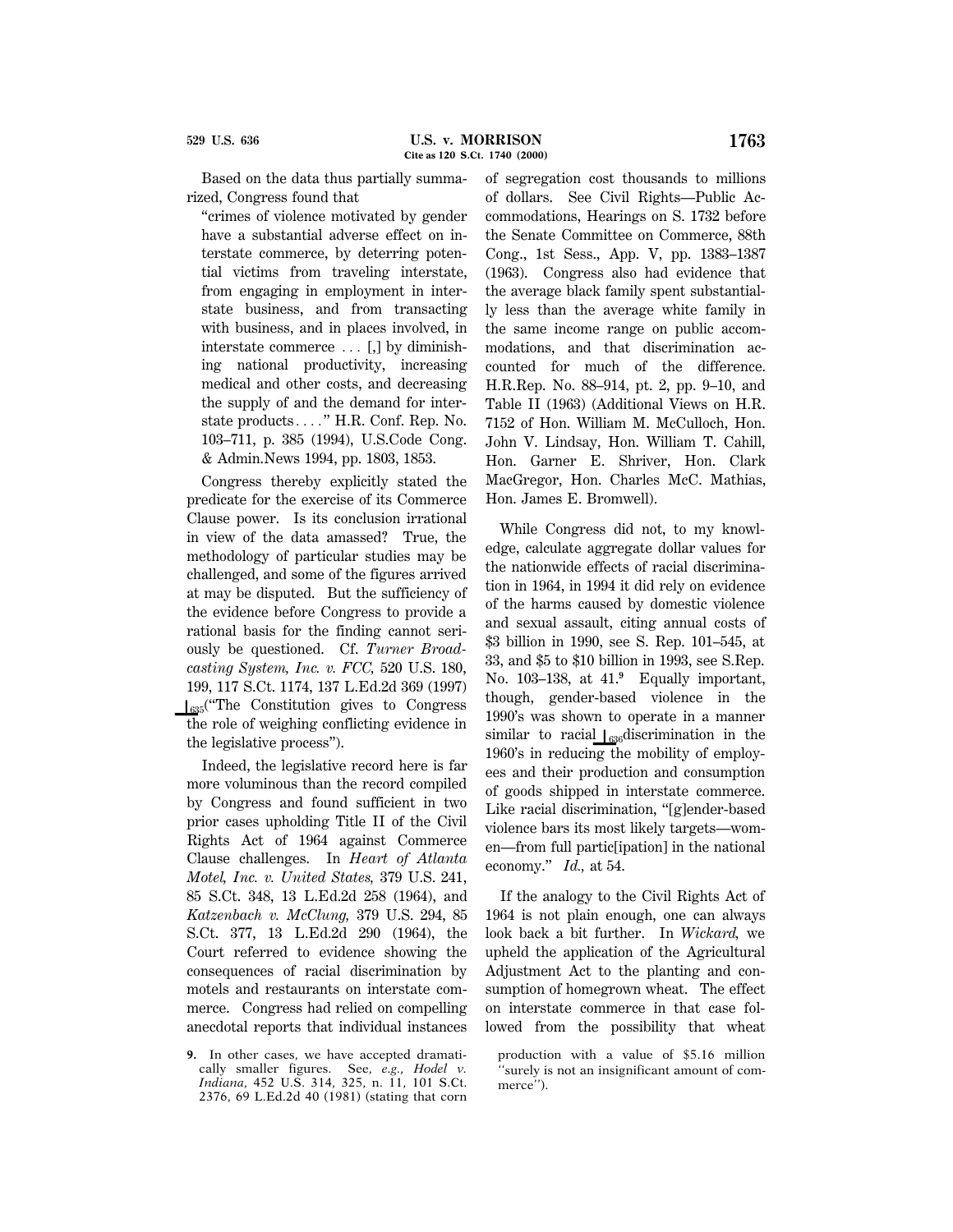Based on the data thus partially summarized, Congress found that

> "crimes of violence motivated by gender have a substantial adverse effect on interstate commerce, by deterring potential victims from traveling interstate, from engaging in employment in interstate business, and from transacting with business, and in places involved, in interstate commerce ... [,] by diminishing national productivity, increasing medical and other costs, and decreasing the supply of and the demand for interstate products ...." H.R. Conf. Rep. No. 103–711, p. 385 (1994), U.S.Code Cong. & Admin.News 1994, pp. 1803, 1853.

Congress thereby explicitly stated the predicate for the exercise of its Commerce Clause power. Is its conclusion irrational in view of the data amassed? True, the methodology of particular studies may be challenged, and some of the figures arrived at may be disputed. But the sufficiency of the evidence before Congress to provide a rational basis for the finding cannot seriously be questioned. Cf. *Turner Broadcasting System, Inc. v. FCC,* 520 U.S. 180, 199, 117 S.Ct. 1174, 137 L.Ed.2d 369 (1997) ⌊635("The Constitution gives to Congress the role of weighing conflicting evidence in the legislative process").

Indeed, the legislative record here is far more voluminous than the record compiled by Congress and found sufficient in two prior cases upholding Title II of the Civil Rights Act of 1964 against Commerce Clause challenges. In *Heart of Atlanta Motel, Inc. v. United States,* 379 U.S. 241, 85 S.Ct. 348, 13 L.Ed.2d 258 (1964), and *Katzenbach v. McClung,* 379 U.S. 294, 85 S.Ct. 377, 13 L.Ed.2d 290 (1964), the Court referred to evidence showing the consequences of racial discrimination by motels and restaurants on interstate commerce. Congress had relied on compelling anecdotal reports that individual instances of segregation cost thousands to millions of dollars. See Civil Rights—Public Accommodations, Hearings on S. 1732 before the Senate Committee on Commerce, 88th Cong., 1st Sess., App. V, pp. 1383–1387 (1963). Congress also had evidence that the average black family spent substantially less than the average white family in the same income range on public accommodations, and that discrimination accounted for much of the difference. H.R.Rep. No. 88–914, pt. 2, pp. 9–10, and Table II (1963) (Additional Views on H.R. 7152 of Hon. William M. McCulloch, Hon. John V. Lindsay, Hon. William T. Cahill, Hon. Garner E. Shriver, Hon. Clark MacGregor, Hon. Charles McC. Mathias, Hon. James E. Bromwell).

While Congress did not, to my knowledge, calculate aggregate dollar values for the nationwide effects of racial discrimination in 1964, in 1994 it did rely on evidence of the harms caused by domestic violence and sexual assault, citing annual costs of $3 billion in 1990, see S. Rep. 101–545, at 33, and $5 to $10 billion in 1993, see S.Rep. No. 103–138, at 41.[9] Equally important, though, gender-based violence in the 1990's was shown to operate in a manner similar to racial ⌊636discrimination in the 1960's in reducing the mobility of employees and their production and consumption of goods shipped in interstate commerce. Like racial discrimination, "[g]ender-based violence bars its most likely targets—women—from full partic[ipation] in the national economy." *Id.,* at 54.

If the analogy to the Civil Rights Act of 1964 is not plain enough, one can always look back a bit further. In *Wickard,* we upheld the application of the Agricultural Adjustment Act to the planting and consumption of homegrown wheat. The effect on interstate commerce in that case followed from the possibility that wheat

9. In other cases, we have accepted dramatically smaller figures. See, *e.g., Hodel v. Indiana,* 452 U.S. 314, 325, n. 11, 101 S.Ct. 2376, 69 L.Ed.2d 40 (1981) (stating that corn production with a value of $5.16 million "surely is not an insignificant amount of commerce").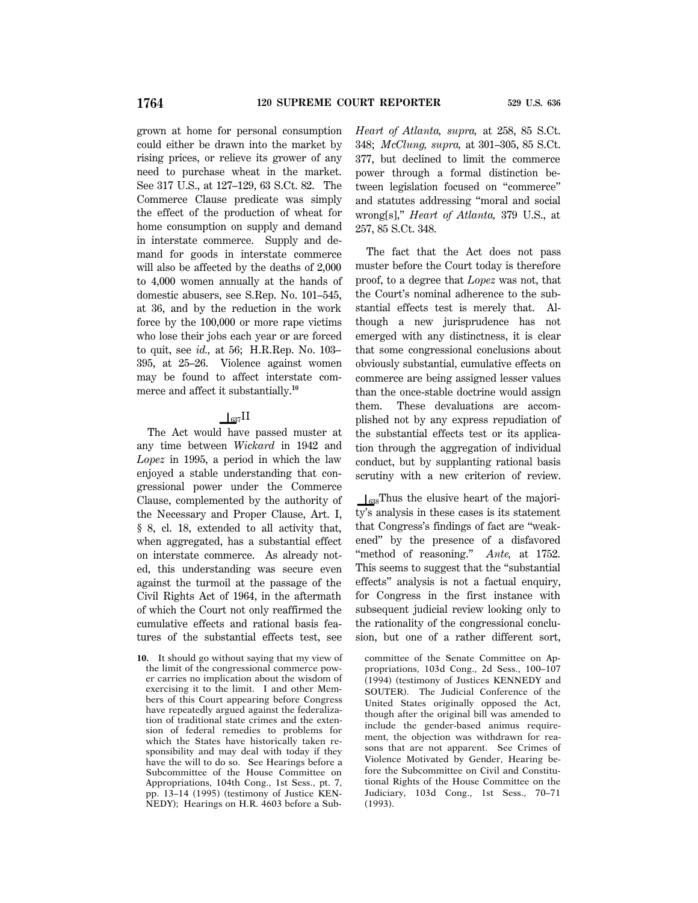grown at home for personal consumption could either be drawn into the market by rising prices, or relieve its grower of any need to purchase wheat in the market. See 317 U.S., at 127–129, 63 S.Ct. 82. The Commerce Clause predicate was simply the effect of the production of wheat for home consumption on supply and demand in interstate commerce. Supply and demand for goods in interstate commerce will also be affected by the deaths of 2,000 to 4,000 women annually at the hands of domestic abusers, see S.Rep. No. 101–545, at 36, and by the reduction in the work force by the 100,000 or more rape victims who lose their jobs each year or are forced to quit, see *id.,* at 56; H.R.Rep. No. 103–395, at 25–26. Violence against women may be found to affect interstate commerce and affect it substantially.[10]

## ⊥637 II

The Act would have passed muster at any time between *Wickard* in 1942 and *Lopez* in 1995, a period in which the law enjoyed a stable understanding that congressional power under the Commerce Clause, complemented by the authority of the Necessary and Proper Clause, Art. I, § 8, cl. 18, extended to all activity that, when aggregated, has a substantial effect on interstate commerce. As already noted, this understanding was secure even against the turmoil at the passage of the Civil Rights Act of 1964, in the aftermath of which the Court not only reaffirmed the cumulative effects and rational basis features of the substantial effects test, see *Heart of Atlanta, supra,* at 258, 85 S.Ct. 348; *McClung, supra,* at 301–305, 85 S.Ct. 377, but declined to limit the commerce power through a formal distinction between legislation focused on "commerce" and statutes addressing "moral and social wrong[s]," *Heart of Atlanta,* 379 U.S., at 257, 85 S.Ct. 348.

The fact that the Act does not pass muster before the Court today is therefore proof, to a degree that *Lopez* was not, that the Court's nominal adherence to the substantial effects test is merely that. Although a new jurisprudence has not emerged with any distinctness, it is clear that some congressional conclusions about obviously substantial, cumulative effects on commerce are being assigned lesser values than the once-stable doctrine would assign them. These devaluations are accomplished not by any express repudiation of the substantial effects test or its application through the aggregation of individual conduct, but by supplanting rational basis scrutiny with a new criterion of review.

⊥638 Thus the elusive heart of the majority's analysis in these cases is its statement that Congress's findings of fact are "weakened" by the presence of a disfavored "method of reasoning." *Ante,* at 1752. This seems to suggest that the "substantial effects" analysis is not a factual enquiry, for Congress in the first instance with subsequent judicial review looking only to the rationality of the congressional conclusion, but one of a rather different sort,

---

10. It should go without saying that my view of the limit of the congressional commerce power carries no implication about the wisdom of exercising it to the limit. I and other Members of this Court appearing before Congress have repeatedly argued against the federalization of traditional state crimes and the extension of federal remedies to problems for which the States have historically taken responsibility and may deal with today if they have the will to do so. See Hearings before a Subcommittee of the House Committee on Appropriations, 104th Cong., 1st Sess., pt. 7, pp. 13–14 (1995) (testimony of Justice KENNEDY); Hearings on H.R. 4603 before a Subcommittee of the Senate Committee on Appropriations, 103d Cong., 2d Sess., 100–107 (1994) (testimony of Justices KENNEDY and SOUTER). The Judicial Conference of the United States originally opposed the Act, though after the original bill was amended to include the gender-based animus requirement, the objection was withdrawn for reasons that are not apparent. See Crimes of Violence Motivated by Gender, Hearing before the Subcommittee on Civil and Constitutional Rights of the House Committee on the Judiciary, 103d Cong., 1st Sess., 70–71 (1993).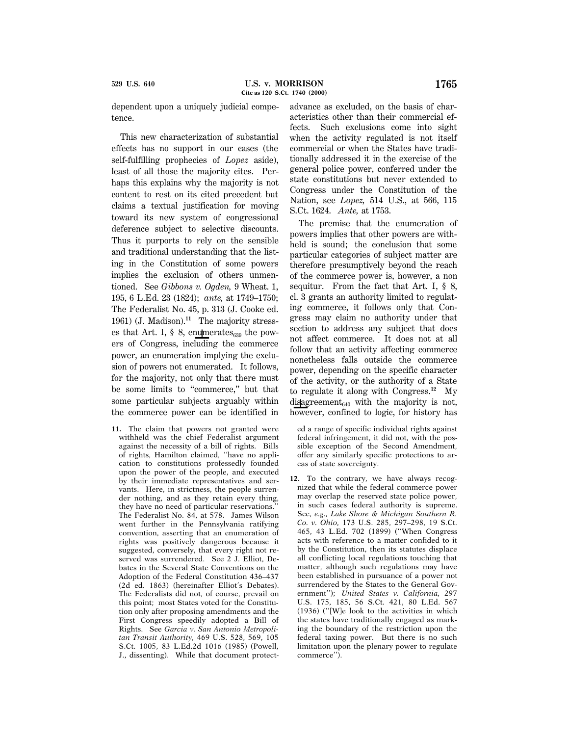dependent upon a uniquely judicial competence.

This new characterization of substantial effects has no support in our cases (the self-fulfilling prophecies of *Lopez* aside), least of all those the majority cites. Perhaps this explains why the majority is not content to rest on its cited precedent but claims a textual justification for moving toward its new system of congressional deference subject to selective discounts. Thus it purports to rely on the sensible and traditional understanding that the listing in the Constitution of some powers implies the exclusion of others unmentioned. See *Gibbons v. Ogden,* 9 Wheat. 1, 195, 6 L.Ed. 23 (1824); *ante,* at 1749–1750; The Federalist No. 45, p. 313 (J. Cooke ed. 1961) (J. Madison).[11] The majority stresses that Art. I, § 8, enumerates the powers of Congress, including the commerce power, an enumeration implying the exclusion of powers not enumerated. It follows, for the majority, not only that there must be some limits to "commerce," but that some particular subjects arguably within the commerce power can be identified in advance as excluded, on the basis of characteristics other than their commercial effects. Such exclusions come into sight when the activity regulated is not itself commercial or when the States have traditionally addressed it in the exercise of the general police power, conferred under the state constitutions but never extended to Congress under the Constitution of the Nation, see *Lopez,* 514 U.S., at 566, 115 S.Ct. 1624. *Ante,* at 1753.

The premise that the enumeration of powers implies that other powers are withheld is sound; the conclusion that some particular categories of subject matter are therefore presumptively beyond the reach of the commerce power is, however, a non sequitur. From the fact that Art. I, § 8, cl. 3 grants an authority limited to regulating commerce, it follows only that Congress may claim no authority under that section to address any subject that does not affect commerce. It does not at all follow that an activity affecting commerce nonetheless falls outside the commerce power, depending on the specific character of the activity, or the authority of a State to regulate it along with Congress.[12] My disagreement with the majority is not, however, confined to logic, for history has

---

11. The claim that powers not granted were withheld was the chief Federalist argument against the necessity of a bill of rights. Bills of rights, Hamilton claimed, "have no application to constitutions professedly founded upon the power of the people, and executed by their immediate representatives and servants. Here, in strictness, the people surrender nothing, and as they retain every thing, they have no need of particular reservations." The Federalist No. 84, at 578. James Wilson went further in the Pennsylvania ratifying convention, asserting that an enumeration of rights was positively dangerous because it suggested, conversely, that every right not reserved was surrendered. See 2 J. Elliot, Debates in the Several State Conventions on the Adoption of the Federal Constitution 436–437 (2d ed. 1863) (hereinafter Elliot's Debates). The Federalists did not, of course, prevail on this point; most States voted for the Constitution only after proposing amendments and the First Congress speedily adopted a Bill of Rights. See *Garcia v. San Antonio Metropolitan Transit Authority,* 469 U.S. 528, 569, 105 S.Ct. 1005, 83 L.Ed.2d 1016 (1985) (Powell, J., dissenting). While that document protected a range of specific individual rights against federal infringement, it did not, with the possible exception of the Second Amendment, offer any similarly specific protections to areas of state sovereignty.

12. To the contrary, we have always recognized that while the federal commerce power may overlap the reserved state police power, in such cases federal authority is supreme. See, *e.g., Lake Shore & Michigan Southern R. Co. v. Ohio,* 173 U.S. 285, 297–298, 19 S.Ct. 465, 43 L.Ed. 702 (1899) ("When Congress acts with reference to a matter confided to it by the Constitution, then its statutes displace all conflicting local regulations touching that matter, although such regulations may have been established in pursuance of a power not surrendered by the States to the General Government"); *United States v. California,* 297 U.S. 175, 185, 56 S.Ct. 421, 80 L.Ed. 567 (1936) ("[W]e look to the activities in which the states have traditionally engaged as marking the boundary of the restriction upon the federal taxing power. But there is no such limitation upon the plenary power to regulate commerce").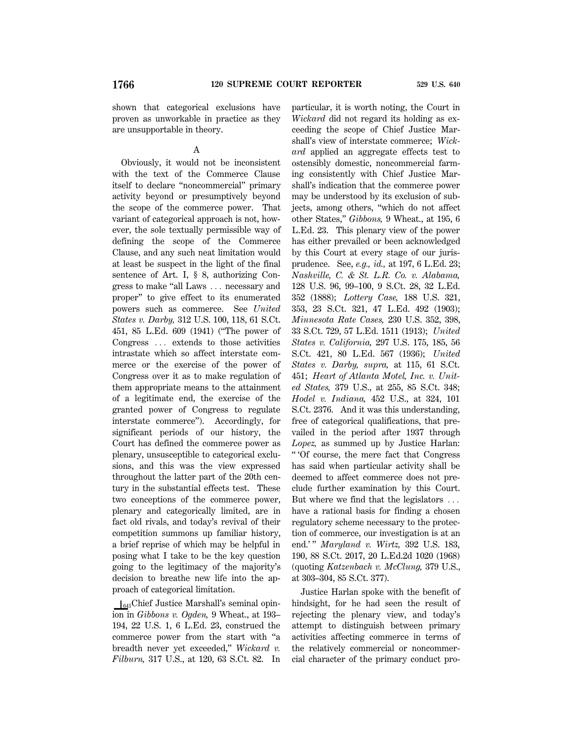shown that categorical exclusions have proven as unworkable in practice as they are unsupportable in theory.

### A

Obviously, it would not be inconsistent with the text of the Commerce Clause itself to declare "noncommercial" primary activity beyond or presumptively beyond the scope of the commerce power. That variant of categorical approach is not, however, the sole textually permissible way of defining the scope of the Commerce Clause, and any such neat limitation would at least be suspect in the light of the final sentence of Art. I, § 8, authorizing Congress to make "all Laws ... necessary and proper" to give effect to its enumerated powers such as commerce. See *United States v. Darby,* 312 U.S. 100, 118, 61 S.Ct. 451, 85 L.Ed. 609 (1941) ("The power of Congress ... extends to those activities intrastate which so affect interstate commerce or the exercise of the power of Congress over it as to make regulation of them appropriate means to the attainment of a legitimate end, the exercise of the granted power of Congress to regulate interstate commerce"). Accordingly, for significant periods of our history, the Court has defined the commerce power as plenary, unsusceptible to categorical exclusions, and this was the view expressed throughout the latter part of the 20th century in the substantial effects test. These two conceptions of the commerce power, plenary and categorically limited, are in fact old rivals, and today's revival of their competition summons up familiar history, a brief reprise of which may be helpful in posing what I take to be the key question going to the legitimacy of the majority's decision to breathe new life into the approach of categorical limitation.

⊥641 Chief Justice Marshall's seminal opinion in *Gibbons v. Ogden,* 9 Wheat., at 193–194, 22 U.S. 1, 6 L.Ed. 23, construed the commerce power from the start with "a breadth never yet exceeded," *Wickard v. Filburn,* 317 U.S., at 120, 63 S.Ct. 82. In particular, it is worth noting, the Court in *Wickard* did not regard its holding as exceeding the scope of Chief Justice Marshall's view of interstate commerce; *Wickard* applied an aggregate effects test to ostensibly domestic, noncommercial farming consistently with Chief Justice Marshall's indication that the commerce power may be understood by its exclusion of subjects, among others, "which do not affect other States," *Gibbons,* 9 Wheat., at 195, 6 L.Ed. 23. This plenary view of the power has either prevailed or been acknowledged by this Court at every stage of our jurisprudence. See, *e.g., id.,* at 197, 6 L.Ed. 23; *Nashville, C. & St. L.R. Co. v. Alabama,* 128 U.S. 96, 99–100, 9 S.Ct. 28, 32 L.Ed. 352 (1888); *Lottery Case,* 188 U.S. 321, 353, 23 S.Ct. 321, 47 L.Ed. 492 (1903); *Minnesota Rate Cases,* 230 U.S. 352, 398, 33 S.Ct. 729, 57 L.Ed. 1511 (1913); *United States v. California,* 297 U.S. 175, 185, 56 S.Ct. 421, 80 L.Ed. 567 (1936); *United States v. Darby, supra,* at 115, 61 S.Ct. 451; *Heart of Atlanta Motel, Inc. v. United States,* 379 U.S., at 255, 85 S.Ct. 348; *Hodel v. Indiana,* 452 U.S., at 324, 101 S.Ct. 2376. And it was this understanding, free of categorical qualifications, that prevailed in the period after 1937 through *Lopez,* as summed up by Justice Harlan: " 'Of course, the mere fact that Congress has said when particular activity shall be deemed to affect commerce does not preclude further examination by this Court. But where we find that the legislators ... have a rational basis for finding a chosen regulatory scheme necessary to the protection of commerce, our investigation is at an end.' " *Maryland v. Wirtz,* 392 U.S. 183, 190, 88 S.Ct. 2017, 20 L.Ed.2d 1020 (1968) (quoting *Katzenbach v. McClung,* 379 U.S., at 303–304, 85 S.Ct. 377).

Justice Harlan spoke with the benefit of hindsight, for he had seen the result of rejecting the plenary view, and today's attempt to distinguish between primary activities affecting commerce in terms of the relatively commercial or noncommercial character of the primary conduct pro-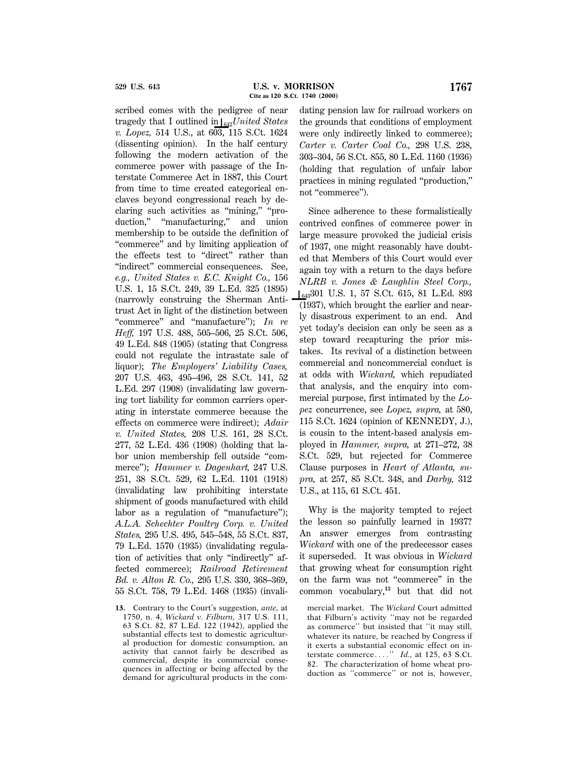scribed comes with the pedigree of near tragedy that I outlined in ⌊642 *United States v. Lopez,* 514 U.S., at 603, 115 S.Ct. 1624 (dissenting opinion). In the half century following the modern activation of the commerce power with passage of the Interstate Commerce Act in 1887, this Court from time to time created categorical enclaves beyond congressional reach by declaring such activities as "mining," "production," "manufacturing," and union membership to be outside the definition of "commerce" and by limiting application of the effects test to "direct" rather than "indirect" commercial consequences. See, *e.g., United States v. E.C. Knight Co.,* 156 U.S. 1, 15 S.Ct. 249, 39 L.Ed. 325 (1895) (narrowly construing the Sherman Antitrust Act in light of the distinction between "commerce" and "manufacture"); *In re Heff,* 197 U.S. 488, 505–506, 25 S.Ct. 506, 49 L.Ed. 848 (1905) (stating that Congress could not regulate the intrastate sale of liquor); *The Employers' Liability Cases,* 207 U.S. 463, 495–496, 28 S.Ct. 141, 52 L.Ed. 297 (1908) (invalidating law governing tort liability for common carriers operating in interstate commerce because the effects on commerce were indirect); *Adair v. United States,* 208 U.S. 161, 28 S.Ct. 277, 52 L.Ed. 436 (1908) (holding that labor union membership fell outside "commerce"); *Hammer v. Dagenhart,* 247 U.S. 251, 38 S.Ct. 529, 62 L.Ed. 1101 (1918) (invalidating law prohibiting interstate shipment of goods manufactured with child labor as a regulation of "manufacture"); *A.L.A. Schechter Poultry Corp. v. United States,* 295 U.S. 495, 545–548, 55 S.Ct. 837, 79 L.Ed. 1570 (1935) (invalidating regulation of activities that only "indirectly" affected commerce); *Railroad Retirement Bd. v. Alton R. Co.,* 295 U.S. 330, 368–369, 55 S.Ct. 758, 79 L.Ed. 1468 (1935) (invalidating pension law for railroad workers on the grounds that conditions of employment were only indirectly linked to commerce); *Carter v. Carter Coal Co.,* 298 U.S. 238, 303–304, 56 S.Ct. 855, 80 L.Ed. 1160 (1936) (holding that regulation of unfair labor practices in mining regulated "production," not "commerce").

Since adherence to these formalistically contrived confines of commerce power in large measure provoked the judicial crisis of 1937, one might reasonably have doubted that Members of this Court would ever again toy with a return to the days before *NLRB v. Jones & Laughlin Steel Corp.,* ⌊643 301 U.S. 1, 57 S.Ct. 615, 81 L.Ed. 893 (1937), which brought the earlier and nearly disastrous experiment to an end. And yet today's decision can only be seen as a step toward recapturing the prior mistakes. Its revival of a distinction between commercial and noncommercial conduct is at odds with *Wickard,* which repudiated that analysis, and the enquiry into commercial purpose, first intimated by the *Lopez* concurrence, see *Lopez, supra,* at 580, 115 S.Ct. 1624 (opinion of KENNEDY, J.), is cousin to the intent-based analysis employed in *Hammer, supra,* at 271–272, 38 S.Ct. 529, but rejected for Commerce Clause purposes in *Heart of Atlanta, supra,* at 257, 85 S.Ct. 348, and *Darby,* 312 U.S., at 115, 61 S.Ct. 451.

Why is the majority tempted to reject the lesson so painfully learned in 1937? An answer emerges from contrasting *Wickard* with one of the predecessor cases it superseded. It was obvious in *Wickard* that growing wheat for consumption right on the farm was not "commerce" in the common vocabulary,[13] but that did not

13. Contrary to the Court's suggestion, *ante,* at 1750, n. 4, *Wickard v. Filburn,* 317 U.S. 111, 63 S.Ct. 82, 87 L.Ed. 122 (1942), applied the substantial effects test to domestic agricultural production for domestic consumption, an activity that cannot fairly be described as commercial, despite its commercial consequences in affecting or being affected by the demand for agricultural products in the commercial market. The *Wickard* Court admitted that Filburn's activity "may not be regarded as commerce" but insisted that "it may still, whatever its nature, be reached by Congress if it exerts a substantial economic effect on interstate commerce. . . ." *Id.,* at 125, 63 S.Ct. 82. The characterization of home wheat production as "commerce" or not is, however,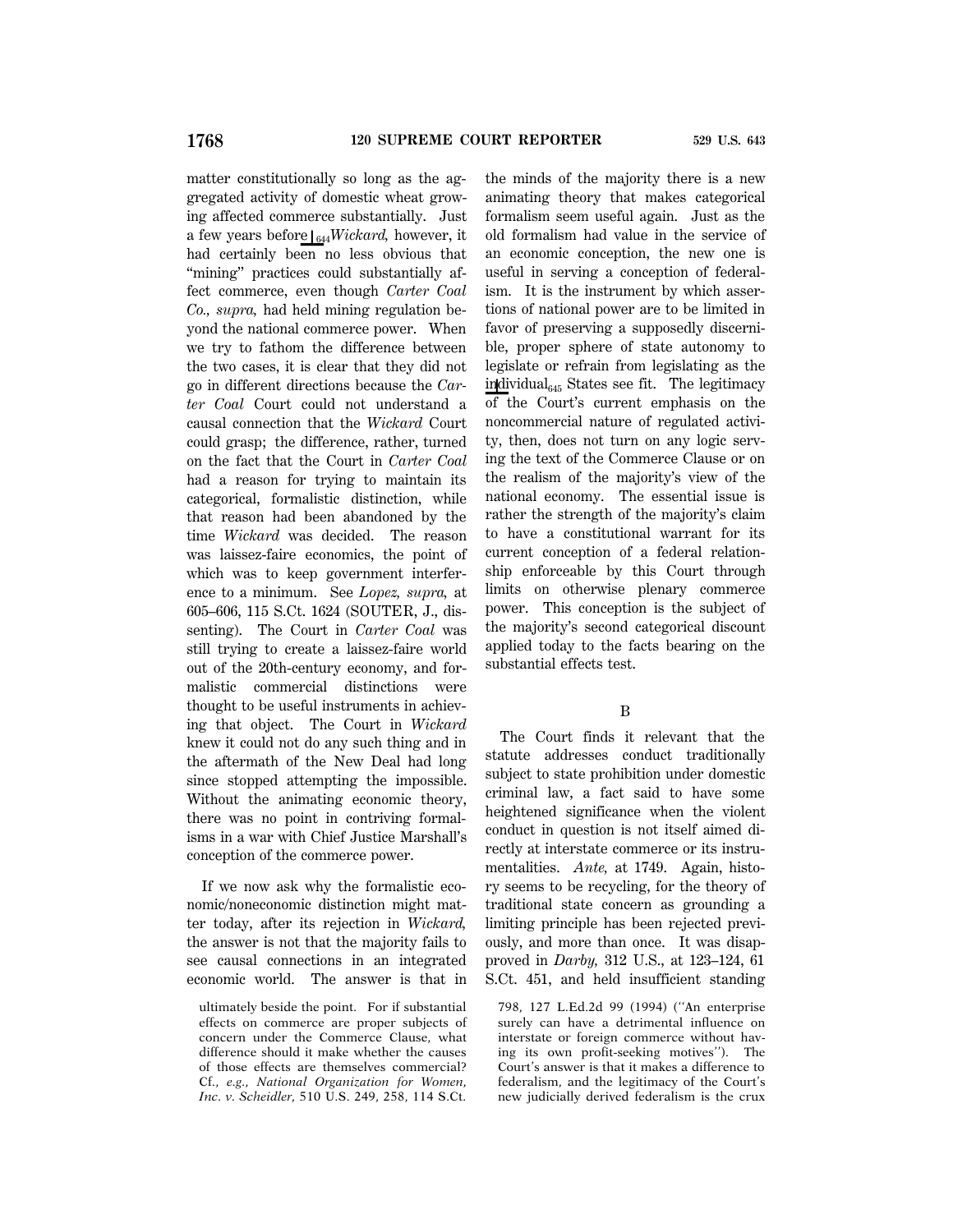matter constitutionally so long as the aggregated activity of domestic wheat growing affected commerce substantially. Just a few years before ⌊644 *Wickard,* however, it had certainly been no less obvious that "mining" practices could substantially affect commerce, even though *Carter Coal Co., supra,* had held mining regulation beyond the national commerce power. When we try to fathom the difference between the two cases, it is clear that they did not go in different directions because the *Carter Coal* Court could not understand a causal connection that the *Wickard* Court could grasp; the difference, rather, turned on the fact that the Court in *Carter Coal* had a reason for trying to maintain its categorical, formalistic distinction, while that reason had been abandoned by the time *Wickard* was decided. The reason was laissez-faire economics, the point of which was to keep government interference to a minimum. See *Lopez, supra,* at 605–606, 115 S.Ct. 1624 (SOUTER, J., dissenting). The Court in *Carter Coal* was still trying to create a laissez-faire world out of the 20th-century economy, and formalistic commercial distinctions were thought to be useful instruments in achieving that object. The Court in *Wickard* knew it could not do any such thing and in the aftermath of the New Deal had long since stopped attempting the impossible. Without the animating economic theory, there was no point in contriving formalisms in a war with Chief Justice Marshall's conception of the commerce power.

If we now ask why the formalistic economic/noneconomic distinction might matter today, after its rejection in *Wickard,* the answer is not that the majority fails to see causal connections in an integrated economic world. The answer is that in the minds of the majority there is a new animating theory that makes categorical formalism seem useful again. Just as the old formalism had value in the service of an economic conception, the new one is useful in serving a conception of federalism. It is the instrument by which assertions of national power are to be limited in favor of preserving a supposedly discernible, proper sphere of state autonomy to legislate or refrain from legislating as the in⌊645 dividual States see fit. The legitimacy of the Court's current emphasis on the noncommercial nature of regulated activity, then, does not turn on any logic serving the text of the Commerce Clause or on the realism of the majority's view of the national economy. The essential issue is rather the strength of the majority's claim to have a constitutional warrant for its current conception of a federal relationship enforceable by this Court through limits on otherwise plenary commerce power. This conception is the subject of the majority's second categorical discount applied today to the facts bearing on the substantial effects test.

B

The Court finds it relevant that the statute addresses conduct traditionally subject to state prohibition under domestic criminal law, a fact said to have some heightened significance when the violent conduct in question is not itself aimed directly at interstate commerce or its instrumentalities. *Ante,* at 1749. Again, history seems to be recycling, for the theory of traditional state concern as grounding a limiting principle has been rejected previously, and more than once. It was disapproved in *Darby,* 312 U.S., at 123–124, 61 S.Ct. 451, and held insufficient standing

ultimately beside the point. For if substantial effects on commerce are proper subjects of concern under the Commerce Clause, what difference should it make whether the causes of those effects are themselves commercial? Cf., *e.g., National Organization for Women, Inc. v. Scheidler,* 510 U.S. 249, 258, 114 S.Ct. 798, 127 L.Ed.2d 99 (1994) ("An enterprise surely can have a detrimental influence on interstate or foreign commerce without having its own profit-seeking motives"). The Court's answer is that it makes a difference to federalism, and the legitimacy of the Court's new judicially derived federalism is the crux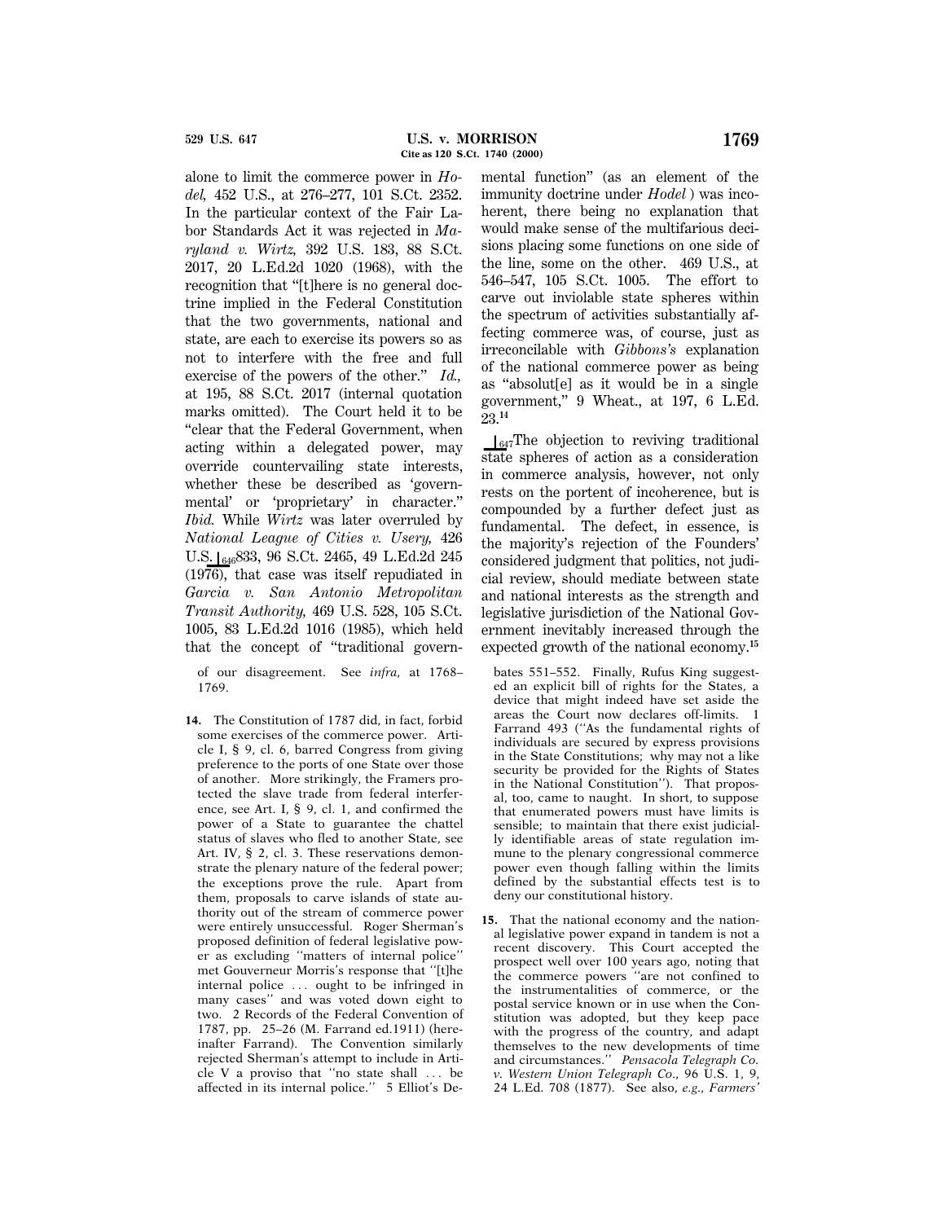alone to limit the commerce power in *Hodel,* 452 U.S., at 276–277, 101 S.Ct. 2352. In the particular context of the Fair Labor Standards Act it was rejected in *Maryland v. Wirtz,* 392 U.S. 183, 88 S.Ct. 2017, 20 L.Ed.2d 1020 (1968), with the recognition that "[t]here is no general doctrine implied in the Federal Constitution that the two governments, national and state, are each to exercise its powers so as not to interfere with the free and full exercise of the powers of the other." *Id.,* at 195, 88 S.Ct. 2017 (internal quotation marks omitted). The Court held it to be "clear that the Federal Government, when acting within a delegated power, may override countervailing state interests, whether these be described as 'governmental' or 'proprietary' in character." *Ibid.* While *Wirtz* was later overruled by *National League of Cities v. Usery,* 426 U.S. ⌊646 833, 96 S.Ct. 2465, 49 L.Ed.2d 245 (1976), that case was itself repudiated in *Garcia v. San Antonio Metropolitan Transit Authority,* 469 U.S. 528, 105 S.Ct. 1005, 83 L.Ed.2d 1016 (1985), which held that the concept of "traditional governmental function" (as an element of the immunity doctrine under *Hodel* ) was incoherent, there being no explanation that would make sense of the multifarious decisions placing some functions on one side of the line, some on the other. 469 U.S., at 546–547, 105 S.Ct. 1005. The effort to carve out inviolable state spheres within the spectrum of activities substantially affecting commerce was, of course, just as irreconcilable with *Gibbons's* explanation of the national commerce power as being as "absolut[e] as it would be in a single government," 9 Wheat., at 197, 6 L.Ed. 23.[14]

⌊647 The objection to reviving traditional state spheres of action as a consideration in commerce analysis, however, not only rests on the portent of incoherence, but is compounded by a further defect just as fundamental. The defect, in essence, is the majority's rejection of the Founders' considered judgment that politics, not judicial review, should mediate between state and national interests as the strength and legislative jurisdiction of the National Government inevitably increased through the expected growth of the national economy.[15]

of our disagreement. See *infra,* at 1768–1769.

**14.** The Constitution of 1787 did, in fact, forbid some exercises of the commerce power. Article I, § 9, cl. 6, barred Congress from giving preference to the ports of one State over those of another. More strikingly, the Framers protected the slave trade from federal interference, see Art. I, § 9, cl. 1, and confirmed the power of a State to guarantee the chattel status of slaves who fled to another State, see Art. IV, § 2, cl. 3. These reservations demonstrate the plenary nature of the federal power; the exceptions prove the rule. Apart from them, proposals to carve islands of state authority out of the stream of commerce power were entirely unsuccessful. Roger Sherman's proposed definition of federal legislative power as excluding "matters of internal police" met Gouverneur Morris's response that "[t]he internal police ... ought to be infringed in many cases" and was voted down eight to two. 2 Records of the Federal Convention of 1787, pp. 25–26 (M. Farrand ed.1911) (hereinafter Farrand). The Convention similarly rejected Sherman's attempt to include in Article V a proviso that "no state shall ... be affected in its internal police." 5 Elliot's Debates 551–552. Finally, Rufus King suggested an explicit bill of rights for the States, a device that might indeed have set aside the areas the Court now declares off-limits. 1 Farrand 493 ("As the fundamental rights of individuals are secured by express provisions in the State Constitutions; why may not a like security be provided for the Rights of States in the National Constitution"). That proposal, too, came to naught. In short, to suppose that enumerated powers must have limits is sensible; to maintain that there exist judicially identifiable areas of state regulation immune to the plenary congressional commerce power even though falling within the limits defined by the substantial effects test is to deny our constitutional history.

**15.** That the national economy and the national legislative power expand in tandem is not a recent discovery. This Court accepted the prospect well over 100 years ago, noting that the commerce powers "are not confined to the instrumentalities of commerce, or the postal service known or in use when the Constitution was adopted, but they keep pace with the progress of the country, and adapt themselves to the new developments of time and circumstances." *Pensacola Telegraph Co. v. Western Union Telegraph Co.,* 96 U.S. 1, 9, 24 L.Ed. 708 (1877). See also, *e.g., Farmers'*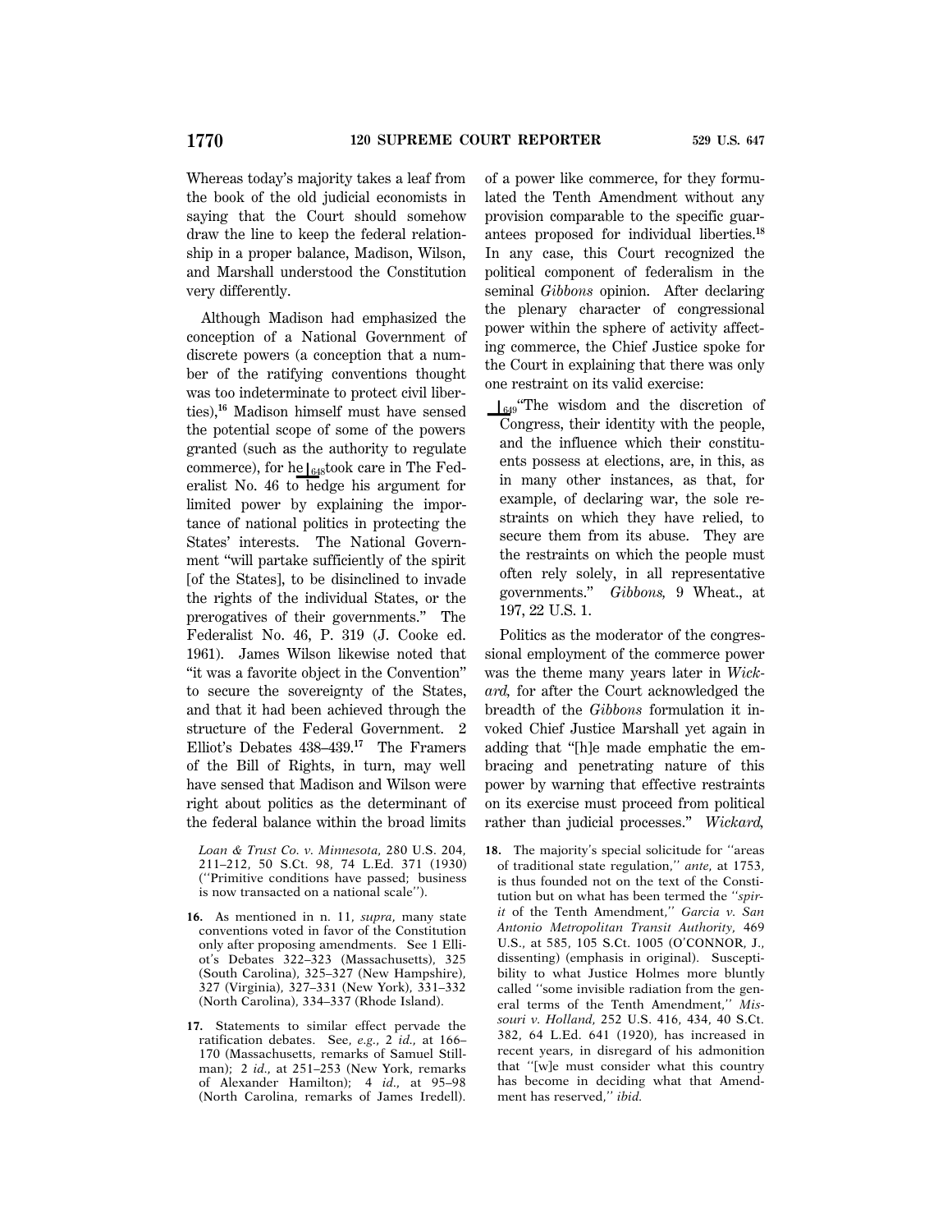Whereas today's majority takes a leaf from the book of the old judicial economists in saying that the Court should somehow draw the line to keep the federal relationship in a proper balance, Madison, Wilson, and Marshall understood the Constitution very differently.

Although Madison had emphasized the conception of a National Government of discrete powers (a conception that a number of the ratifying conventions thought was too indeterminate to protect civil liberties),[16] Madison himself must have sensed the potential scope of some of the powers granted (such as the authority to regulate commerce), for he ⌊648took care in The Federalist No. 46 to hedge his argument for limited power by explaining the importance of national politics in protecting the States' interests. The National Government "will partake sufficiently of the spirit [of the States], to be disinclined to invade the rights of the individual States, or the prerogatives of their governments." The Federalist No. 46, P. 319 (J. Cooke ed. 1961). James Wilson likewise noted that "it was a favorite object in the Convention" to secure the sovereignty of the States, and that it had been achieved through the structure of the Federal Government. 2 Elliot's Debates 438–439.[17] The Framers of the Bill of Rights, in turn, may well have sensed that Madison and Wilson were right about politics as the determinant of the federal balance within the broad limits of a power like commerce, for they formulated the Tenth Amendment without any provision comparable to the specific guarantees proposed for individual liberties.[18] In any case, this Court recognized the political component of federalism in the seminal *Gibbons* opinion. After declaring the plenary character of congressional power within the sphere of activity affecting commerce, the Chief Justice spoke for the Court in explaining that there was only one restraint on its valid exercise:

> ⌊649"The wisdom and the discretion of Congress, their identity with the people, and the influence which their constituents possess at elections, are, in this, as in many other instances, as that, for example, of declaring war, the sole restraints on which they have relied, to secure them from its abuse. They are the restraints on which the people must often rely solely, in all representative governments." *Gibbons,* 9 Wheat., at 197, 22 U.S. 1.

Politics as the moderator of the congressional employment of the commerce power was the theme many years later in *Wickard,* for after the Court acknowledged the breadth of the *Gibbons* formulation it invoked Chief Justice Marshall yet again in adding that "[h]e made emphatic the embracing and penetrating nature of this power by warning that effective restraints on its exercise must proceed from political rather than judicial processes." *Wickard,*

---

*Loan & Trust Co. v. Minnesota,* 280 U.S. 204, 211–212, 50 S.Ct. 98, 74 L.Ed. 371 (1930) ("Primitive conditions have passed; business is now transacted on a national scale").

**16.** As mentioned in n. 11, *supra*, many state conventions voted in favor of the Constitution only after proposing amendments. See 1 Elliot's Debates 322–323 (Massachusetts), 325 (South Carolina), 325–327 (New Hampshire), 327 (Virginia), 327–331 (New York), 331–332 (North Carolina), 334–337 (Rhode Island).

**17.** Statements to similar effect pervade the ratification debates. See, *e.g.,* 2 *id.,* at 166–170 (Massachusetts, remarks of Samuel Stillman); 2 *id.,* at 251–253 (New York, remarks of Alexander Hamilton); 4 *id.,* at 95–98 (North Carolina, remarks of James Iredell).

**18.** The majority's special solicitude for "areas of traditional state regulation," *ante,* at 1753, is thus founded not on the text of the Constitution but on what has been termed the "*spirit* of the Tenth Amendment," *Garcia v. San Antonio Metropolitan Transit Authority,* 469 U.S., at 585, 105 S.Ct. 1005 (O'CONNOR, J., dissenting) (emphasis in original). Susceptibility to what Justice Holmes more bluntly called "some invisible radiation from the general terms of the Tenth Amendment," *Missouri v. Holland,* 252 U.S. 416, 434, 40 S.Ct. 382, 64 L.Ed. 641 (1920), has increased in recent years, in disregard of his admonition that "[w]e must consider what this country has become in deciding what that Amendment has reserved," *ibid.*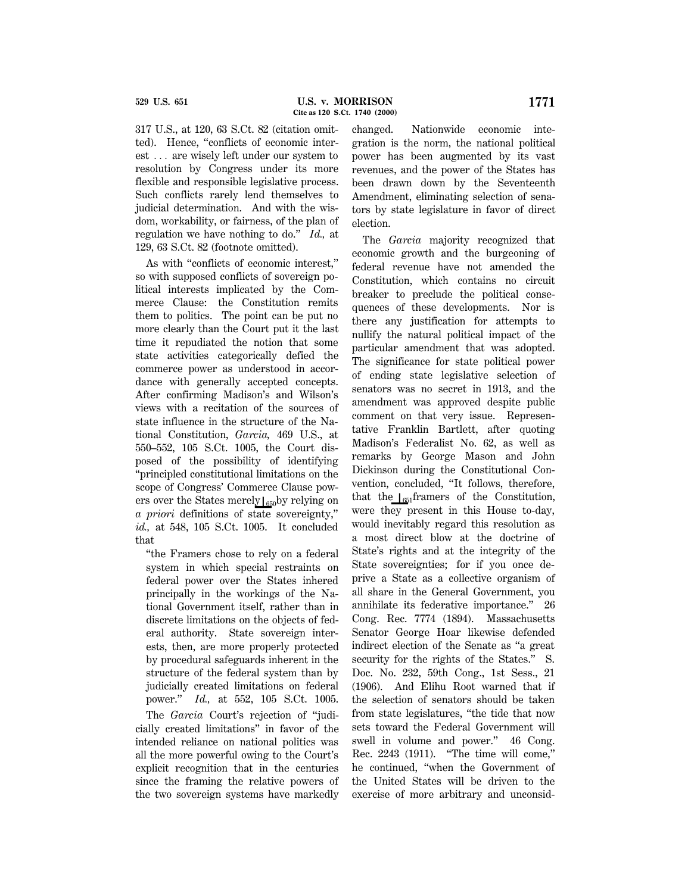317 U.S., at 120, 63 S.Ct. 82 (citation omitted). Hence, "conflicts of economic interest . . . are wisely left under our system to resolution by Congress under its more flexible and responsible legislative process. Such conflicts rarely lend themselves to judicial determination. And with the wisdom, workability, or fairness, of the plan of regulation we have nothing to do." *Id.,* at 129, 63 S.Ct. 82 (footnote omitted).

As with "conflicts of economic interest," so with supposed conflicts of sovereign political interests implicated by the Commerce Clause: the Constitution remits them to politics. The point can be put no more clearly than the Court put it the last time it repudiated the notion that some state activities categorically defied the commerce power as understood in accordance with generally accepted concepts. After confirming Madison's and Wilson's views with a recitation of the sources of state influence in the structure of the National Constitution, *Garcia,* 469 U.S., at 550–552, 105 S.Ct. 1005, the Court disposed of the possibility of identifying "principled constitutional limitations on the scope of Congress' Commerce Clause powers over the States merely ⌊650by relying on *a priori* definitions of state sovereignty," *id.,* at 548, 105 S.Ct. 1005. It concluded that

> "the Framers chose to rely on a federal system in which special restraints on federal power over the States inhered principally in the workings of the National Government itself, rather than in discrete limitations on the objects of federal authority. State sovereign interests, then, are more properly protected by procedural safeguards inherent in the structure of the federal system than by judicially created limitations on federal power." *Id.,* at 552, 105 S.Ct. 1005.

The *Garcia* Court's rejection of "judicially created limitations" in favor of the intended reliance on national politics was all the more powerful owing to the Court's explicit recognition that in the centuries since the framing the relative powers of the two sovereign systems have markedly changed. Nationwide economic integration is the norm, the national political power has been augmented by its vast revenues, and the power of the States has been drawn down by the Seventeenth Amendment, eliminating selection of senators by state legislature in favor of direct election.

The *Garcia* majority recognized that economic growth and the burgeoning of federal revenue have not amended the Constitution, which contains no circuit breaker to preclude the political consequences of these developments. Nor is there any justification for attempts to nullify the natural political impact of the particular amendment that was adopted. The significance for state political power of ending state legislative selection of senators was no secret in 1913, and the amendment was approved despite public comment on that very issue. Representative Franklin Bartlett, after quoting Madison's Federalist No. 62, as well as remarks by George Mason and John Dickinson during the Constitutional Convention, concluded, "It follows, therefore, that the ⌊651framers of the Constitution, were they present in this House to-day, would inevitably regard this resolution as a most direct blow at the doctrine of State's rights and at the integrity of the State sovereignties; for if you once deprive a State as a collective organism of all share in the General Government, you annihilate its federative importance." 26 Cong. Rec. 7774 (1894). Massachusetts Senator George Hoar likewise defended indirect election of the Senate as "a great security for the rights of the States." S. Doc. No. 232, 59th Cong., 1st Sess., 21 (1906). And Elihu Root warned that if the selection of senators should be taken from state legislatures, "the tide that now sets toward the Federal Government will swell in volume and power." 46 Cong. Rec. 2243 (1911). "The time will come," he continued, "when the Government of the United States will be driven to the exercise of more arbitrary and unconsid-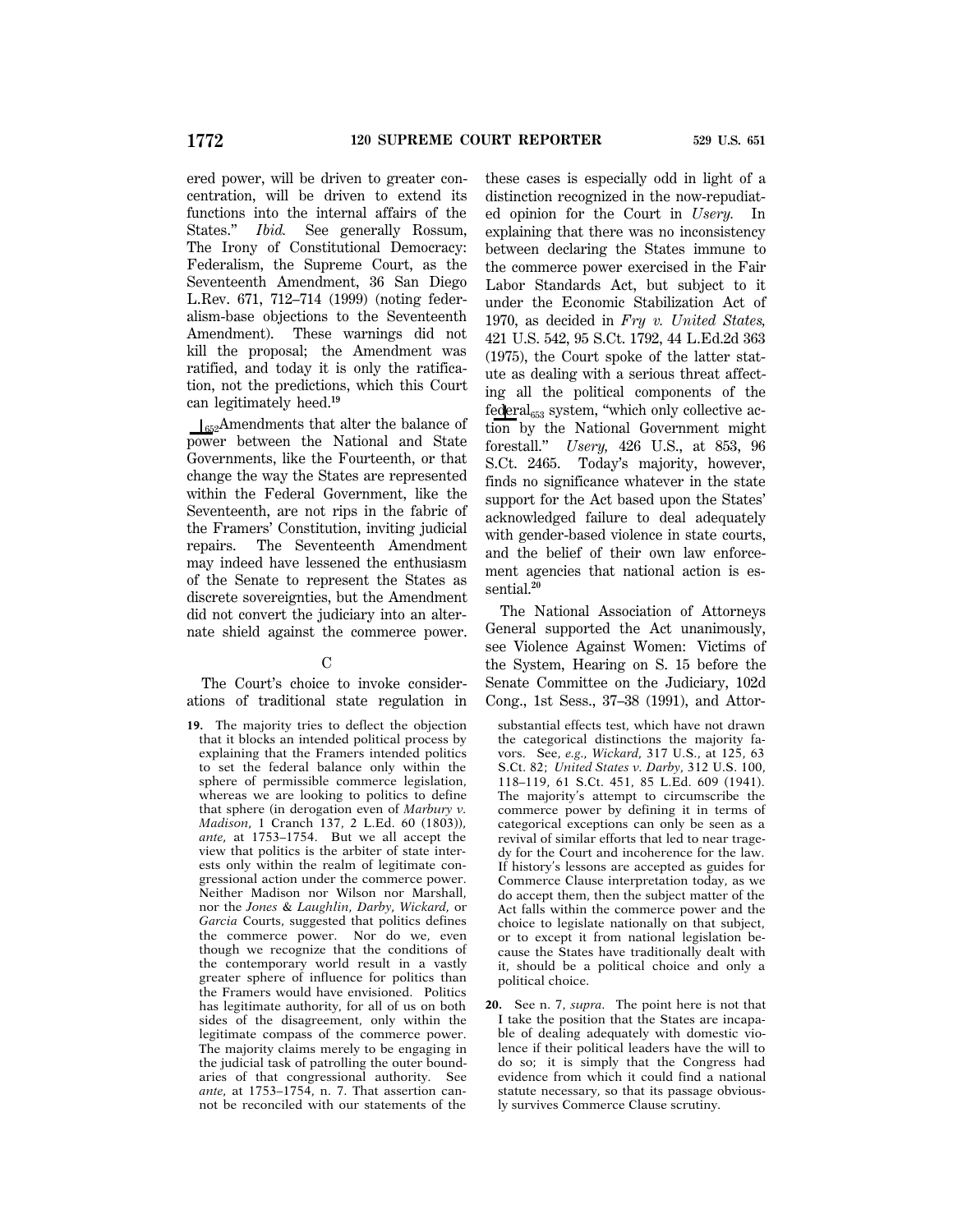ered power, will be driven to greater concentration, will be driven to extend its functions into the internal affairs of the States." *Ibid.* See generally Rossum, The Irony of Constitutional Democracy: Federalism, the Supreme Court, as the Seventeenth Amendment, 36 San Diego L.Rev. 671, 712–714 (1999) (noting federalism-base objections to the Seventeenth Amendment). These warnings did not kill the proposal; the Amendment was ratified, and today it is only the ratification, not the predictions, which this Court can legitimately heed.[19]

652Amendments that alter the balance of power between the National and State Governments, like the Fourteenth, or that change the way the States are represented within the Federal Government, like the Seventeenth, are not rips in the fabric of the Framers' Constitution, inviting judicial repairs. The Seventeenth Amendment may indeed have lessened the enthusiasm of the Senate to represent the States as discrete sovereignties, but the Amendment did not convert the judiciary into an alternate shield against the commerce power.

C

The Court's choice to invoke considerations of traditional state regulation in these cases is especially odd in light of a distinction recognized in the now-repudiated opinion for the Court in *Usery.* In explaining that there was no inconsistency between declaring the States immune to the commerce power exercised in the Fair Labor Standards Act, but subject to it under the Economic Stabilization Act of 1970, as decided in *Fry v. United States,* 421 U.S. 542, 95 S.Ct. 1792, 44 L.Ed.2d 363 (1975), the Court spoke of the latter statute as dealing with a serious threat affecting all the political components of the federal653 system, "which only collective action by the National Government might forestall." *Usery,* 426 U.S., at 853, 96 S.Ct. 2465. Today's majority, however, finds no significance whatever in the state support for the Act based upon the States' acknowledged failure to deal adequately with gender-based violence in state courts, and the belief of their own law enforcement agencies that national action is essential.[20]

The National Association of Attorneys General supported the Act unanimously, see Violence Against Women: Victims of the System, Hearing on S. 15 before the Senate Committee on the Judiciary, 102d Cong., 1st Sess., 37–38 (1991), and Attor-

---

**19.** The majority tries to deflect the objection that it blocks an intended political process by explaining that the Framers intended politics to set the federal balance only within the sphere of permissible commerce legislation, whereas we are looking to politics to define that sphere (in derogation even of *Marbury v. Madison,* 1 Cranch 137, 2 L.Ed. 60 (1803)), *ante,* at 1753–1754. But we all accept the view that politics is the arbiter of state interests only within the realm of legitimate congressional action under the commerce power. Neither Madison nor Wilson nor Marshall, nor the *Jones* & *Laughlin, Darby, Wickard,* or *Garcia* Courts, suggested that politics defines the commerce power. Nor do we, even though we recognize that the conditions of the contemporary world result in a vastly greater sphere of influence for politics than the Framers would have envisioned. Politics has legitimate authority, for all of us on both sides of the disagreement, only within the legitimate compass of the commerce power. The majority claims merely to be engaging in the judicial task of patrolling the outer boundaries of that congressional authority. See *ante,* at 1753–1754, n. 7. That assertion cannot be reconciled with our statements of the substantial effects test, which have not drawn the categorical distinctions the majority favors. See, *e.g., Wickard,* 317 U.S., at 125, 63 S.Ct. 82; *United States v. Darby,* 312 U.S. 100, 118–119, 61 S.Ct. 451, 85 L.Ed. 609 (1941). The majority's attempt to circumscribe the commerce power by defining it in terms of categorical exceptions can only be seen as a revival of similar efforts that led to near tragedy for the Court and incoherence for the law. If history's lessons are accepted as guides for Commerce Clause interpretation today, as we do accept them, then the subject matter of the Act falls within the commerce power and the choice to legislate nationally on that subject, or to except it from national legislation because the States have traditionally dealt with it, should be a political choice and only a political choice.

**20.** See n. 7, *supra.* The point here is not that I take the position that the States are incapable of dealing adequately with domestic violence if their political leaders have the will to do so; it is simply that the Congress had evidence from which it could find a national statute necessary, so that its passage obviously survives Commerce Clause scrutiny.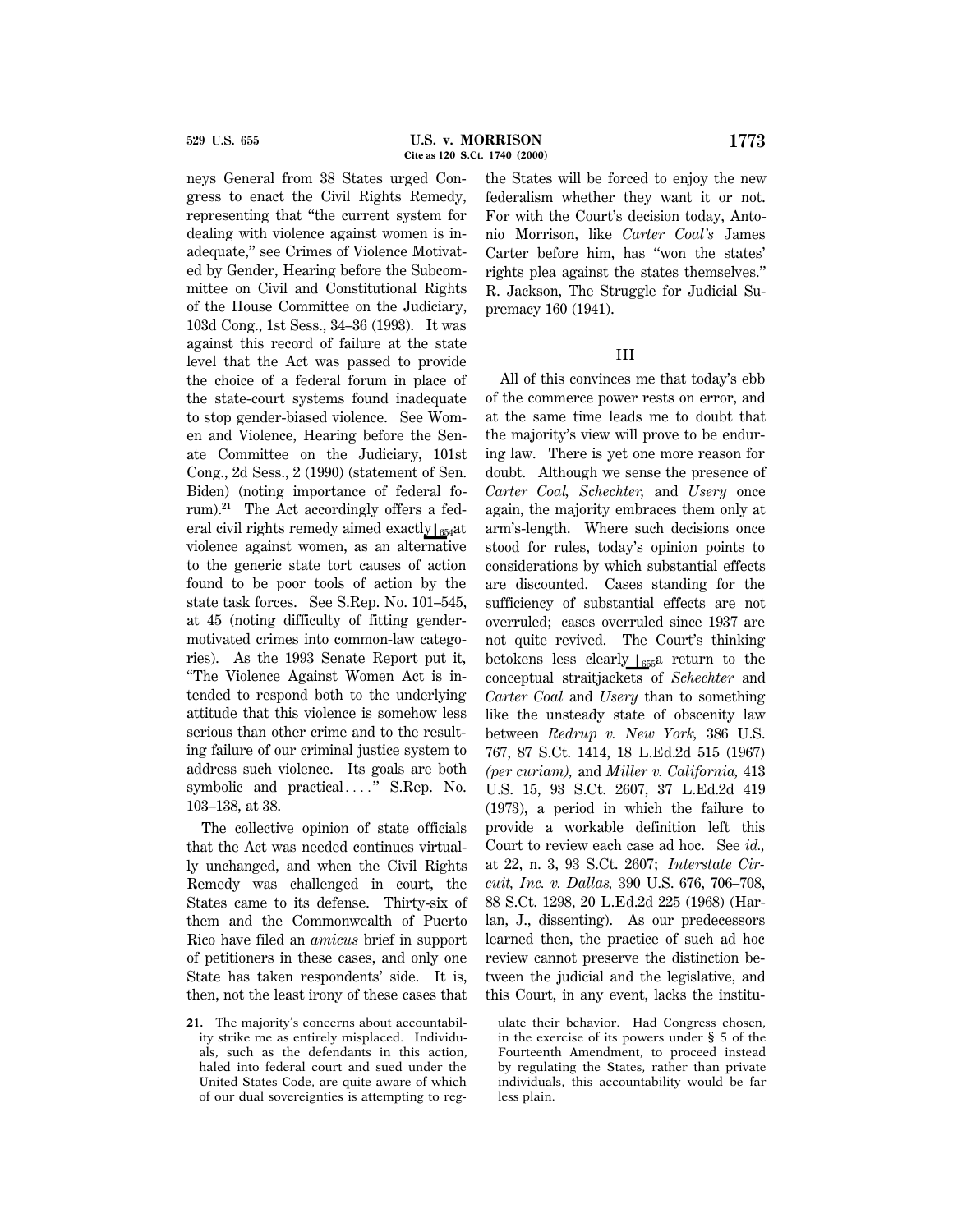neys General from 38 States urged Congress to enact the Civil Rights Remedy, representing that "the current system for dealing with violence against women is inadequate," see Crimes of Violence Motivated by Gender, Hearing before the Subcommittee on Civil and Constitutional Rights of the House Committee on the Judiciary, 103d Cong., 1st Sess., 34–36 (1993). It was against this record of failure at the state level that the Act was passed to provide the choice of a federal forum in place of the state-court systems found inadequate to stop gender-biased violence. See Women and Violence, Hearing before the Senate Committee on the Judiciary, 101st Cong., 2d Sess., 2 (1990) (statement of Sen. Biden) (noting importance of federal forum).[21] The Act accordingly offers a federal civil rights remedy aimed exactly ⌊654 at violence against women, as an alternative to the generic state tort causes of action found to be poor tools of action by the state task forces. See S.Rep. No. 101–545, at 45 (noting difficulty of fitting gender-motivated crimes into common-law categories). As the 1993 Senate Report put it, "The Violence Against Women Act is intended to respond both to the underlying attitude that this violence is somehow less serious than other crime and to the resulting failure of our criminal justice system to address such violence. Its goals are both symbolic and practical. . . ." S.Rep. No. 103–138, at 38.

The collective opinion of state officials that the Act was needed continues virtually unchanged, and when the Civil Rights Remedy was challenged in court, the States came to its defense. Thirty-six of them and the Commonwealth of Puerto Rico have filed an *amicus* brief in support of petitioners in these cases, and only one State has taken respondents' side. It is, then, not the least irony of these cases that the States will be forced to enjoy the new federalism whether they want it or not. For with the Court's decision today, Antonio Morrison, like *Carter Coal's* James Carter before him, has "won the states' rights plea against the states themselves." R. Jackson, The Struggle for Judicial Supremacy 160 (1941).

### III

All of this convinces me that today's ebb of the commerce power rests on error, and at the same time leads me to doubt that the majority's view will prove to be enduring law. There is yet one more reason for doubt. Although we sense the presence of *Carter Coal, Schechter,* and *Usery* once again, the majority embraces them only at arm's-length. Where such decisions once stood for rules, today's opinion points to considerations by which substantial effects are discounted. Cases standing for the sufficiency of substantial effects are not overruled; cases overruled since 1937 are not quite revived. The Court's thinking betokens less clearly ⌊655 a return to the conceptual straitjackets of *Schechter* and *Carter Coal* and *Usery* than to something like the unsteady state of obscenity law between *Redrup v. New York,* 386 U.S. 767, 87 S.Ct. 1414, 18 L.Ed.2d 515 (1967) *(per curiam),* and *Miller v. California,* 413 U.S. 15, 93 S.Ct. 2607, 37 L.Ed.2d 419 (1973), a period in which the failure to provide a workable definition left this Court to review each case ad hoc. See *id.,* at 22, n. 3, 93 S.Ct. 2607; *Interstate Circuit, Inc. v. Dallas,* 390 U.S. 676, 706–708, 88 S.Ct. 1298, 20 L.Ed.2d 225 (1968) (Harlan, J., dissenting). As our predecessors learned then, the practice of such ad hoc review cannot preserve the distinction between the judicial and the legislative, and this Court, in any event, lacks the institu-

21. The majority's concerns about accountability strike me as entirely misplaced. Individuals, such as the defendants in this action, haled into federal court and sued under the United States Code, are quite aware of which of our dual sovereignties is attempting to regulate their behavior. Had Congress chosen, in the exercise of its powers under § 5 of the Fourteenth Amendment, to proceed instead by regulating the States, rather than private individuals, this accountability would be far less plain.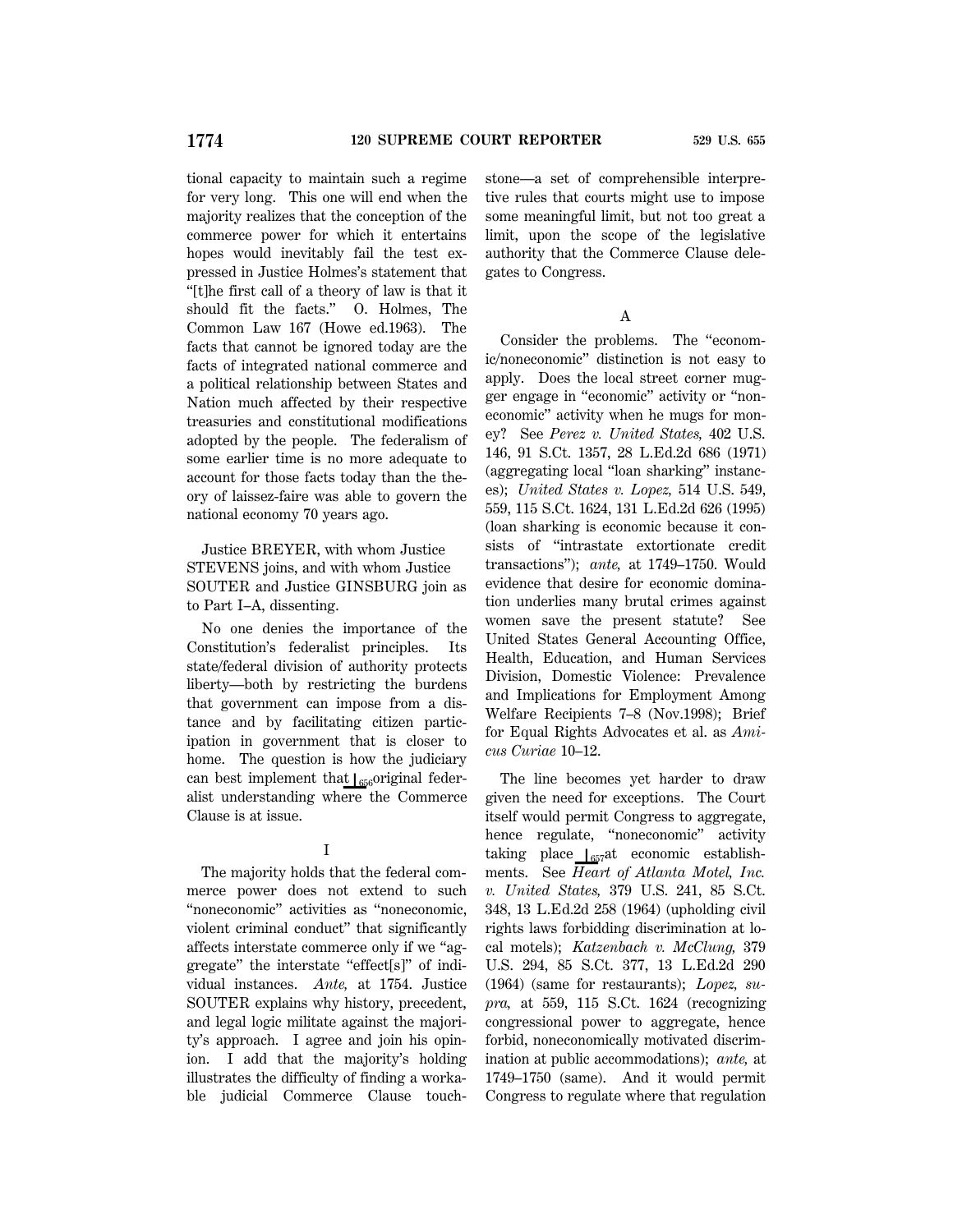tional capacity to maintain such a regime for very long. This one will end when the majority realizes that the conception of the commerce power for which it entertains hopes would inevitably fail the test expressed in Justice Holmes's statement that "[t]he first call of a theory of law is that it should fit the facts." O. Holmes, The Common Law 167 (Howe ed.1963). The facts that cannot be ignored today are the facts of integrated national commerce and a political relationship between States and Nation much affected by their respective treasuries and constitutional modifications adopted by the people. The federalism of some earlier time is no more adequate to account for those facts today than the theory of laissez-faire was able to govern the national economy 70 years ago.

Justice BREYER, with whom Justice STEVENS joins, and with whom Justice SOUTER and Justice GINSBURG join as to Part I–A, dissenting.

No one denies the importance of the Constitution's federalist principles. Its state/federal division of authority protects liberty—both by restricting the burdens that government can impose from a distance and by facilitating citizen participation in government that is closer to home. The question is how the judiciary can best implement that [656] original federalist understanding where the Commerce Clause is at issue.

## I

The majority holds that the federal commerce power does not extend to such "noneconomic" activities as "noneconomic, violent criminal conduct" that significantly affects interstate commerce only if we "aggregate" the interstate "effect[s]" of individual instances. *Ante,* at 1754. Justice SOUTER explains why history, precedent, and legal logic militate against the majority's approach. I agree and join his opinion. I add that the majority's holding illustrates the difficulty of finding a workable judicial Commerce Clause touchstone—a set of comprehensible interpretive rules that courts might use to impose some meaningful limit, but not too great a limit, upon the scope of the legislative authority that the Commerce Clause delegates to Congress.

### A

Consider the problems. The "economic/noneconomic" distinction is not easy to apply. Does the local street corner mugger engage in "economic" activity or "noneconomic" activity when he mugs for money? See *Perez v. United States,* 402 U.S. 146, 91 S.Ct. 1357, 28 L.Ed.2d 686 (1971) (aggregating local "loan sharking" instances); *United States v. Lopez,* 514 U.S. 549, 559, 115 S.Ct. 1624, 131 L.Ed.2d 626 (1995) (loan sharking is economic because it consists of "intrastate extortionate credit transactions"); *ante,* at 1749–1750. Would evidence that desire for economic domination underlies many brutal crimes against women save the present statute? See United States General Accounting Office, Health, Education, and Human Services Division, Domestic Violence: Prevalence and Implications for Employment Among Welfare Recipients 7–8 (Nov.1998); Brief for Equal Rights Advocates et al. as *Amicus Curiae* 10–12.

The line becomes yet harder to draw given the need for exceptions. The Court itself would permit Congress to aggregate, hence regulate, "noneconomic" activity taking place [657] at economic establishments. See *Heart of Atlanta Motel, Inc. v. United States,* 379 U.S. 241, 85 S.Ct. 348, 13 L.Ed.2d 258 (1964) (upholding civil rights laws forbidding discrimination at local motels); *Katzenbach v. McClung,* 379 U.S. 294, 85 S.Ct. 377, 13 L.Ed.2d 290 (1964) (same for restaurants); *Lopez, supra,* at 559, 115 S.Ct. 1624 (recognizing congressional power to aggregate, hence forbid, noneconomically motivated discrimination at public accommodations); *ante,* at 1749–1750 (same). And it would permit Congress to regulate where that regulation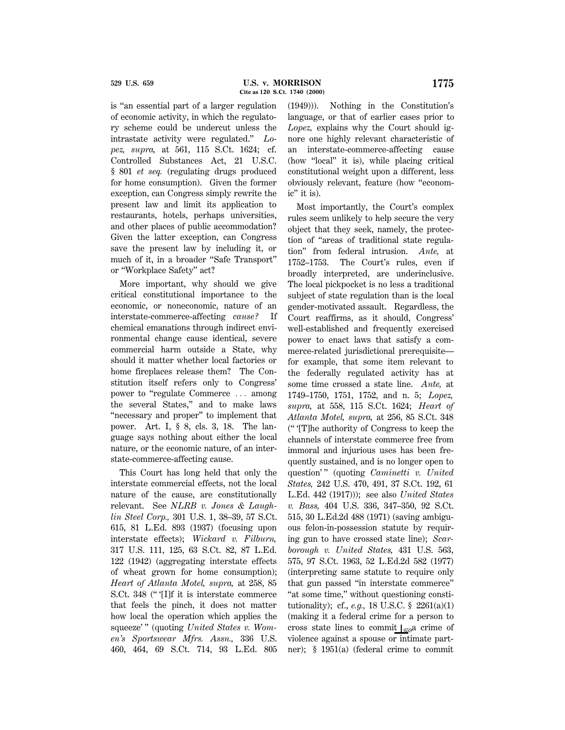is "an essential part of a larger regulation of economic activity, in which the regulatory scheme could be undercut unless the intrastate activity were regulated." *Lopez, supra,* at 561, 115 S.Ct. 1624; cf. Controlled Substances Act, 21 U.S.C. § 801 *et seq.* (regulating drugs produced for home consumption). Given the former exception, can Congress simply rewrite the present law and limit its application to restaurants, hotels, perhaps universities, and other places of public accommodation? Given the latter exception, can Congress save the present law by including it, or much of it, in a broader "Safe Transport" or "Workplace Safety" act?

More important, why should we give critical constitutional importance to the economic, or noneconomic, nature of an interstate-commerce-affecting *cause?* If chemical emanations through indirect environmental change cause identical, severe commercial harm outside a State, why should it matter whether local factories or home fireplaces release them? The Constitution itself refers only to Congress' power to "regulate Commerce ... among the several States," and to make laws "necessary and proper" to implement that power. Art. I, § 8, cls. 3, 18. The language says nothing about either the local nature, or the economic nature, of an interstate-commerce-affecting cause.

This Court has long held that only the interstate commercial effects, not the local nature of the cause, are constitutionally relevant. See *NLRB v. Jones & Laughlin Steel Corp.,* 301 U.S. 1, 38–39, 57 S.Ct. 615, 81 L.Ed. 893 (1937) (focusing upon interstate effects); *Wickard v. Filburn,* 317 U.S. 111, 125, 63 S.Ct. 82, 87 L.Ed. 122 (1942) (aggregating interstate effects of wheat grown for home consumption); *Heart of Atlanta Motel, supra,* at 258, 85 S.Ct. 348 ("'[I]f it is interstate commerce that feels the pinch, it does not matter how local the operation which applies the squeeze'" (quoting *United States v. Women's Sportswear Mfrs. Assn.,* 336 U.S. 460, 464, 69 S.Ct. 714, 93 L.Ed. 805 (1949))). Nothing in the Constitution's language, or that of earlier cases prior to *Lopez,* explains why the Court should ignore one highly relevant characteristic of an interstate-commerce-affecting cause (how "local" it is), while placing critical constitutional weight upon a different, less obviously relevant, feature (how "economic" it is).

Most importantly, the Court's complex rules seem unlikely to help secure the very object that they seek, namely, the protection of "areas of traditional state regulation" from federal intrusion. *Ante,* at 1752–1753. The Court's rules, even if broadly interpreted, are underinclusive. The local pickpocket is no less a traditional subject of state regulation than is the local gender-motivated assault. Regardless, the Court reaffirms, as it should, Congress' well-established and frequently exercised power to enact laws that satisfy a commerce-related jurisdictional prerequisite—for example, that some item relevant to the federally regulated activity has at some time crossed a state line. *Ante,* at 1749–1750, 1751, 1752, and n. 5; *Lopez, supra,* at 558, 115 S.Ct. 1624; *Heart of Atlanta Motel, supra,* at 256, 85 S.Ct. 348 ("'[T]he authority of Congress to keep the channels of interstate commerce free from immoral and injurious uses has been frequently sustained, and is no longer open to question'" (quoting *Caminetti v. United States,* 242 U.S. 470, 491, 37 S.Ct. 192, 61 L.Ed. 442 (1917))); see also *United States v. Bass,* 404 U.S. 336, 347–350, 92 S.Ct. 515, 30 L.Ed.2d 488 (1971) (saving ambiguous felon-in-possession statute by requiring gun to have crossed state line); *Scarborough v. United States,* 431 U.S. 563, 575, 97 S.Ct. 1963, 52 L.Ed.2d 582 (1977) (interpreting same statute to require only that gun passed "in interstate commerce" "at some time," without questioning constitutionality); cf., *e.g.,* 18 U.S.C. § 2261(a)(1) (making it a federal crime for a person to cross state lines to commit a crime of violence against a spouse or intimate partner); § 1951(a) (federal crime to commit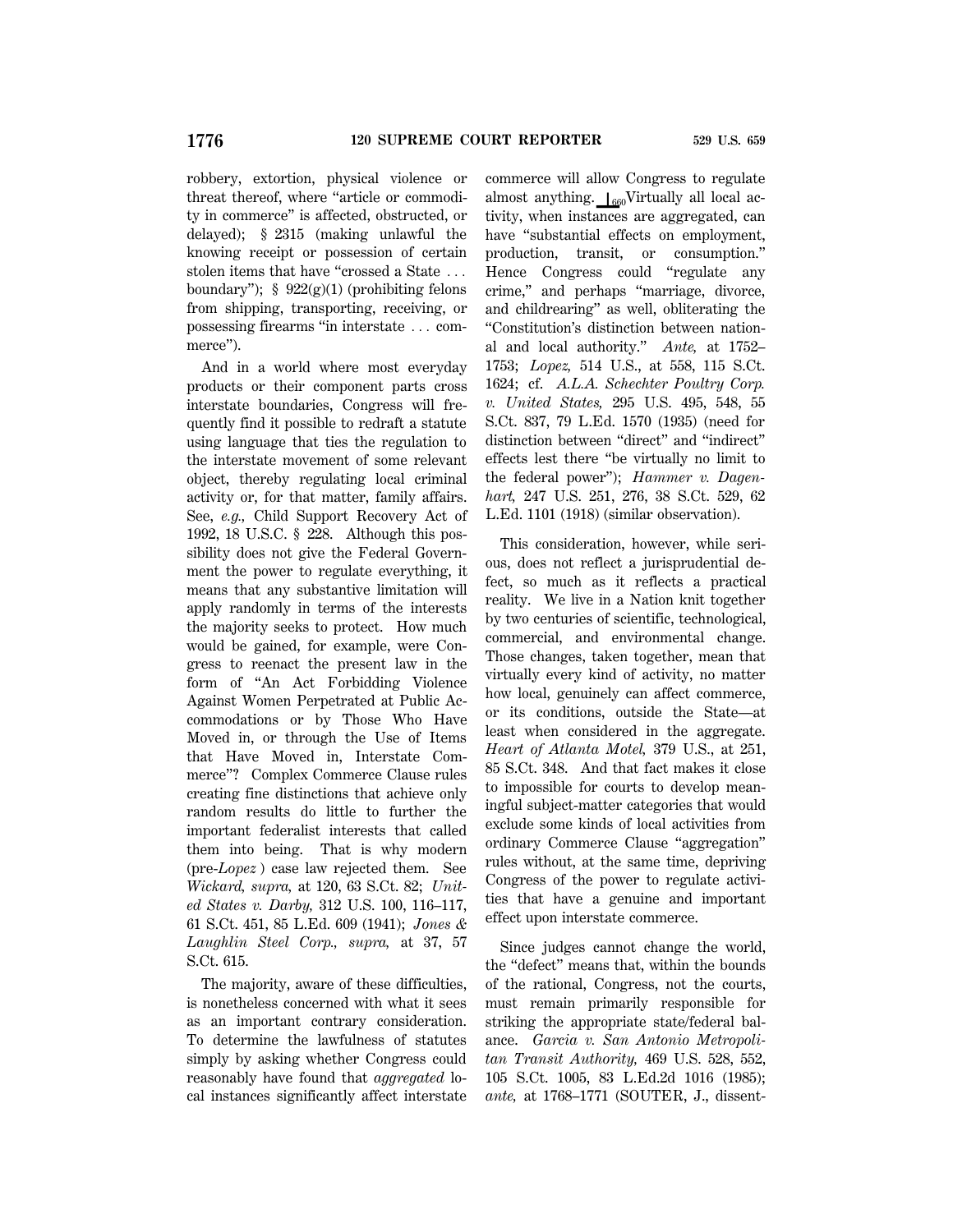robbery, extortion, physical violence or threat thereof, where "article or commodity in commerce" is affected, obstructed, or delayed); § 2315 (making unlawful the knowing receipt or possession of certain stolen items that have "crossed a State ... boundary"); § 922(g)(1) (prohibiting felons from shipping, transporting, receiving, or possessing firearms "in interstate ... commerce").

And in a world where most everyday products or their component parts cross interstate boundaries, Congress will frequently find it possible to redraft a statute using language that ties the regulation to the interstate movement of some relevant object, thereby regulating local criminal activity or, for that matter, family affairs. See, *e.g.,* Child Support Recovery Act of 1992, 18 U.S.C. § 228. Although this possibility does not give the Federal Government the power to regulate everything, it means that any substantive limitation will apply randomly in terms of the interests the majority seeks to protect. How much would be gained, for example, were Congress to reenact the present law in the form of "An Act Forbidding Violence Against Women Perpetrated at Public Accommodations or by Those Who Have Moved in, or through the Use of Items that Have Moved in, Interstate Commerce"? Complex Commerce Clause rules creating fine distinctions that achieve only random results do little to further the important federalist interests that called them into being. That is why modern (pre-*Lopez*) case law rejected them. See *Wickard, supra,* at 120, 63 S.Ct. 82; *United States v. Darby,* 312 U.S. 100, 116–117, 61 S.Ct. 451, 85 L.Ed. 609 (1941); *Jones & Laughlin Steel Corp., supra,* at 37, 57 S.Ct. 615.

The majority, aware of these difficulties, is nonetheless concerned with what it sees as an important contrary consideration. To determine the lawfulness of statutes simply by asking whether Congress could reasonably have found that *aggregated* local instances significantly affect interstate commerce will allow Congress to regulate almost anything. ⌊660 Virtually all local activity, when instances are aggregated, can have "substantial effects on employment, production, transit, or consumption." Hence Congress could "regulate any crime," and perhaps "marriage, divorce, and childrearing" as well, obliterating the "Constitution's distinction between national and local authority." *Ante,* at 1752–1753; *Lopez,* 514 U.S., at 558, 115 S.Ct. 1624; cf. *A.L.A. Schechter Poultry Corp. v. United States,* 295 U.S. 495, 548, 55 S.Ct. 837, 79 L.Ed. 1570 (1935) (need for distinction between "direct" and "indirect" effects lest there "be virtually no limit to the federal power"); *Hammer v. Dagenhart,* 247 U.S. 251, 276, 38 S.Ct. 529, 62 L.Ed. 1101 (1918) (similar observation).

This consideration, however, while serious, does not reflect a jurisprudential defect, so much as it reflects a practical reality. We live in a Nation knit together by two centuries of scientific, technological, commercial, and environmental change. Those changes, taken together, mean that virtually every kind of activity, no matter how local, genuinely can affect commerce, or its conditions, outside the State—at least when considered in the aggregate. *Heart of Atlanta Motel,* 379 U.S., at 251, 85 S.Ct. 348. And that fact makes it close to impossible for courts to develop meaningful subject-matter categories that would exclude some kinds of local activities from ordinary Commerce Clause "aggregation" rules without, at the same time, depriving Congress of the power to regulate activities that have a genuine and important effect upon interstate commerce.

Since judges cannot change the world, the "defect" means that, within the bounds of the rational, Congress, not the courts, must remain primarily responsible for striking the appropriate state/federal balance. *Garcia v. San Antonio Metropolitan Transit Authority,* 469 U.S. 528, 552, 105 S.Ct. 1005, 83 L.Ed.2d 1016 (1985); *ante,* at 1768–1771 (SOUTER, J., dissent-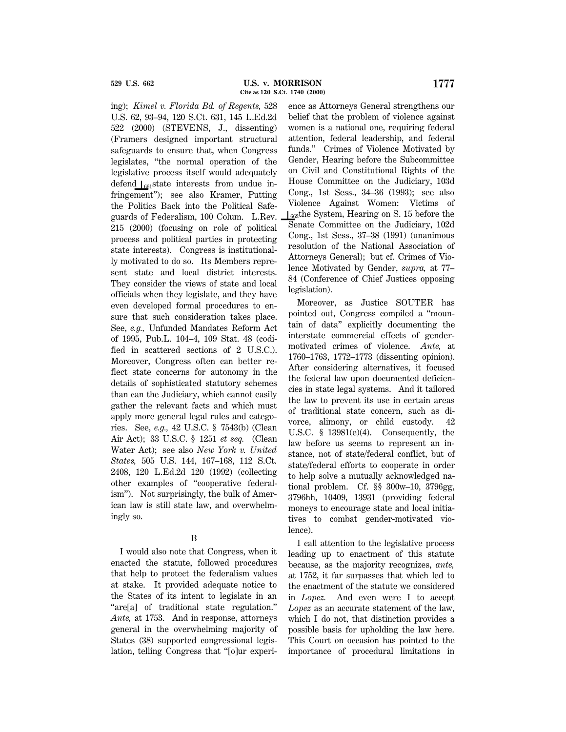ing); *Kimel v. Florida Bd. of Regents,* 528 U.S. 62, 93–94, 120 S.Ct. 631, 145 L.Ed.2d 522 (2000) (STEVENS, J., dissenting) (Framers designed important structural safeguards to ensure that, when Congress legislates, "the normal operation of the legislative process itself would adequately defend ⌊661state interests from undue infringement"); see also Kramer, Putting the Politics Back into the Political Safeguards of Federalism, 100 Colum. L.Rev. 215 (2000) (focusing on role of political process and political parties in protecting state interests). Congress is institutionally motivated to do so. Its Members represent state and local district interests. They consider the views of state and local officials when they legislate, and they have even developed formal procedures to ensure that such consideration takes place. See, *e.g.,* Unfunded Mandates Reform Act of 1995, Pub.L. 104–4, 109 Stat. 48 (codified in scattered sections of 2 U.S.C.). Moreover, Congress often can better reflect state concerns for autonomy in the details of sophisticated statutory schemes than can the Judiciary, which cannot easily gather the relevant facts and which must apply more general legal rules and categories. See, *e.g.,* 42 U.S.C. § 7543(b) (Clean Air Act); 33 U.S.C. § 1251 *et seq.* (Clean Water Act); see also *New York v. United States,* 505 U.S. 144, 167–168, 112 S.Ct. 2408, 120 L.Ed.2d 120 (1992) (collecting other examples of "cooperative federalism"). Not surprisingly, the bulk of American law is still state law, and overwhelmingly so.

B

I would also note that Congress, when it enacted the statute, followed procedures that help to protect the federalism values at stake. It provided adequate notice to the States of its intent to legislate in an "are[a] of traditional state regulation." *Ante,* at 1753. And in response, attorneys general in the overwhelming majority of States (38) supported congressional legislation, telling Congress that "[o]ur experience as Attorneys General strengthens our belief that the problem of violence against women is a national one, requiring federal attention, federal leadership, and federal funds." Crimes of Violence Motivated by Gender, Hearing before the Subcommittee on Civil and Constitutional Rights of the House Committee on the Judiciary, 103d Cong., 1st Sess., 34–36 (1993); see also Violence Against Women: Victims of ⌊662the System, Hearing on S. 15 before the Senate Committee on the Judiciary, 102d Cong., 1st Sess., 37–38 (1991) (unanimous resolution of the National Association of Attorneys General); but cf. Crimes of Violence Motivated by Gender, *supra,* at 77–84 (Conference of Chief Justices opposing legislation).

Moreover, as Justice SOUTER has pointed out, Congress compiled a "mountain of data" explicitly documenting the interstate commercial effects of gender-motivated crimes of violence. *Ante,* at 1760–1763, 1772–1773 (dissenting opinion). After considering alternatives, it focused the federal law upon documented deficiencies in state legal systems. And it tailored the law to prevent its use in certain areas of traditional state concern, such as divorce, alimony, or child custody. 42 U.S.C. § 13981(e)(4). Consequently, the law before us seems to represent an instance, not of state/federal conflict, but of state/federal efforts to cooperate in order to help solve a mutually acknowledged national problem. Cf. §§ 300w–10, 3796gg, 3796hh, 10409, 13931 (providing federal moneys to encourage state and local initiatives to combat gender-motivated violence).

I call attention to the legislative process leading up to enactment of this statute because, as the majority recognizes, *ante,* at 1752, it far surpasses that which led to the enactment of the statute we considered in *Lopez.* And even were I to accept *Lopez* as an accurate statement of the law, which I do not, that distinction provides a possible basis for upholding the law here. This Court on occasion has pointed to the importance of procedural limitations in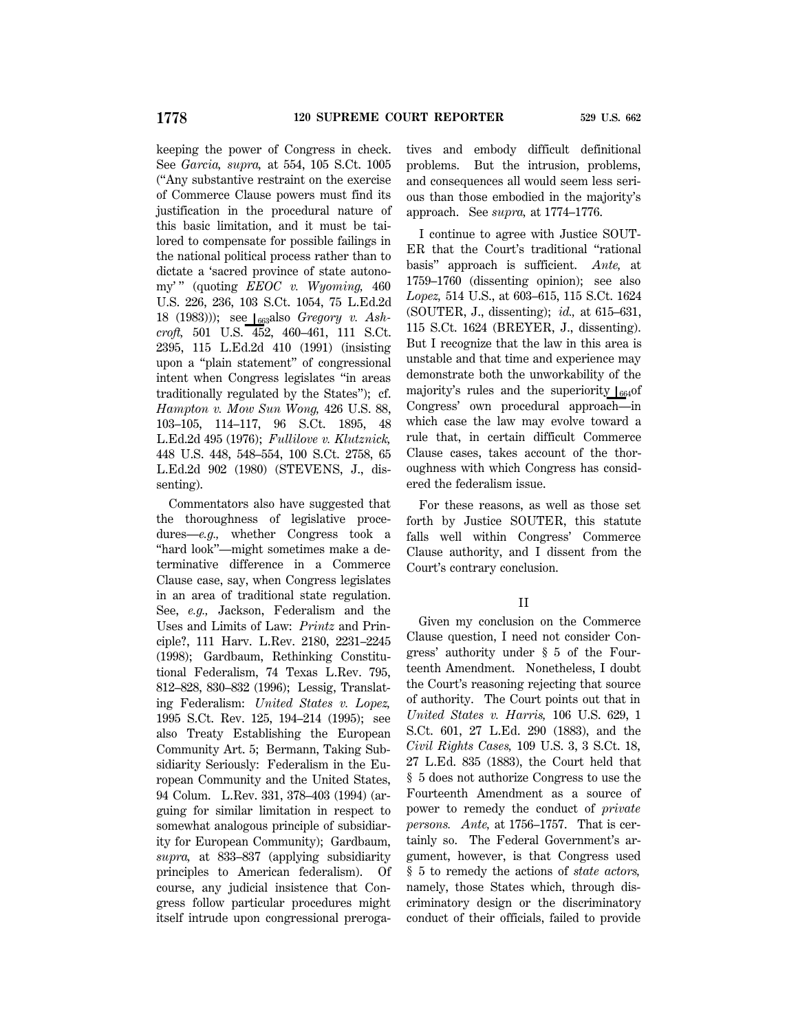keeping the power of Congress in check. See *Garcia, supra,* at 554, 105 S.Ct. 1005 ("Any substantive restraint on the exercise of Commerce Clause powers must find its justification in the procedural nature of this basic limitation, and it must be tailored to compensate for possible failings in the national political process rather than to dictate a 'sacred province of state autonomy'" (quoting *EEOC v. Wyoming,* 460 U.S. 226, 236, 103 S.Ct. 1054, 75 L.Ed.2d 18 (1983))); see ⌊663also *Gregory v. Ashcroft,* 501 U.S. 452, 460–461, 111 S.Ct. 2395, 115 L.Ed.2d 410 (1991) (insisting upon a "plain statement" of congressional intent when Congress legislates "in areas traditionally regulated by the States"); cf. *Hampton v. Mow Sun Wong,* 426 U.S. 88, 103–105, 114–117, 96 S.Ct. 1895, 48 L.Ed.2d 495 (1976); *Fullilove v. Klutznick,* 448 U.S. 448, 548–554, 100 S.Ct. 2758, 65 L.Ed.2d 902 (1980) (STEVENS, J., dissenting).

Commentators also have suggested that the thoroughness of legislative procedures—*e.g.,* whether Congress took a "hard look"—might sometimes make a determinative difference in a Commerce Clause case, say, when Congress legislates in an area of traditional state regulation. See, *e.g.,* Jackson, Federalism and the Uses and Limits of Law: *Printz* and Principle?, 111 Harv. L.Rev. 2180, 2231–2245 (1998); Gardbaum, Rethinking Constitutional Federalism, 74 Texas L.Rev. 795, 812–828, 830–832 (1996); Lessig, Translating Federalism: *United States v. Lopez,* 1995 S.Ct. Rev. 125, 194–214 (1995); see also Treaty Establishing the European Community Art. 5; Bermann, Taking Subsidiarity Seriously: Federalism in the European Community and the United States, 94 Colum. L.Rev. 331, 378–403 (1994) (arguing for similar limitation in respect to somewhat analogous principle of subsidiarity for European Community); Gardbaum, *supra,* at 833–837 (applying subsidiarity principles to American federalism). Of course, any judicial insistence that Congress follow particular procedures might itself intrude upon congressional prerogatives and embody difficult definitional problems. But the intrusion, problems, and consequences all would seem less serious than those embodied in the majority's approach. See *supra,* at 1774–1776.

I continue to agree with Justice SOUTER that the Court's traditional "rational basis" approach is sufficient. *Ante,* at 1759–1760 (dissenting opinion); see also *Lopez,* 514 U.S., at 603–615, 115 S.Ct. 1624 (SOUTER, J., dissenting); *id.,* at 615–631, 115 S.Ct. 1624 (BREYER, J., dissenting). But I recognize that the law in this area is unstable and that time and experience may demonstrate both the unworkability of the majority's rules and the superiority ⌊664of Congress' own procedural approach—in which case the law may evolve toward a rule that, in certain difficult Commerce Clause cases, takes account of the thoroughness with which Congress has considered the federalism issue.

For these reasons, as well as those set forth by Justice SOUTER, this statute falls well within Congress' Commerce Clause authority, and I dissent from the Court's contrary conclusion.

## II

Given my conclusion on the Commerce Clause question, I need not consider Congress' authority under § 5 of the Fourteenth Amendment. Nonetheless, I doubt the Court's reasoning rejecting that source of authority. The Court points out that in *United States v. Harris,* 106 U.S. 629, 1 S.Ct. 601, 27 L.Ed. 290 (1883), and the *Civil Rights Cases,* 109 U.S. 3, 3 S.Ct. 18, 27 L.Ed. 835 (1883), the Court held that § 5 does not authorize Congress to use the Fourteenth Amendment as a source of power to remedy the conduct of *private persons.* *Ante,* at 1756–1757. That is certainly so. The Federal Government's argument, however, is that Congress used § 5 to remedy the actions of *state actors,* namely, those States which, through discriminatory design or the discriminatory conduct of their officials, failed to provide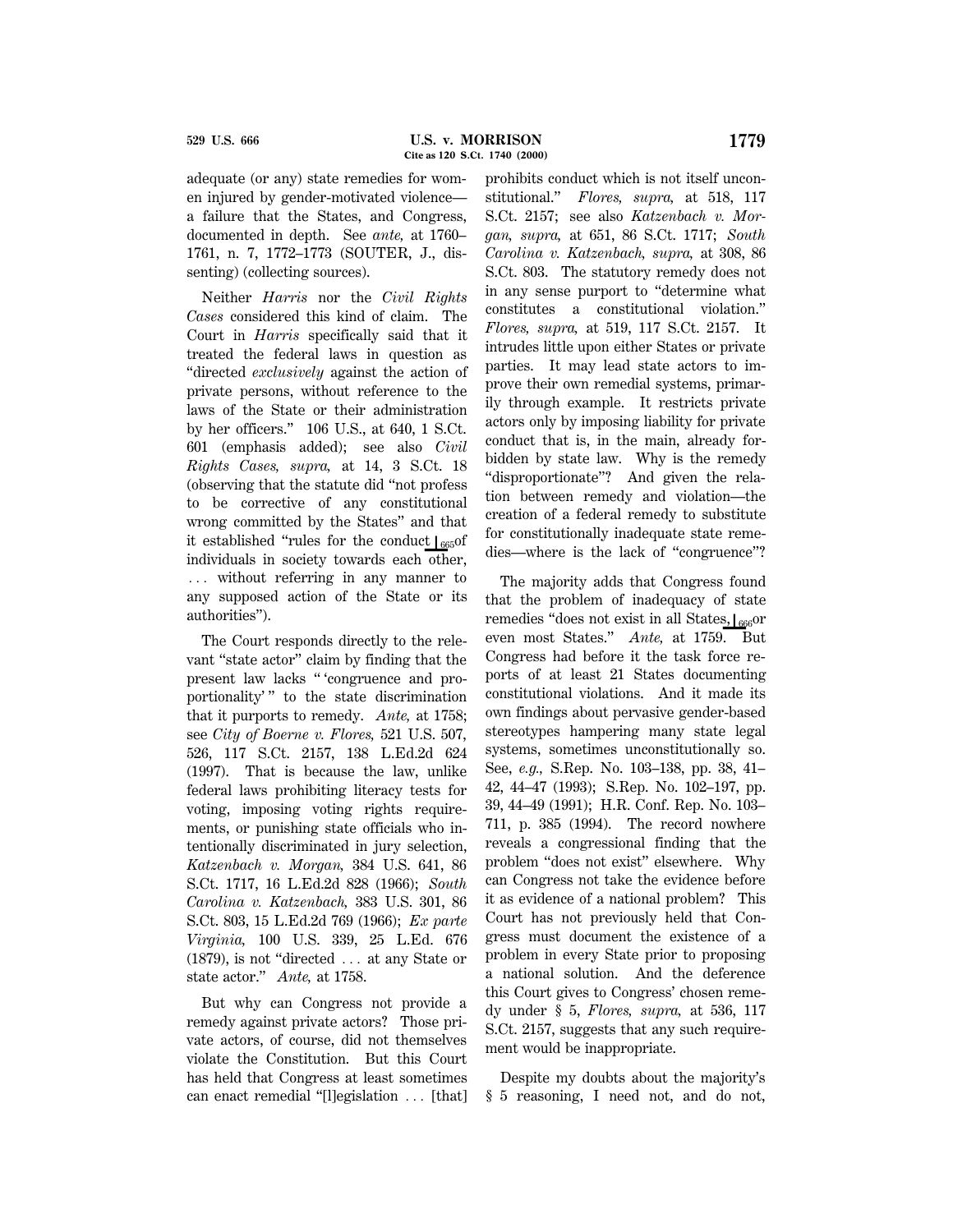adequate (or any) state remedies for women injured by gender-motivated violence—a failure that the States, and Congress, documented in depth. See *ante,* at 1760–1761, n. 7, 1772–1773 (SOUTER, J., dissenting) (collecting sources).

Neither *Harris* nor the *Civil Rights Cases* considered this kind of claim. The Court in *Harris* specifically said that it treated the federal laws in question as "directed *exclusively* against the action of private persons, without reference to the laws of the State or their administration by her officers." 106 U.S., at 640, 1 S.Ct. 601 (emphasis added); see also *Civil Rights Cases, supra,* at 14, 3 S.Ct. 18 (observing that the statute did "not profess to be corrective of any constitutional wrong committed by the States" and that it established "rules for the conduct ⌊665 of individuals in society towards each other, ... without referring in any manner to any supposed action of the State or its authorities").

The Court responds directly to the relevant "state actor" claim by finding that the present law lacks " 'congruence and proportionality' " to the state discrimination that it purports to remedy. *Ante,* at 1758; see *City of Boerne v. Flores,* 521 U.S. 507, 526, 117 S.Ct. 2157, 138 L.Ed.2d 624 (1997). That is because the law, unlike federal laws prohibiting literacy tests for voting, imposing voting rights requirements, or punishing state officials who intentionally discriminated in jury selection, *Katzenbach v. Morgan,* 384 U.S. 641, 86 S.Ct. 1717, 16 L.Ed.2d 828 (1966); *South Carolina v. Katzenbach,* 383 U.S. 301, 86 S.Ct. 803, 15 L.Ed.2d 769 (1966); *Ex parte Virginia,* 100 U.S. 339, 25 L.Ed. 676 (1879), is not "directed ... at any State or state actor." *Ante,* at 1758.

But why can Congress not provide a remedy against private actors? Those private actors, of course, did not themselves violate the Constitution. But this Court has held that Congress at least sometimes can enact remedial "[l]egislation ... [that] prohibits conduct which is not itself unconstitutional." *Flores, supra,* at 518, 117 S.Ct. 2157; see also *Katzenbach v. Morgan, supra,* at 651, 86 S.Ct. 1717; *South Carolina v. Katzenbach, supra,* at 308, 86 S.Ct. 803. The statutory remedy does not in any sense purport to "determine what constitutes a constitutional violation." *Flores, supra,* at 519, 117 S.Ct. 2157. It intrudes little upon either States or private parties. It may lead state actors to improve their own remedial systems, primarily through example. It restricts private actors only by imposing liability for private conduct that is, in the main, already forbidden by state law. Why is the remedy "disproportionate"? And given the relation between remedy and violation—the creation of a federal remedy to substitute for constitutionally inadequate state remedies—where is the lack of "congruence"?

The majority adds that Congress found that the problem of inadequacy of state remedies "does not exist in all States, ⌊666 or even most States." *Ante,* at 1759. But Congress had before it the task force reports of at least 21 States documenting constitutional violations. And it made its own findings about pervasive gender-based stereotypes hampering many state legal systems, sometimes unconstitutionally so. See, *e.g.,* S.Rep. No. 103–138, pp. 38, 41–42, 44–47 (1993); S.Rep. No. 102–197, pp. 39, 44–49 (1991); H.R. Conf. Rep. No. 103–711, p. 385 (1994). The record nowhere reveals a congressional finding that the problem "does not exist" elsewhere. Why can Congress not take the evidence before it as evidence of a national problem? This Court has not previously held that Congress must document the existence of a problem in every State prior to proposing a national solution. And the deference this Court gives to Congress' chosen remedy under § 5, *Flores, supra,* at 536, 117 S.Ct. 2157, suggests that any such requirement would be inappropriate.

Despite my doubts about the majority's § 5 reasoning, I need not, and do not,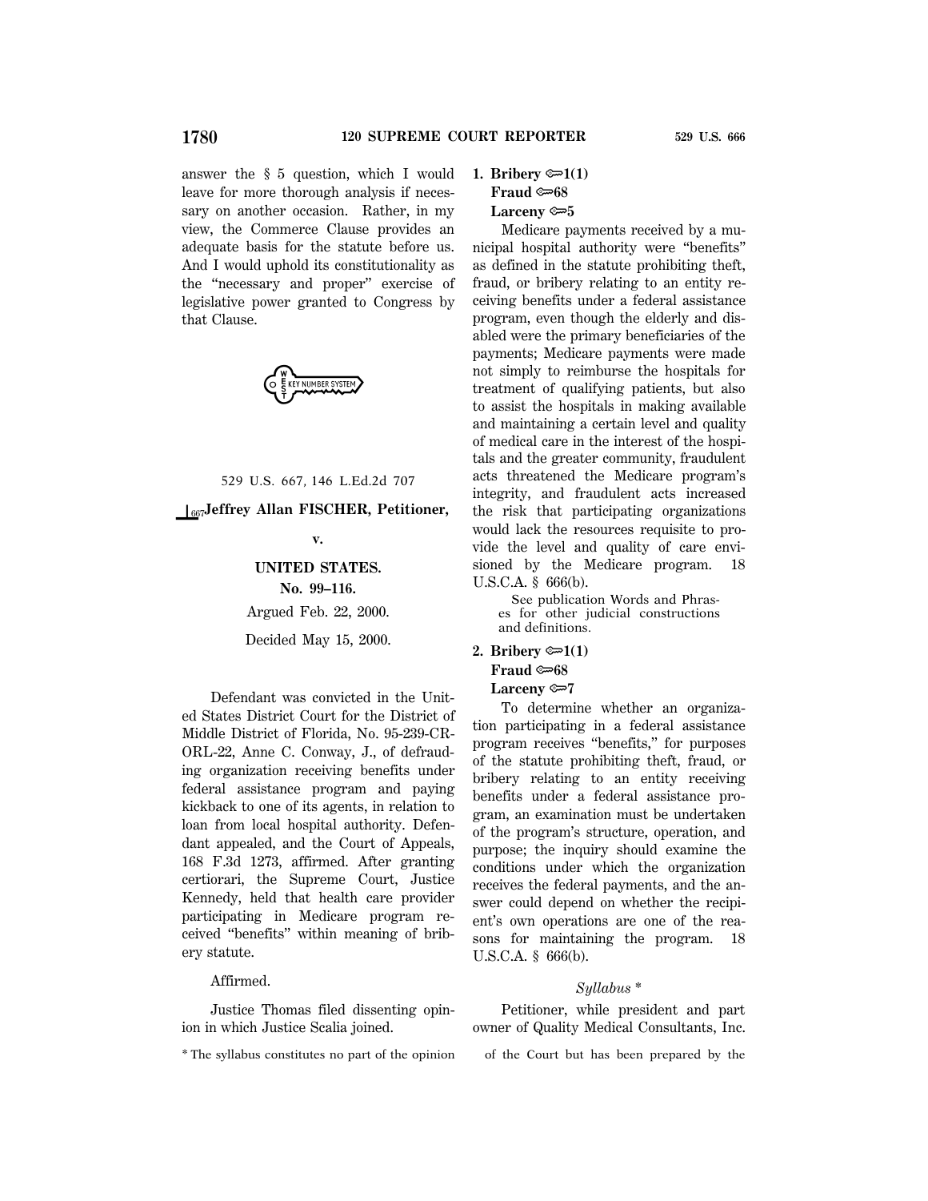answer the § 5 question, which I would leave for more thorough analysis if necessary on another occasion. Rather, in my view, the Commerce Clause provides an adequate basis for the statute before us. And I would uphold its constitutionality as the "necessary and proper" exercise of legislative power granted to Congress by that Clause.

529 U.S. 667, 146 L.Ed.2d 707

**667 Jeffrey Allan FISCHER, Petitioner,**

**v.**

**UNITED STATES.**

**No. 99–116.**

Argued Feb. 22, 2000.

Decided May 15, 2000.

Defendant was convicted in the United States District Court for the District of Middle District of Florida, No. 95-239-CR-ORL-22, Anne C. Conway, J., of defrauding organization receiving benefits under federal assistance program and paying kickback to one of its agents, in relation to loan from local hospital authority. Defendant appealed, and the Court of Appeals, 168 F.3d 1273, affirmed. After granting certiorari, the Supreme Court, Justice Kennedy, held that health care provider participating in Medicare program received "benefits" within meaning of bribery statute.

Affirmed.

Justice Thomas filed dissenting opinion in which Justice Scalia joined.

**1. Bribery ⟾1(1)**
**Fraud ⟾68**
**Larceny ⟾5**

Medicare payments received by a municipal hospital authority were "benefits" as defined in the statute prohibiting theft, fraud, or bribery relating to an entity receiving benefits under a federal assistance program, even though the elderly and disabled were the primary beneficiaries of the payments; Medicare payments were made not simply to reimburse the hospitals for treatment of qualifying patients, but also to assist the hospitals in making available and maintaining a certain level and quality of medical care in the interest of the hospitals and the greater community, fraudulent acts threatened the Medicare program's integrity, and fraudulent acts increased the risk that participating organizations would lack the resources requisite to provide the level and quality of care envisioned by the Medicare program. 18 U.S.C.A. § 666(b).

See publication Words and Phrases for other judicial constructions and definitions.

**2. Bribery ⟾1(1)**
**Fraud ⟾68**
**Larceny ⟾7**

To determine whether an organization participating in a federal assistance program receives "benefits," for purposes of the statute prohibiting theft, fraud, or bribery relating to an entity receiving benefits under a federal assistance program, an examination must be undertaken of the program's structure, operation, and purpose; the inquiry should examine the conditions under which the organization receives the federal payments, and the answer could depend on whether the recipient's own operations are one of the reasons for maintaining the program. 18 U.S.C.A. § 666(b).

*Syllabus* *

Petitioner, while president and part owner of Quality Medical Consultants, Inc.

* The syllabus constitutes no part of the opinion of the Court but has been prepared by the